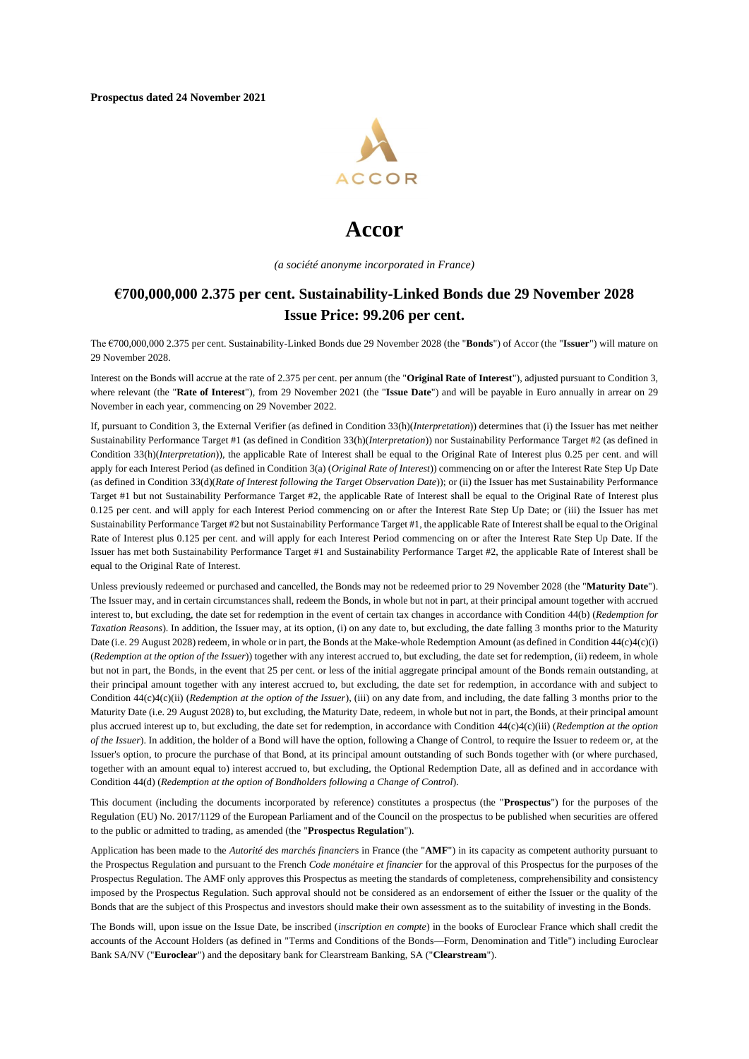**Prospectus dated 24 November 2021**

# Accor

*(a société anonyme incorporated in France)*

## €700,000,000 2.375 per cent. Sustainability-Linked Bonds due 29 November 2028
## Issue Price: 99.206 per cent.

The €700,000,000 2.375 per cent. Sustainability-Linked Bonds due 29 November 2028 (the "**Bonds**") of Accor (the "**Issuer**") will mature on 29 November 2028.

Interest on the Bonds will accrue at the rate of 2.375 per cent. per annum (the "**Original Rate of Interest**"), adjusted pursuant to Condition 3, where relevant (the "**Rate of Interest**"), from 29 November 2021 (the "**Issue Date**") and will be payable in Euro annually in arrear on 29 November in each year, commencing on 29 November 2022.

If, pursuant to Condition 3, the External Verifier (as defined in Condition 33(h)(*Interpretation*)) determines that (i) the Issuer has met neither Sustainability Performance Target #1 (as defined in Condition 33(h)(*Interpretation*)) nor Sustainability Performance Target #2 (as defined in Condition 33(h)(*Interpretation*)), the applicable Rate of Interest shall be equal to the Original Rate of Interest plus 0.25 per cent. and will apply for each Interest Period (as defined in Condition 3(a) (*Original Rate of Interest*)) commencing on or after the Interest Rate Step Up Date (as defined in Condition 33(d)(*Rate of Interest following the Target Observation Date*)); or (ii) the Issuer has met Sustainability Performance Target #1 but not Sustainability Performance Target #2, the applicable Rate of Interest shall be equal to the Original Rate of Interest plus 0.125 per cent. and will apply for each Interest Period commencing on or after the Interest Rate Step Up Date; or (iii) the Issuer has met Sustainability Performance Target #2 but not Sustainability Performance Target #1, the applicable Rate of Interest shall be equal to the Original Rate of Interest plus 0.125 per cent. and will apply for each Interest Period commencing on or after the Interest Rate Step Up Date. If the Issuer has met both Sustainability Performance Target #1 and Sustainability Performance Target #2, the applicable Rate of Interest shall be equal to the Original Rate of Interest.

Unless previously redeemed or purchased and cancelled, the Bonds may not be redeemed prior to 29 November 2028 (the "**Maturity Date**"). The Issuer may, and in certain circumstances shall, redeem the Bonds, in whole but not in part, at their principal amount together with accrued interest to, but excluding, the date set for redemption in the event of certain tax changes in accordance with Condition 44(b) (*Redemption for Taxation Reasons*). In addition, the Issuer may, at its option, (i) on any date to, but excluding, the date falling 3 months prior to the Maturity Date (i.e. 29 August 2028) redeem, in whole or in part, the Bonds at the Make-whole Redemption Amount (as defined in Condition 44(c)4(c)(i) (*Redemption at the option of the Issuer*)) together with any interest accrued to, but excluding, the date set for redemption, (ii) redeem, in whole but not in part, the Bonds, in the event that 25 per cent. or less of the initial aggregate principal amount of the Bonds remain outstanding, at their principal amount together with any interest accrued to, but excluding, the date set for redemption, in accordance with and subject to Condition 44(c)4(c)(ii) (*Redemption at the option of the Issuer*), (iii) on any date from, and including, the date falling 3 months prior to the Maturity Date (i.e. 29 August 2028) to, but excluding, the Maturity Date, redeem, in whole but not in part, the Bonds, at their principal amount plus accrued interest up to, but excluding, the date set for redemption, in accordance with Condition 44(c)4(c)(iii) (*Redemption at the option of the Issuer*). In addition, the holder of a Bond will have the option, following a Change of Control, to require the Issuer to redeem or, at the Issuer's option, to procure the purchase of that Bond, at its principal amount outstanding of such Bonds together with (or where purchased, together with an amount equal to) interest accrued to, but excluding, the Optional Redemption Date, all as defined and in accordance with Condition 44(d) (*Redemption at the option of Bondholders following a Change of Control*).

This document (including the documents incorporated by reference) constitutes a prospectus (the "**Prospectus**") for the purposes of the Regulation (EU) No. 2017/1129 of the European Parliament and of the Council on the prospectus to be published when securities are offered to the public or admitted to trading, as amended (the "**Prospectus Regulation**").

Application has been made to the *Autorité des marchés financiers* in France (the "**AMF**") in its capacity as competent authority pursuant to the Prospectus Regulation and pursuant to the French *Code monétaire et financier* for the approval of this Prospectus for the purposes of the Prospectus Regulation. The AMF only approves this Prospectus as meeting the standards of completeness, comprehensibility and consistency imposed by the Prospectus Regulation. Such approval should not be considered as an endorsement of either the Issuer or the quality of the Bonds that are the subject of this Prospectus and investors should make their own assessment as to the suitability of investing in the Bonds.

The Bonds will, upon issue on the Issue Date, be inscribed (*inscription en compte*) in the books of Euroclear France which shall credit the accounts of the Account Holders (as defined in "Terms and Conditions of the Bonds—Form, Denomination and Title") including Euroclear Bank SA/NV ("**Euroclear**") and the depositary bank for Clearstream Banking, SA ("**Clearstream**").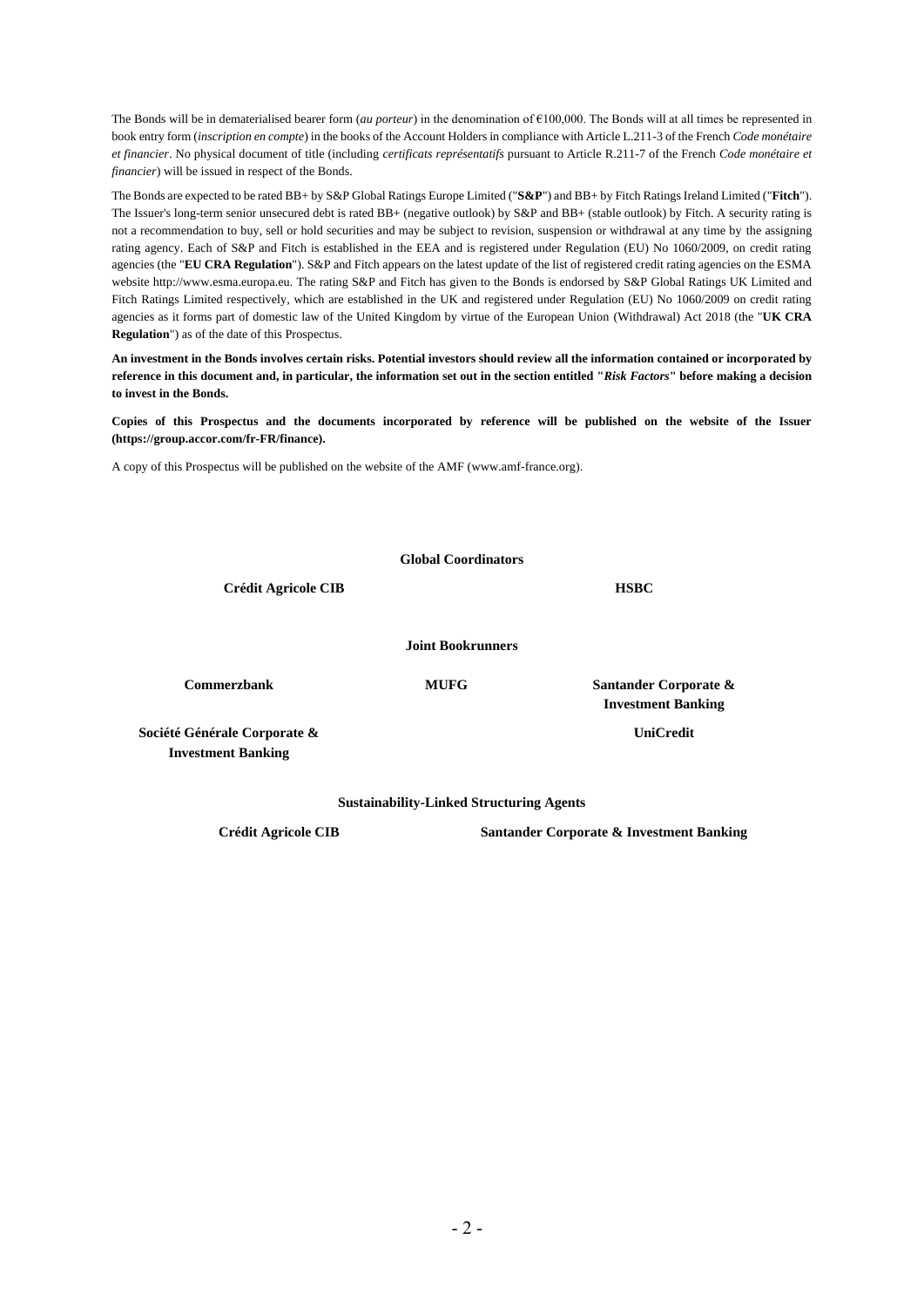The Bonds will be in dematerialised bearer form (*au porteur*) in the denomination of €100,000. The Bonds will at all times be represented in book entry form (*inscription en compte*) in the books of the Account Holders in compliance with Article L.211-3 of the French *Code monétaire et financier*. No physical document of title (including *certificats représentatifs* pursuant to Article R.211-7 of the French *Code monétaire et financier*) will be issued in respect of the Bonds.

The Bonds are expected to be rated BB+ by S&P Global Ratings Europe Limited ("**S&P**") and BB+ by Fitch Ratings Ireland Limited ("**Fitch**"). The Issuer's long-term senior unsecured debt is rated BB+ (negative outlook) by S&P and BB+ (stable outlook) by Fitch. A security rating is not a recommendation to buy, sell or hold securities and may be subject to revision, suspension or withdrawal at any time by the assigning rating agency. Each of S&P and Fitch is established in the EEA and is registered under Regulation (EU) No 1060/2009, on credit rating agencies (the "**EU CRA Regulation**"). S&P and Fitch appears on the latest update of the list of registered credit rating agencies on the ESMA website http://www.esma.europa.eu. The rating S&P and Fitch has given to the Bonds is endorsed by S&P Global Ratings UK Limited and Fitch Ratings Limited respectively, which are established in the UK and registered under Regulation (EU) No 1060/2009 on credit rating agencies as it forms part of domestic law of the United Kingdom by virtue of the European Union (Withdrawal) Act 2018 (the "**UK CRA Regulation**") as of the date of this Prospectus.

**An investment in the Bonds involves certain risks. Potential investors should review all the information contained or incorporated by reference in this document and, in particular, the information set out in the section entitled "*Risk Factors*" before making a decision to invest in the Bonds.**

**Copies of this Prospectus and the documents incorporated by reference will be published on the website of the Issuer (https://group.accor.com/fr-FR/finance).**

A copy of this Prospectus will be published on the website of the AMF (www.amf-france.org).

**Global Coordinators**

**Crédit Agricole CIB** | **HSBC**

**Joint Bookrunners**

**Commerzbank** | **MUFG** | **Santander Corporate & Investment Banking**

**Société Générale Corporate & Investment Banking** | **UniCredit**

**Sustainability-Linked Structuring Agents**

**Crédit Agricole CIB** | **Santander Corporate & Investment Banking**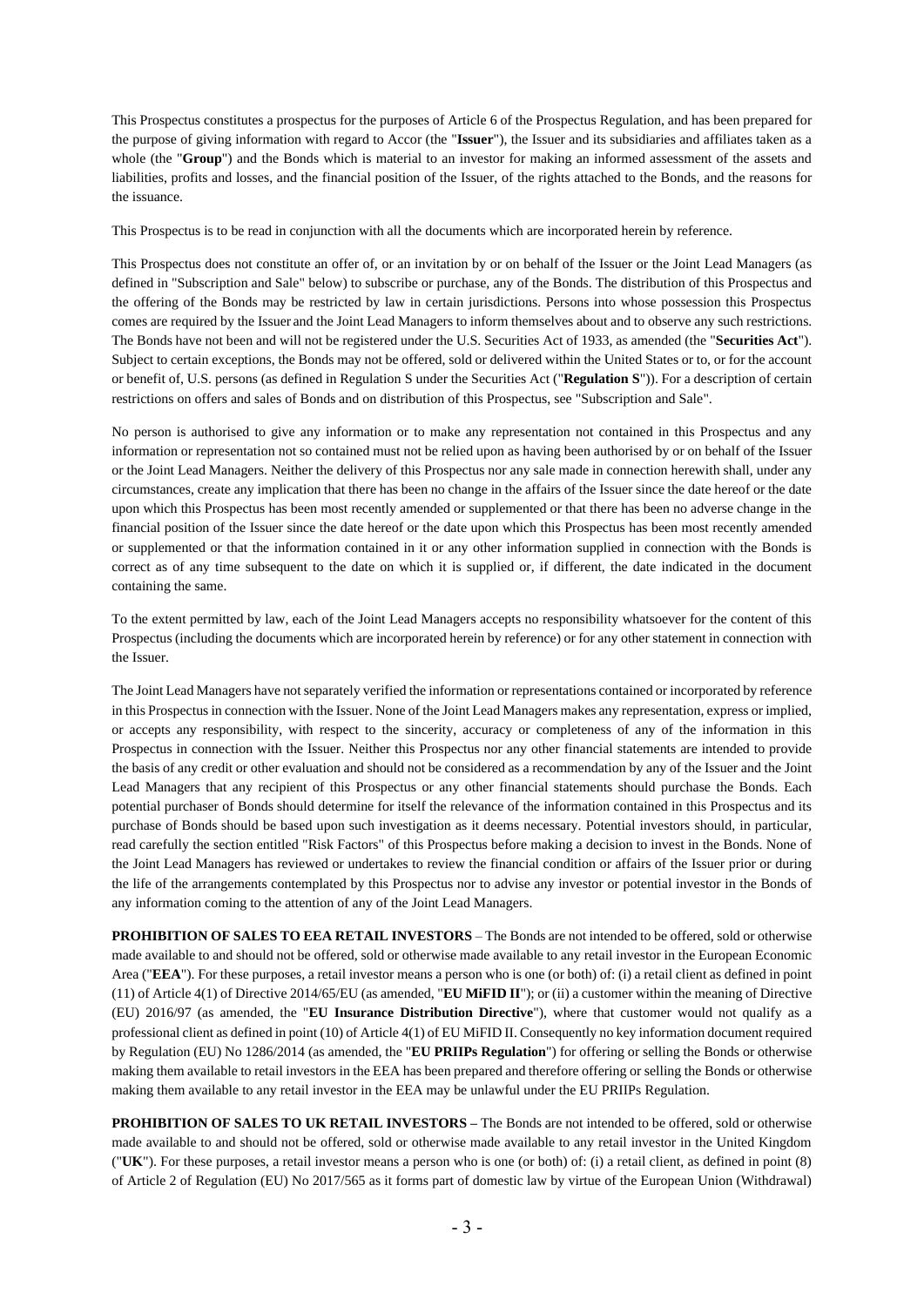This Prospectus constitutes a prospectus for the purposes of Article 6 of the Prospectus Regulation, and has been prepared for the purpose of giving information with regard to Accor (the "**Issuer**"), the Issuer and its subsidiaries and affiliates taken as a whole (the "**Group**") and the Bonds which is material to an investor for making an informed assessment of the assets and liabilities, profits and losses, and the financial position of the Issuer, of the rights attached to the Bonds, and the reasons for the issuance.

This Prospectus is to be read in conjunction with all the documents which are incorporated herein by reference.

This Prospectus does not constitute an offer of, or an invitation by or on behalf of the Issuer or the Joint Lead Managers (as defined in "Subscription and Sale" below) to subscribe or purchase, any of the Bonds. The distribution of this Prospectus and the offering of the Bonds may be restricted by law in certain jurisdictions. Persons into whose possession this Prospectus comes are required by the Issuer and the Joint Lead Managers to inform themselves about and to observe any such restrictions. The Bonds have not been and will not be registered under the U.S. Securities Act of 1933, as amended (the "**Securities Act**"). Subject to certain exceptions, the Bonds may not be offered, sold or delivered within the United States or to, or for the account or benefit of, U.S. persons (as defined in Regulation S under the Securities Act ("**Regulation S**")). For a description of certain restrictions on offers and sales of Bonds and on distribution of this Prospectus, see "Subscription and Sale".

No person is authorised to give any information or to make any representation not contained in this Prospectus and any information or representation not so contained must not be relied upon as having been authorised by or on behalf of the Issuer or the Joint Lead Managers. Neither the delivery of this Prospectus nor any sale made in connection herewith shall, under any circumstances, create any implication that there has been no change in the affairs of the Issuer since the date hereof or the date upon which this Prospectus has been most recently amended or supplemented or that there has been no adverse change in the financial position of the Issuer since the date hereof or the date upon which this Prospectus has been most recently amended or supplemented or that the information contained in it or any other information supplied in connection with the Bonds is correct as of any time subsequent to the date on which it is supplied or, if different, the date indicated in the document containing the same.

To the extent permitted by law, each of the Joint Lead Managers accepts no responsibility whatsoever for the content of this Prospectus (including the documents which are incorporated herein by reference) or for any other statement in connection with the Issuer.

The Joint Lead Managers have not separately verified the information or representations contained or incorporated by reference in this Prospectus in connection with the Issuer. None of the Joint Lead Managers makes any representation, express or implied, or accepts any responsibility, with respect to the sincerity, accuracy or completeness of any of the information in this Prospectus in connection with the Issuer. Neither this Prospectus nor any other financial statements are intended to provide the basis of any credit or other evaluation and should not be considered as a recommendation by any of the Issuer and the Joint Lead Managers that any recipient of this Prospectus or any other financial statements should purchase the Bonds. Each potential purchaser of Bonds should determine for itself the relevance of the information contained in this Prospectus and its purchase of Bonds should be based upon such investigation as it deems necessary. Potential investors should, in particular, read carefully the section entitled "Risk Factors" of this Prospectus before making a decision to invest in the Bonds. None of the Joint Lead Managers has reviewed or undertakes to review the financial condition or affairs of the Issuer prior or during the life of the arrangements contemplated by this Prospectus nor to advise any investor or potential investor in the Bonds of any information coming to the attention of any of the Joint Lead Managers.

**PROHIBITION OF SALES TO EEA RETAIL INVESTORS** – The Bonds are not intended to be offered, sold or otherwise made available to and should not be offered, sold or otherwise made available to any retail investor in the European Economic Area ("**EEA**"). For these purposes, a retail investor means a person who is one (or both) of: (i) a retail client as defined in point (11) of Article 4(1) of Directive 2014/65/EU (as amended, "**EU MiFID II**"); or (ii) a customer within the meaning of Directive (EU) 2016/97 (as amended, the "**EU Insurance Distribution Directive**"), where that customer would not qualify as a professional client as defined in point (10) of Article 4(1) of EU MiFID II. Consequently no key information document required by Regulation (EU) No 1286/2014 (as amended, the "**EU PRIIPs Regulation**") for offering or selling the Bonds or otherwise making them available to retail investors in the EEA has been prepared and therefore offering or selling the Bonds or otherwise making them available to any retail investor in the EEA may be unlawful under the EU PRIIPs Regulation.

**PROHIBITION OF SALES TO UK RETAIL INVESTORS –** The Bonds are not intended to be offered, sold or otherwise made available to and should not be offered, sold or otherwise made available to any retail investor in the United Kingdom ("**UK**"). For these purposes, a retail investor means a person who is one (or both) of: (i) a retail client, as defined in point (8) of Article 2 of Regulation (EU) No 2017/565 as it forms part of domestic law by virtue of the European Union (Withdrawal)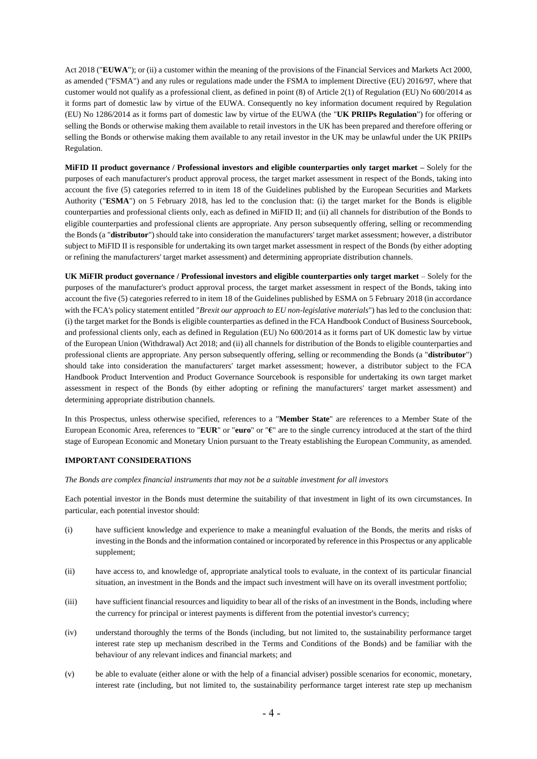Act 2018 ("**EUWA**"); or (ii) a customer within the meaning of the provisions of the Financial Services and Markets Act 2000, as amended ("FSMA") and any rules or regulations made under the FSMA to implement Directive (EU) 2016/97, where that customer would not qualify as a professional client, as defined in point (8) of Article 2(1) of Regulation (EU) No 600/2014 as it forms part of domestic law by virtue of the EUWA. Consequently no key information document required by Regulation (EU) No 1286/2014 as it forms part of domestic law by virtue of the EUWA (the "**UK PRIIPs Regulation**") for offering or selling the Bonds or otherwise making them available to retail investors in the UK has been prepared and therefore offering or selling the Bonds or otherwise making them available to any retail investor in the UK may be unlawful under the UK PRIIPs Regulation.

**MiFID II product governance / Professional investors and eligible counterparties only target market –** Solely for the purposes of each manufacturer's product approval process, the target market assessment in respect of the Bonds, taking into account the five (5) categories referred to in item 18 of the Guidelines published by the European Securities and Markets Authority ("**ESMA**") on 5 February 2018, has led to the conclusion that: (i) the target market for the Bonds is eligible counterparties and professional clients only, each as defined in MiFID II; and (ii) all channels for distribution of the Bonds to eligible counterparties and professional clients are appropriate. Any person subsequently offering, selling or recommending the Bonds (a "**distributor**") should take into consideration the manufacturers' target market assessment; however, a distributor subject to MiFID II is responsible for undertaking its own target market assessment in respect of the Bonds (by either adopting or refining the manufacturers' target market assessment) and determining appropriate distribution channels.

**UK MiFIR product governance / Professional investors and eligible counterparties only target market** – Solely for the purposes of the manufacturer's product approval process, the target market assessment in respect of the Bonds, taking into account the five (5) categories referred to in item 18 of the Guidelines published by ESMA on 5 February 2018 (in accordance with the FCA's policy statement entitled "*Brexit our approach to EU non-legislative materials*") has led to the conclusion that: (i) the target market for the Bonds is eligible counterparties as defined in the FCA Handbook Conduct of Business Sourcebook, and professional clients only, each as defined in Regulation (EU) No 600/2014 as it forms part of UK domestic law by virtue of the European Union (Withdrawal) Act 2018; and (ii) all channels for distribution of the Bonds to eligible counterparties and professional clients are appropriate. Any person subsequently offering, selling or recommending the Bonds (a "**distributor**") should take into consideration the manufacturers' target market assessment; however, a distributor subject to the FCA Handbook Product Intervention and Product Governance Sourcebook is responsible for undertaking its own target market assessment in respect of the Bonds (by either adopting or refining the manufacturers' target market assessment) and determining appropriate distribution channels.

In this Prospectus, unless otherwise specified, references to a "**Member State**" are references to a Member State of the European Economic Area, references to "**EUR**" or "**euro**" or "**€**" are to the single currency introduced at the start of the third stage of European Economic and Monetary Union pursuant to the Treaty establishing the European Community, as amended.

**IMPORTANT CONSIDERATIONS**

*The Bonds are complex financial instruments that may not be a suitable investment for all investors*

Each potential investor in the Bonds must determine the suitability of that investment in light of its own circumstances. In particular, each potential investor should:

(i) have sufficient knowledge and experience to make a meaningful evaluation of the Bonds, the merits and risks of investing in the Bonds and the information contained or incorporated by reference in this Prospectus or any applicable supplement;

(ii) have access to, and knowledge of, appropriate analytical tools to evaluate, in the context of its particular financial situation, an investment in the Bonds and the impact such investment will have on its overall investment portfolio;

(iii) have sufficient financial resources and liquidity to bear all of the risks of an investment in the Bonds, including where the currency for principal or interest payments is different from the potential investor's currency;

(iv) understand thoroughly the terms of the Bonds (including, but not limited to, the sustainability performance target interest rate step up mechanism described in the Terms and Conditions of the Bonds) and be familiar with the behaviour of any relevant indices and financial markets; and

(v) be able to evaluate (either alone or with the help of a financial adviser) possible scenarios for economic, monetary, interest rate (including, but not limited to, the sustainability performance target interest rate step up mechanism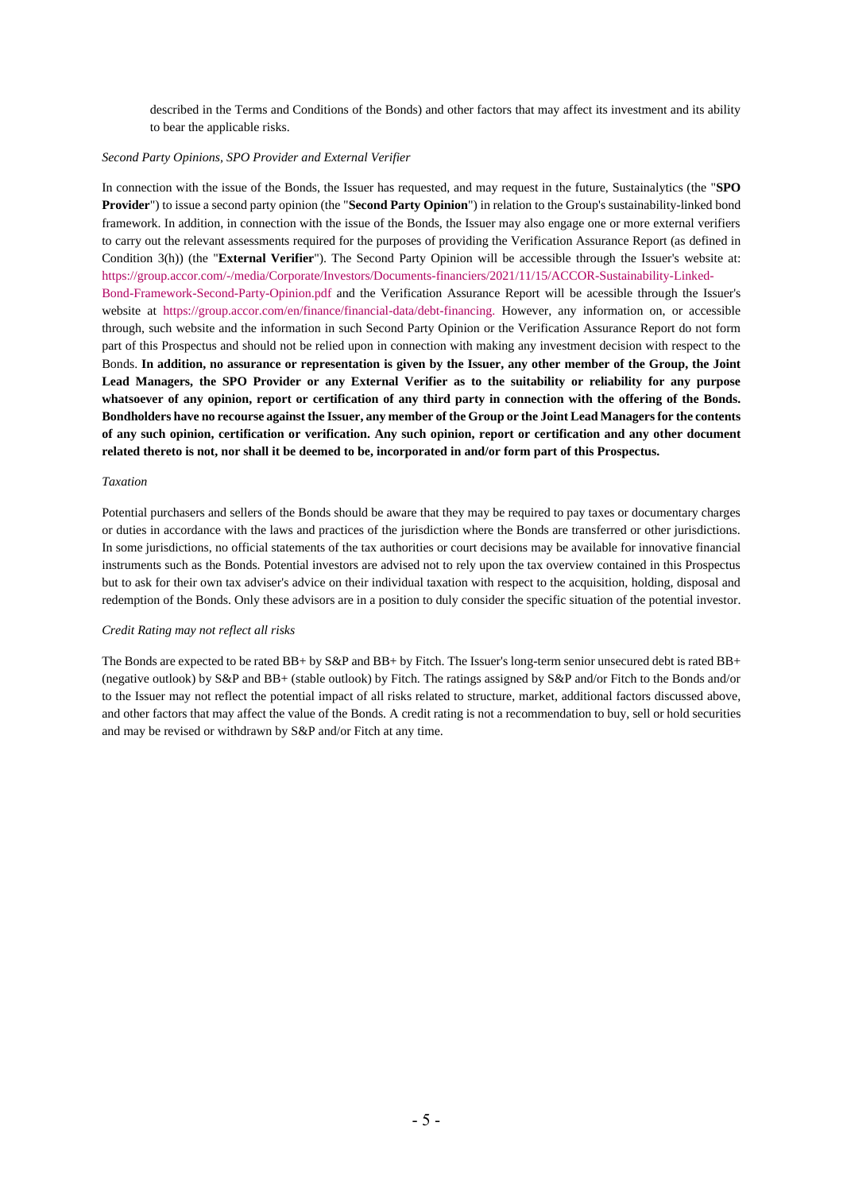described in the Terms and Conditions of the Bonds) and other factors that may affect its investment and its ability to bear the applicable risks.

*Second Party Opinions, SPO Provider and External Verifier*

In connection with the issue of the Bonds, the Issuer has requested, and may request in the future, Sustainalytics (the "**SPO Provider**") to issue a second party opinion (the "**Second Party Opinion**") in relation to the Group's sustainability-linked bond framework. In addition, in connection with the issue of the Bonds, the Issuer may also engage one or more external verifiers to carry out the relevant assessments required for the purposes of providing the Verification Assurance Report (as defined in Condition 3(h)) (the "**External Verifier**"). The Second Party Opinion will be accessible through the Issuer's website at: https://group.accor.com/-/media/Corporate/Investors/Documents-financiers/2021/11/15/ACCOR-Sustainability-Linked-Bond-Framework-Second-Party-Opinion.pdf and the Verification Assurance Report will be acessible through the Issuer's website at https://group.accor.com/en/finance/financial-data/debt-financing. However, any information on, or accessible through, such website and the information in such Second Party Opinion or the Verification Assurance Report do not form part of this Prospectus and should not be relied upon in connection with making any investment decision with respect to the Bonds. **In addition, no assurance or representation is given by the Issuer, any other member of the Group, the Joint Lead Managers, the SPO Provider or any External Verifier as to the suitability or reliability for any purpose whatsoever of any opinion, report or certification of any third party in connection with the offering of the Bonds. Bondholders have no recourse against the Issuer, any member of the Group or the Joint Lead Managers for the contents of any such opinion, certification or verification. Any such opinion, report or certification and any other document related thereto is not, nor shall it be deemed to be, incorporated in and/or form part of this Prospectus.**

*Taxation*

Potential purchasers and sellers of the Bonds should be aware that they may be required to pay taxes or documentary charges or duties in accordance with the laws and practices of the jurisdiction where the Bonds are transferred or other jurisdictions. In some jurisdictions, no official statements of the tax authorities or court decisions may be available for innovative financial instruments such as the Bonds. Potential investors are advised not to rely upon the tax overview contained in this Prospectus but to ask for their own tax adviser's advice on their individual taxation with respect to the acquisition, holding, disposal and redemption of the Bonds. Only these advisors are in a position to duly consider the specific situation of the potential investor.

*Credit Rating may not reflect all risks*

The Bonds are expected to be rated BB+ by S&P and BB+ by Fitch. The Issuer's long-term senior unsecured debt is rated BB+ (negative outlook) by S&P and BB+ (stable outlook) by Fitch. The ratings assigned by S&P and/or Fitch to the Bonds and/or to the Issuer may not reflect the potential impact of all risks related to structure, market, additional factors discussed above, and other factors that may affect the value of the Bonds. A credit rating is not a recommendation to buy, sell or hold securities and may be revised or withdrawn by S&P and/or Fitch at any time.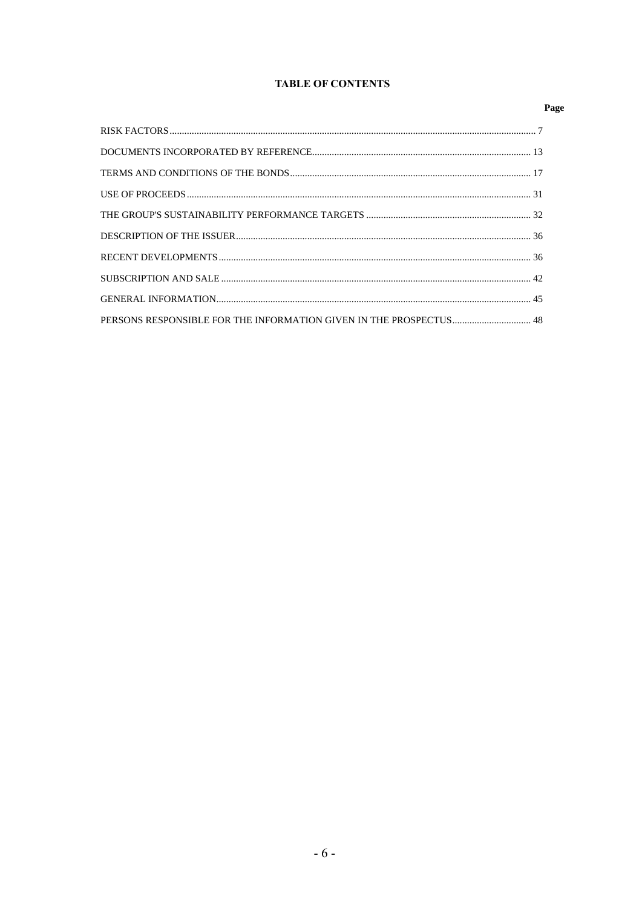# TABLE OF CONTENTS

| | Page |
|---|---|
| RISK FACTORS | 7 |
| DOCUMENTS INCORPORATED BY REFERENCE | 13 |
| TERMS AND CONDITIONS OF THE BONDS | 17 |
| USE OF PROCEEDS | 31 |
| THE GROUP'S SUSTAINABILITY PERFORMANCE TARGETS | 32 |
| DESCRIPTION OF THE ISSUER | 36 |
| RECENT DEVELOPMENTS | 36 |
| SUBSCRIPTION AND SALE | 42 |
| GENERAL INFORMATION | 45 |
| PERSONS RESPONSIBLE FOR THE INFORMATION GIVEN IN THE PROSPECTUS | 48 |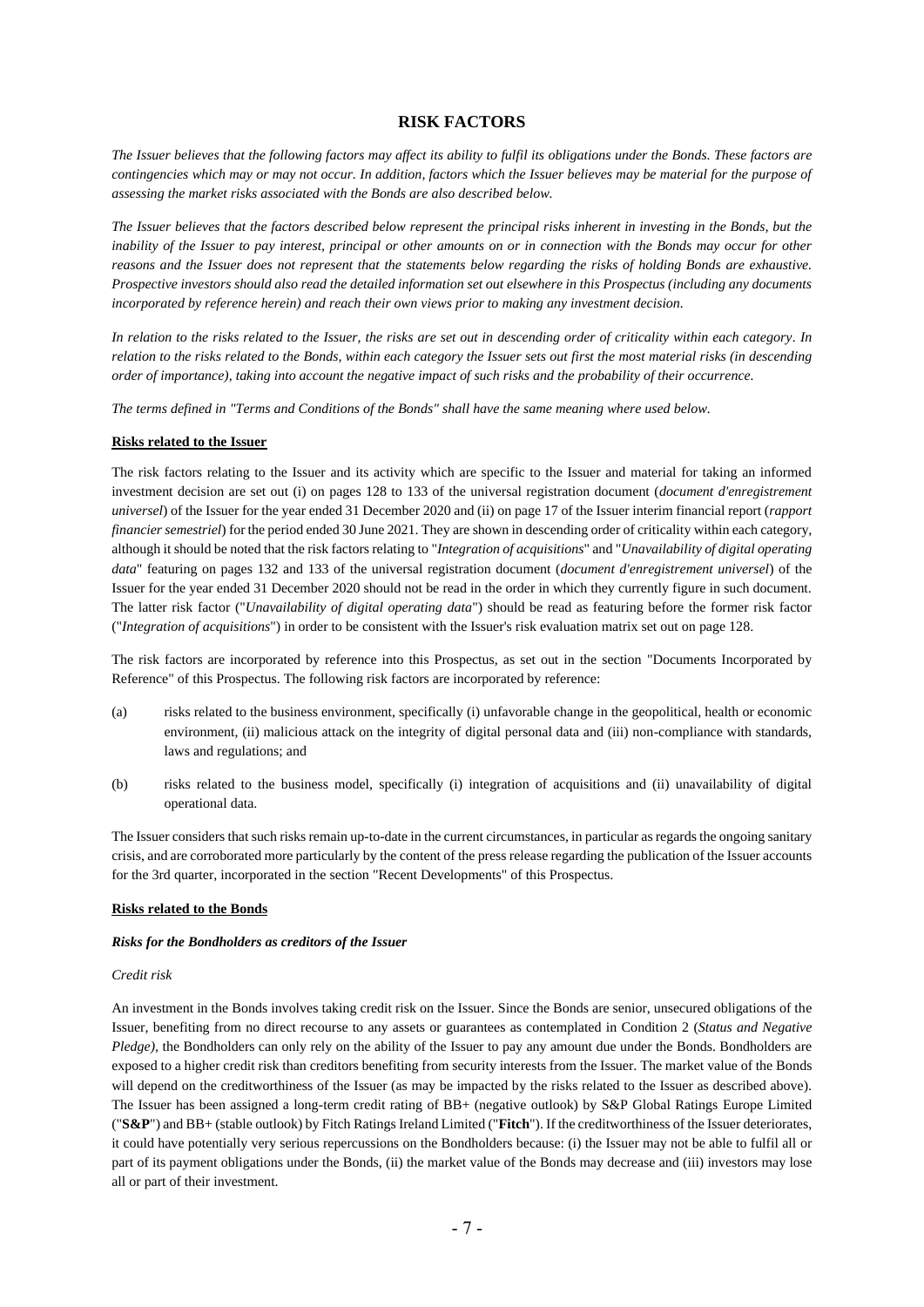## RISK FACTORS

*The Issuer believes that the following factors may affect its ability to fulfil its obligations under the Bonds. These factors are contingencies which may or may not occur. In addition, factors which the Issuer believes may be material for the purpose of assessing the market risks associated with the Bonds are also described below.*

*The Issuer believes that the factors described below represent the principal risks inherent in investing in the Bonds, but the inability of the Issuer to pay interest, principal or other amounts on or in connection with the Bonds may occur for other reasons and the Issuer does not represent that the statements below regarding the risks of holding Bonds are exhaustive. Prospective investors should also read the detailed information set out elsewhere in this Prospectus (including any documents incorporated by reference herein) and reach their own views prior to making any investment decision.*

*In relation to the risks related to the Issuer, the risks are set out in descending order of criticality within each category. In relation to the risks related to the Bonds, within each category the Issuer sets out first the most material risks (in descending order of importance), taking into account the negative impact of such risks and the probability of their occurrence.*

*The terms defined in "Terms and Conditions of the Bonds" shall have the same meaning where used below.*

**Risks related to the Issuer**

The risk factors relating to the Issuer and its activity which are specific to the Issuer and material for taking an informed investment decision are set out (i) on pages 128 to 133 of the universal registration document (*document d'enregistrement universel*) of the Issuer for the year ended 31 December 2020 and (ii) on page 17 of the Issuer interim financial report (*rapport financier semestriel*) for the period ended 30 June 2021. They are shown in descending order of criticality within each category, although it should be noted that the risk factors relating to "*Integration of acquisitions*" and "*Unavailability of digital operating data*" featuring on pages 132 and 133 of the universal registration document (*document d'enregistrement universel*) of the Issuer for the year ended 31 December 2020 should not be read in the order in which they currently figure in such document. The latter risk factor ("*Unavailability of digital operating data*") should be read as featuring before the former risk factor ("*Integration of acquisitions*") in order to be consistent with the Issuer's risk evaluation matrix set out on page 128.

The risk factors are incorporated by reference into this Prospectus, as set out in the section "Documents Incorporated by Reference" of this Prospectus. The following risk factors are incorporated by reference:

(a) risks related to the business environment, specifically (i) unfavorable change in the geopolitical, health or economic environment, (ii) malicious attack on the integrity of digital personal data and (iii) non-compliance with standards, laws and regulations; and

(b) risks related to the business model, specifically (i) integration of acquisitions and (ii) unavailability of digital operational data.

The Issuer considers that such risks remain up-to-date in the current circumstances, in particular as regards the ongoing sanitary crisis, and are corroborated more particularly by the content of the press release regarding the publication of the Issuer accounts for the 3rd quarter, incorporated in the section "Recent Developments" of this Prospectus.

**Risks related to the Bonds**

***Risks for the Bondholders as creditors of the Issuer***

*Credit risk*

An investment in the Bonds involves taking credit risk on the Issuer. Since the Bonds are senior, unsecured obligations of the Issuer, benefiting from no direct recourse to any assets or guarantees as contemplated in Condition 2 (*Status and Negative Pledge*), the Bondholders can only rely on the ability of the Issuer to pay any amount due under the Bonds. Bondholders are exposed to a higher credit risk than creditors benefiting from security interests from the Issuer. The market value of the Bonds will depend on the creditworthiness of the Issuer (as may be impacted by the risks related to the Issuer as described above). The Issuer has been assigned a long-term credit rating of BB+ (negative outlook) by S&P Global Ratings Europe Limited ("**S&P**") and BB+ (stable outlook) by Fitch Ratings Ireland Limited ("**Fitch**"). If the creditworthiness of the Issuer deteriorates, it could have potentially very serious repercussions on the Bondholders because: (i) the Issuer may not be able to fulfil all or part of its payment obligations under the Bonds, (ii) the market value of the Bonds may decrease and (iii) investors may lose all or part of their investment.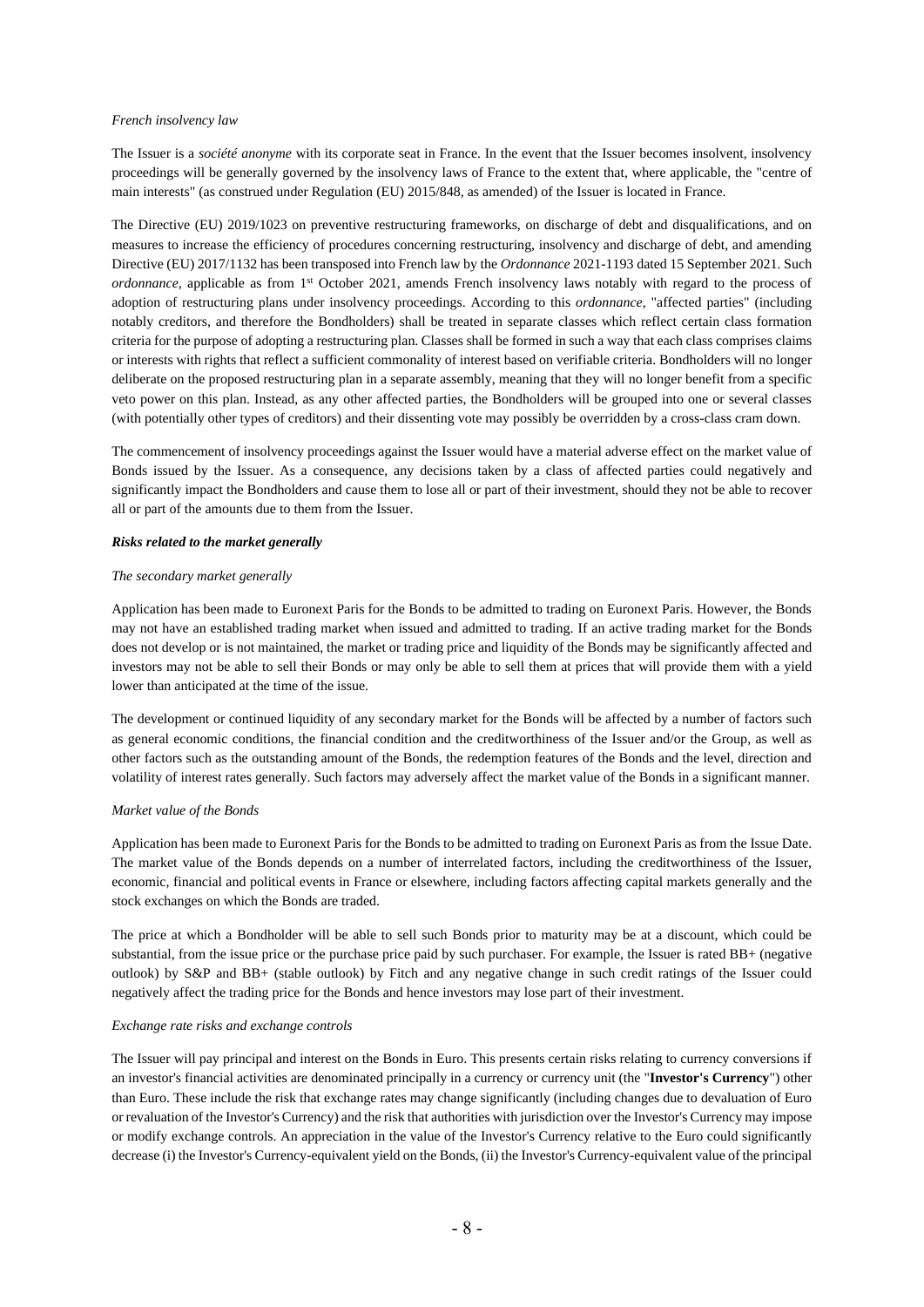*French insolvency law*

The Issuer is a *société anonyme* with its corporate seat in France. In the event that the Issuer becomes insolvent, insolvency proceedings will be generally governed by the insolvency laws of France to the extent that, where applicable, the "centre of main interests" (as construed under Regulation (EU) 2015/848, as amended) of the Issuer is located in France.

The Directive (EU) 2019/1023 on preventive restructuring frameworks, on discharge of debt and disqualifications, and on measures to increase the efficiency of procedures concerning restructuring, insolvency and discharge of debt, and amending Directive (EU) 2017/1132 has been transposed into French law by the *Ordonnance* 2021-1193 dated 15 September 2021. Such *ordonnance*, applicable as from 1st October 2021, amends French insolvency laws notably with regard to the process of adoption of restructuring plans under insolvency proceedings. According to this *ordonnance*, "affected parties" (including notably creditors, and therefore the Bondholders) shall be treated in separate classes which reflect certain class formation criteria for the purpose of adopting a restructuring plan. Classes shall be formed in such a way that each class comprises claims or interests with rights that reflect a sufficient commonality of interest based on verifiable criteria. Bondholders will no longer deliberate on the proposed restructuring plan in a separate assembly, meaning that they will no longer benefit from a specific veto power on this plan. Instead, as any other affected parties, the Bondholders will be grouped into one or several classes (with potentially other types of creditors) and their dissenting vote may possibly be overridden by a cross-class cram down.

The commencement of insolvency proceedings against the Issuer would have a material adverse effect on the market value of Bonds issued by the Issuer. As a consequence, any decisions taken by a class of affected parties could negatively and significantly impact the Bondholders and cause them to lose all or part of their investment, should they not be able to recover all or part of the amounts due to them from the Issuer.

***Risks related to the market generally***

*The secondary market generally*

Application has been made to Euronext Paris for the Bonds to be admitted to trading on Euronext Paris. However, the Bonds may not have an established trading market when issued and admitted to trading. If an active trading market for the Bonds does not develop or is not maintained, the market or trading price and liquidity of the Bonds may be significantly affected and investors may not be able to sell their Bonds or may only be able to sell them at prices that will provide them with a yield lower than anticipated at the time of the issue.

The development or continued liquidity of any secondary market for the Bonds will be affected by a number of factors such as general economic conditions, the financial condition and the creditworthiness of the Issuer and/or the Group, as well as other factors such as the outstanding amount of the Bonds, the redemption features of the Bonds and the level, direction and volatility of interest rates generally. Such factors may adversely affect the market value of the Bonds in a significant manner.

*Market value of the Bonds*

Application has been made to Euronext Paris for the Bonds to be admitted to trading on Euronext Paris as from the Issue Date. The market value of the Bonds depends on a number of interrelated factors, including the creditworthiness of the Issuer, economic, financial and political events in France or elsewhere, including factors affecting capital markets generally and the stock exchanges on which the Bonds are traded.

The price at which a Bondholder will be able to sell such Bonds prior to maturity may be at a discount, which could be substantial, from the issue price or the purchase price paid by such purchaser. For example, the Issuer is rated BB+ (negative outlook) by S&P and BB+ (stable outlook) by Fitch and any negative change in such credit ratings of the Issuer could negatively affect the trading price for the Bonds and hence investors may lose part of their investment.

*Exchange rate risks and exchange controls*

The Issuer will pay principal and interest on the Bonds in Euro. This presents certain risks relating to currency conversions if an investor's financial activities are denominated principally in a currency or currency unit (the "**Investor's Currency**") other than Euro. These include the risk that exchange rates may change significantly (including changes due to devaluation of Euro or revaluation of the Investor's Currency) and the risk that authorities with jurisdiction over the Investor's Currency may impose or modify exchange controls. An appreciation in the value of the Investor's Currency relative to the Euro could significantly decrease (i) the Investor's Currency-equivalent yield on the Bonds, (ii) the Investor's Currency-equivalent value of the principal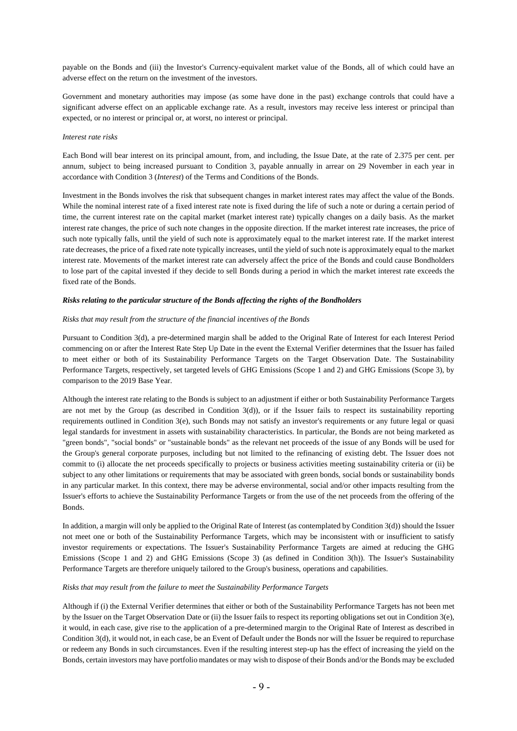payable on the Bonds and (iii) the Investor's Currency-equivalent market value of the Bonds, all of which could have an adverse effect on the return on the investment of the investors.

Government and monetary authorities may impose (as some have done in the past) exchange controls that could have a significant adverse effect on an applicable exchange rate. As a result, investors may receive less interest or principal than expected, or no interest or principal or, at worst, no interest or principal.

*Interest rate risks*

Each Bond will bear interest on its principal amount, from, and including, the Issue Date, at the rate of 2.375 per cent. per annum, subject to being increased pursuant to Condition 3, payable annually in arrear on 29 November in each year in accordance with Condition 3 (*Interest*) of the Terms and Conditions of the Bonds.

Investment in the Bonds involves the risk that subsequent changes in market interest rates may affect the value of the Bonds. While the nominal interest rate of a fixed interest rate note is fixed during the life of such a note or during a certain period of time, the current interest rate on the capital market (market interest rate) typically changes on a daily basis. As the market interest rate changes, the price of such note changes in the opposite direction. If the market interest rate increases, the price of such note typically falls, until the yield of such note is approximately equal to the market interest rate. If the market interest rate decreases, the price of a fixed rate note typically increases, until the yield of such note is approximately equal to the market interest rate. Movements of the market interest rate can adversely affect the price of the Bonds and could cause Bondholders to lose part of the capital invested if they decide to sell Bonds during a period in which the market interest rate exceeds the fixed rate of the Bonds.

***Risks relating to the particular structure of the Bonds affecting the rights of the Bondholders***

*Risks that may result from the structure of the financial incentives of the Bonds*

Pursuant to Condition 3(d), a pre-determined margin shall be added to the Original Rate of Interest for each Interest Period commencing on or after the Interest Rate Step Up Date in the event the External Verifier determines that the Issuer has failed to meet either or both of its Sustainability Performance Targets on the Target Observation Date. The Sustainability Performance Targets, respectively, set targeted levels of GHG Emissions (Scope 1 and 2) and GHG Emissions (Scope 3), by comparison to the 2019 Base Year.

Although the interest rate relating to the Bonds is subject to an adjustment if either or both Sustainability Performance Targets are not met by the Group (as described in Condition 3(d)), or if the Issuer fails to respect its sustainability reporting requirements outlined in Condition 3(e), such Bonds may not satisfy an investor's requirements or any future legal or quasi legal standards for investment in assets with sustainability characteristics. In particular, the Bonds are not being marketed as "green bonds", "social bonds" or "sustainable bonds" as the relevant net proceeds of the issue of any Bonds will be used for the Group's general corporate purposes, including but not limited to the refinancing of existing debt. The Issuer does not commit to (i) allocate the net proceeds specifically to projects or business activities meeting sustainability criteria or (ii) be subject to any other limitations or requirements that may be associated with green bonds, social bonds or sustainability bonds in any particular market. In this context, there may be adverse environmental, social and/or other impacts resulting from the Issuer's efforts to achieve the Sustainability Performance Targets or from the use of the net proceeds from the offering of the Bonds.

In addition, a margin will only be applied to the Original Rate of Interest (as contemplated by Condition 3(d)) should the Issuer not meet one or both of the Sustainability Performance Targets, which may be inconsistent with or insufficient to satisfy investor requirements or expectations. The Issuer's Sustainability Performance Targets are aimed at reducing the GHG Emissions (Scope 1 and 2) and GHG Emissions (Scope 3) (as defined in Condition 3(h)). The Issuer's Sustainability Performance Targets are therefore uniquely tailored to the Group's business, operations and capabilities.

*Risks that may result from the failure to meet the Sustainability Performance Targets*

Although if (i) the External Verifier determines that either or both of the Sustainability Performance Targets has not been met by the Issuer on the Target Observation Date or (ii) the Issuer fails to respect its reporting obligations set out in Condition 3(e), it would, in each case, give rise to the application of a pre-determined margin to the Original Rate of Interest as described in Condition 3(d), it would not, in each case, be an Event of Default under the Bonds nor will the Issuer be required to repurchase or redeem any Bonds in such circumstances. Even if the resulting interest step-up has the effect of increasing the yield on the Bonds, certain investors may have portfolio mandates or may wish to dispose of their Bonds and/or the Bonds may be excluded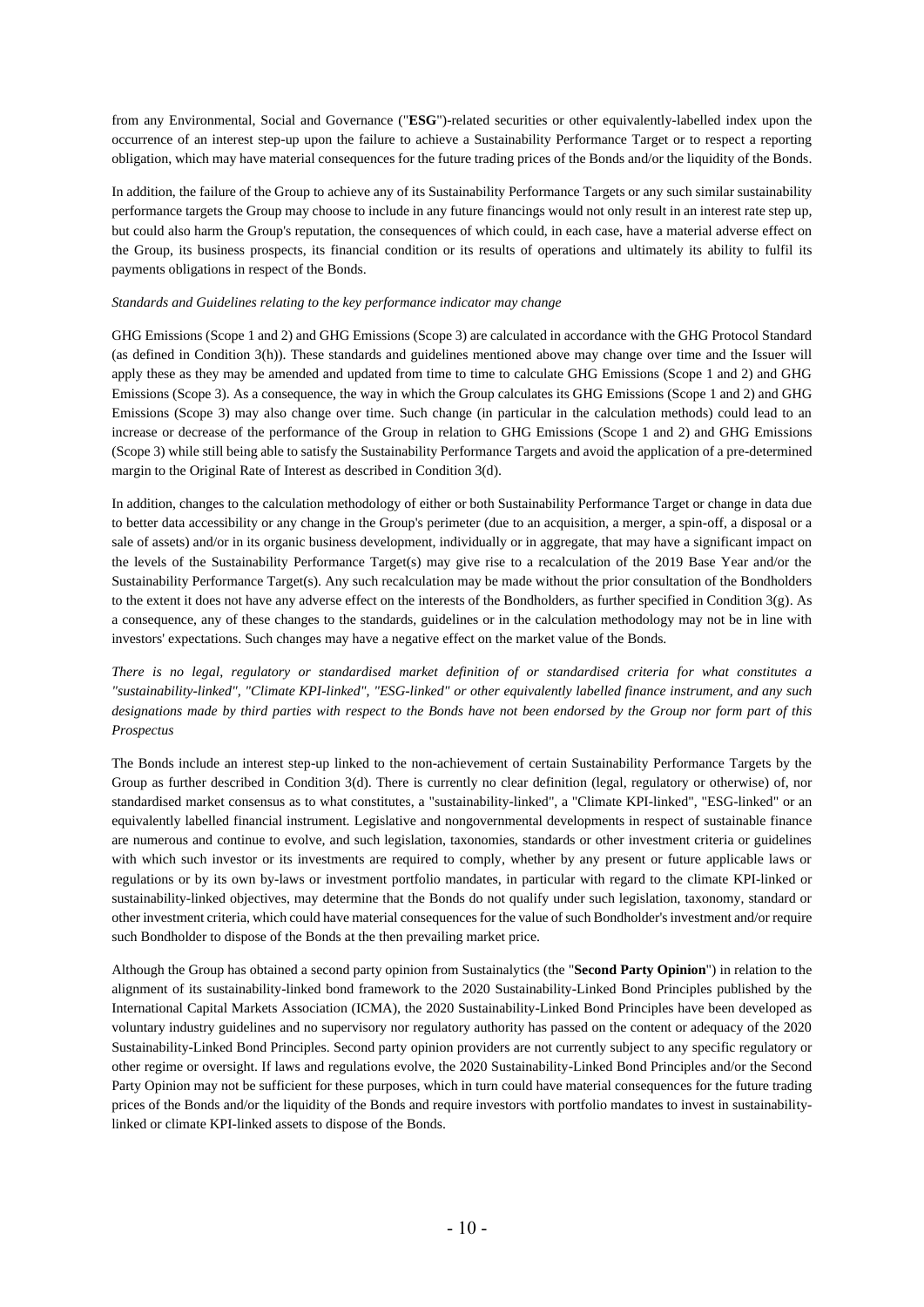from any Environmental, Social and Governance ("**ESG**")-related securities or other equivalently-labelled index upon the occurrence of an interest step-up upon the failure to achieve a Sustainability Performance Target or to respect a reporting obligation, which may have material consequences for the future trading prices of the Bonds and/or the liquidity of the Bonds.

In addition, the failure of the Group to achieve any of its Sustainability Performance Targets or any such similar sustainability performance targets the Group may choose to include in any future financings would not only result in an interest rate step up, but could also harm the Group's reputation, the consequences of which could, in each case, have a material adverse effect on the Group, its business prospects, its financial condition or its results of operations and ultimately its ability to fulfil its payments obligations in respect of the Bonds.

*Standards and Guidelines relating to the key performance indicator may change*

GHG Emissions (Scope 1 and 2) and GHG Emissions (Scope 3) are calculated in accordance with the GHG Protocol Standard (as defined in Condition 3(h)). These standards and guidelines mentioned above may change over time and the Issuer will apply these as they may be amended and updated from time to time to calculate GHG Emissions (Scope 1 and 2) and GHG Emissions (Scope 3). As a consequence, the way in which the Group calculates its GHG Emissions (Scope 1 and 2) and GHG Emissions (Scope 3) may also change over time. Such change (in particular in the calculation methods) could lead to an increase or decrease of the performance of the Group in relation to GHG Emissions (Scope 1 and 2) and GHG Emissions (Scope 3) while still being able to satisfy the Sustainability Performance Targets and avoid the application of a pre-determined margin to the Original Rate of Interest as described in Condition 3(d).

In addition, changes to the calculation methodology of either or both Sustainability Performance Target or change in data due to better data accessibility or any change in the Group's perimeter (due to an acquisition, a merger, a spin-off, a disposal or a sale of assets) and/or in its organic business development, individually or in aggregate, that may have a significant impact on the levels of the Sustainability Performance Target(s) may give rise to a recalculation of the 2019 Base Year and/or the Sustainability Performance Target(s). Any such recalculation may be made without the prior consultation of the Bondholders to the extent it does not have any adverse effect on the interests of the Bondholders, as further specified in Condition 3(g). As a consequence, any of these changes to the standards, guidelines or in the calculation methodology may not be in line with investors' expectations. Such changes may have a negative effect on the market value of the Bonds.

*There is no legal, regulatory or standardised market definition of or standardised criteria for what constitutes a "sustainability-linked", "Climate KPI-linked", "ESG-linked" or other equivalently labelled finance instrument, and any such designations made by third parties with respect to the Bonds have not been endorsed by the Group nor form part of this Prospectus*

The Bonds include an interest step-up linked to the non-achievement of certain Sustainability Performance Targets by the Group as further described in Condition 3(d). There is currently no clear definition (legal, regulatory or otherwise) of, nor standardised market consensus as to what constitutes, a "sustainability-linked", a "Climate KPI-linked", "ESG-linked" or an equivalently labelled financial instrument. Legislative and nongovernmental developments in respect of sustainable finance are numerous and continue to evolve, and such legislation, taxonomies, standards or other investment criteria or guidelines with which such investor or its investments are required to comply, whether by any present or future applicable laws or regulations or by its own by-laws or investment portfolio mandates, in particular with regard to the climate KPI-linked or sustainability-linked objectives, may determine that the Bonds do not qualify under such legislation, taxonomy, standard or other investment criteria, which could have material consequences for the value of such Bondholder's investment and/or require such Bondholder to dispose of the Bonds at the then prevailing market price.

Although the Group has obtained a second party opinion from Sustainalytics (the "**Second Party Opinion**") in relation to the alignment of its sustainability-linked bond framework to the 2020 Sustainability-Linked Bond Principles published by the International Capital Markets Association (ICMA), the 2020 Sustainability-Linked Bond Principles have been developed as voluntary industry guidelines and no supervisory nor regulatory authority has passed on the content or adequacy of the 2020 Sustainability-Linked Bond Principles. Second party opinion providers are not currently subject to any specific regulatory or other regime or oversight. If laws and regulations evolve, the 2020 Sustainability-Linked Bond Principles and/or the Second Party Opinion may not be sufficient for these purposes, which in turn could have material consequences for the future trading prices of the Bonds and/or the liquidity of the Bonds and require investors with portfolio mandates to invest in sustainability-linked or climate KPI-linked assets to dispose of the Bonds.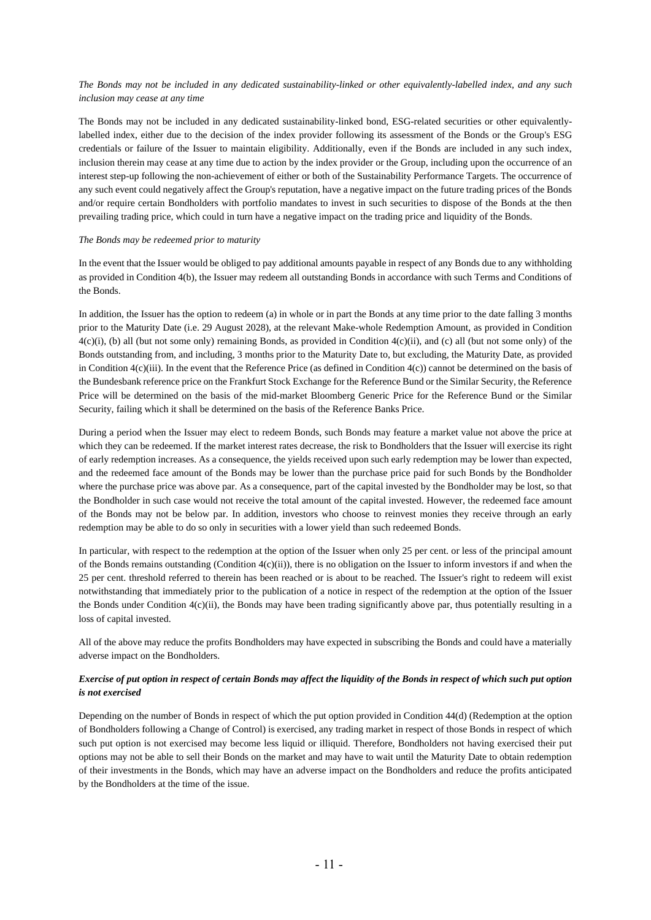*The Bonds may not be included in any dedicated sustainability-linked or other equivalently-labelled index, and any such inclusion may cease at any time*

The Bonds may not be included in any dedicated sustainability-linked bond, ESG-related securities or other equivalently-labelled index, either due to the decision of the index provider following its assessment of the Bonds or the Group's ESG credentials or failure of the Issuer to maintain eligibility. Additionally, even if the Bonds are included in any such index, inclusion therein may cease at any time due to action by the index provider or the Group, including upon the occurrence of an interest step-up following the non-achievement of either or both of the Sustainability Performance Targets. The occurrence of any such event could negatively affect the Group's reputation, have a negative impact on the future trading prices of the Bonds and/or require certain Bondholders with portfolio mandates to invest in such securities to dispose of the Bonds at the then prevailing trading price, which could in turn have a negative impact on the trading price and liquidity of the Bonds.

*The Bonds may be redeemed prior to maturity*

In the event that the Issuer would be obliged to pay additional amounts payable in respect of any Bonds due to any withholding as provided in Condition 4(b), the Issuer may redeem all outstanding Bonds in accordance with such Terms and Conditions of the Bonds.

In addition, the Issuer has the option to redeem (a) in whole or in part the Bonds at any time prior to the date falling 3 months prior to the Maturity Date (i.e. 29 August 2028), at the relevant Make-whole Redemption Amount, as provided in Condition 4(c)(i), (b) all (but not some only) remaining Bonds, as provided in Condition 4(c)(ii), and (c) all (but not some only) of the Bonds outstanding from, and including, 3 months prior to the Maturity Date to, but excluding, the Maturity Date, as provided in Condition 4(c)(iii). In the event that the Reference Price (as defined in Condition 4(c)) cannot be determined on the basis of the Bundesbank reference price on the Frankfurt Stock Exchange for the Reference Bund or the Similar Security, the Reference Price will be determined on the basis of the mid-market Bloomberg Generic Price for the Reference Bund or the Similar Security, failing which it shall be determined on the basis of the Reference Banks Price.

During a period when the Issuer may elect to redeem Bonds, such Bonds may feature a market value not above the price at which they can be redeemed. If the market interest rates decrease, the risk to Bondholders that the Issuer will exercise its right of early redemption increases. As a consequence, the yields received upon such early redemption may be lower than expected, and the redeemed face amount of the Bonds may be lower than the purchase price paid for such Bonds by the Bondholder where the purchase price was above par. As a consequence, part of the capital invested by the Bondholder may be lost, so that the Bondholder in such case would not receive the total amount of the capital invested. However, the redeemed face amount of the Bonds may not be below par. In addition, investors who choose to reinvest monies they receive through an early redemption may be able to do so only in securities with a lower yield than such redeemed Bonds.

In particular, with respect to the redemption at the option of the Issuer when only 25 per cent. or less of the principal amount of the Bonds remains outstanding (Condition 4(c)(ii)), there is no obligation on the Issuer to inform investors if and when the 25 per cent. threshold referred to therein has been reached or is about to be reached. The Issuer's right to redeem will exist notwithstanding that immediately prior to the publication of a notice in respect of the redemption at the option of the Issuer the Bonds under Condition 4(c)(ii), the Bonds may have been trading significantly above par, thus potentially resulting in a loss of capital invested.

All of the above may reduce the profits Bondholders may have expected in subscribing the Bonds and could have a materially adverse impact on the Bondholders.

***Exercise of put option in respect of certain Bonds may affect the liquidity of the Bonds in respect of which such put option is not exercised***

Depending on the number of Bonds in respect of which the put option provided in Condition 44(d) (Redemption at the option of Bondholders following a Change of Control) is exercised, any trading market in respect of those Bonds in respect of which such put option is not exercised may become less liquid or illiquid. Therefore, Bondholders not having exercised their put options may not be able to sell their Bonds on the market and may have to wait until the Maturity Date to obtain redemption of their investments in the Bonds, which may have an adverse impact on the Bondholders and reduce the profits anticipated by the Bondholders at the time of the issue.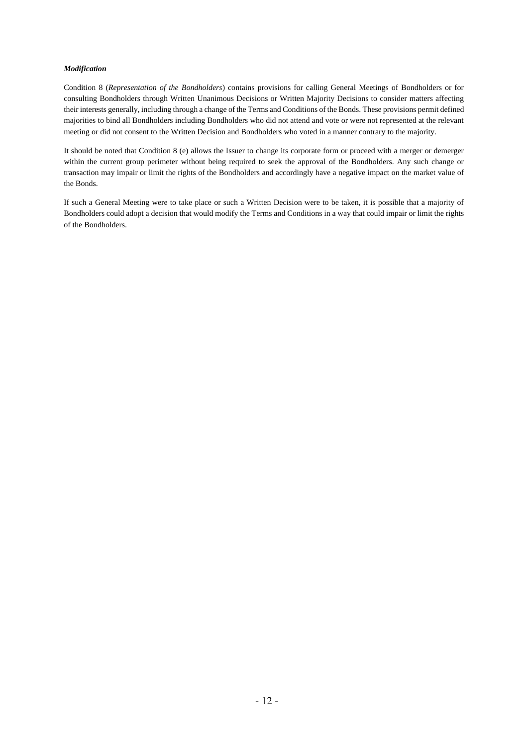***Modification***

Condition 8 (*Representation of the Bondholders*) contains provisions for calling General Meetings of Bondholders or for consulting Bondholders through Written Unanimous Decisions or Written Majority Decisions to consider matters affecting their interests generally, including through a change of the Terms and Conditions of the Bonds. These provisions permit defined majorities to bind all Bondholders including Bondholders who did not attend and vote or were not represented at the relevant meeting or did not consent to the Written Decision and Bondholders who voted in a manner contrary to the majority.

It should be noted that Condition 8 (e) allows the Issuer to change its corporate form or proceed with a merger or demerger within the current group perimeter without being required to seek the approval of the Bondholders. Any such change or transaction may impair or limit the rights of the Bondholders and accordingly have a negative impact on the market value of the Bonds.

If such a General Meeting were to take place or such a Written Decision were to be taken, it is possible that a majority of Bondholders could adopt a decision that would modify the Terms and Conditions in a way that could impair or limit the rights of the Bondholders.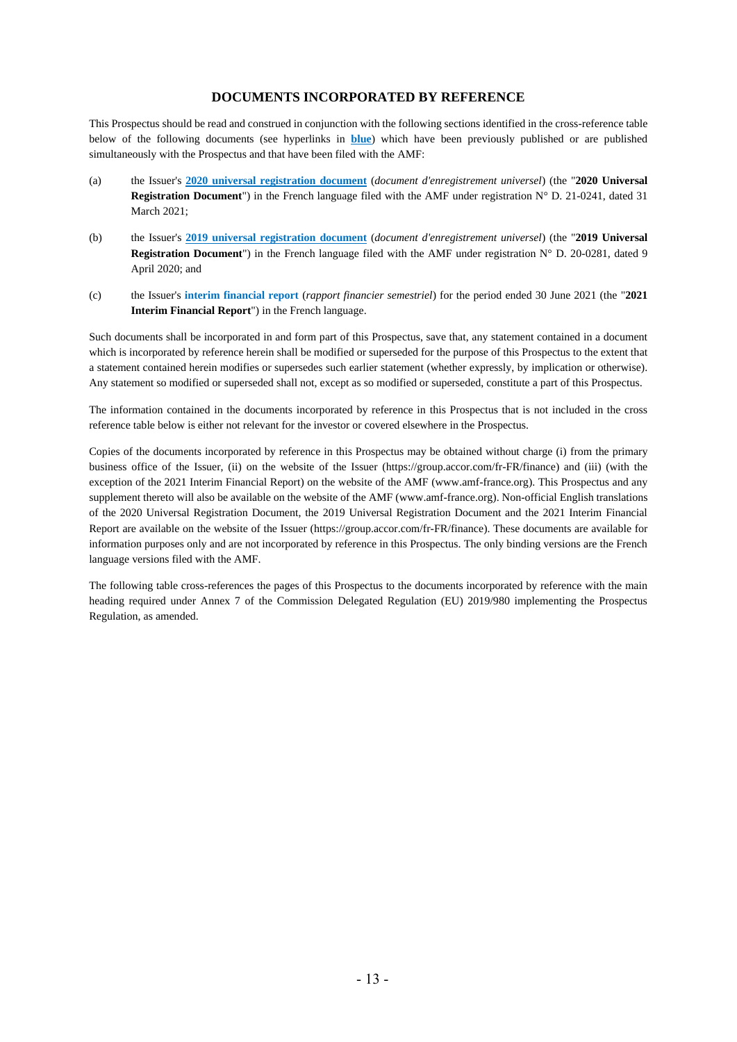## DOCUMENTS INCORPORATED BY REFERENCE

This Prospectus should be read and construed in conjunction with the following sections identified in the cross-reference table below of the following documents (see hyperlinks in **blue**) which have been previously published or are published simultaneously with the Prospectus and that have been filed with the AMF:

(a) the Issuer's **2020 universal registration document** (*document d'enregistrement universel*) (the "**2020 Universal Registration Document**") in the French language filed with the AMF under registration N° D. 21-0241, dated 31 March 2021;

(b) the Issuer's **2019 universal registration document** (*document d'enregistrement universel*) (the "**2019 Universal Registration Document**") in the French language filed with the AMF under registration N° D. 20-0281, dated 9 April 2020; and

(c) the Issuer's **interim financial report** (*rapport financier semestriel*) for the period ended 30 June 2021 (the "**2021 Interim Financial Report**") in the French language.

Such documents shall be incorporated in and form part of this Prospectus, save that, any statement contained in a document which is incorporated by reference herein shall be modified or superseded for the purpose of this Prospectus to the extent that a statement contained herein modifies or supersedes such earlier statement (whether expressly, by implication or otherwise). Any statement so modified or superseded shall not, except as so modified or superseded, constitute a part of this Prospectus.

The information contained in the documents incorporated by reference in this Prospectus that is not included in the cross reference table below is either not relevant for the investor or covered elsewhere in the Prospectus.

Copies of the documents incorporated by reference in this Prospectus may be obtained without charge (i) from the primary business office of the Issuer, (ii) on the website of the Issuer (https://group.accor.com/fr-FR/finance) and (iii) (with the exception of the 2021 Interim Financial Report) on the website of the AMF (www.amf-france.org). This Prospectus and any supplement thereto will also be available on the website of the AMF (www.amf-france.org). Non-official English translations of the 2020 Universal Registration Document, the 2019 Universal Registration Document and the 2021 Interim Financial Report are available on the website of the Issuer (https://group.accor.com/fr-FR/finance). These documents are available for information purposes only and are not incorporated by reference in this Prospectus. The only binding versions are the French language versions filed with the AMF.

The following table cross-references the pages of this Prospectus to the documents incorporated by reference with the main heading required under Annex 7 of the Commission Delegated Regulation (EU) 2019/980 implementing the Prospectus Regulation, as amended.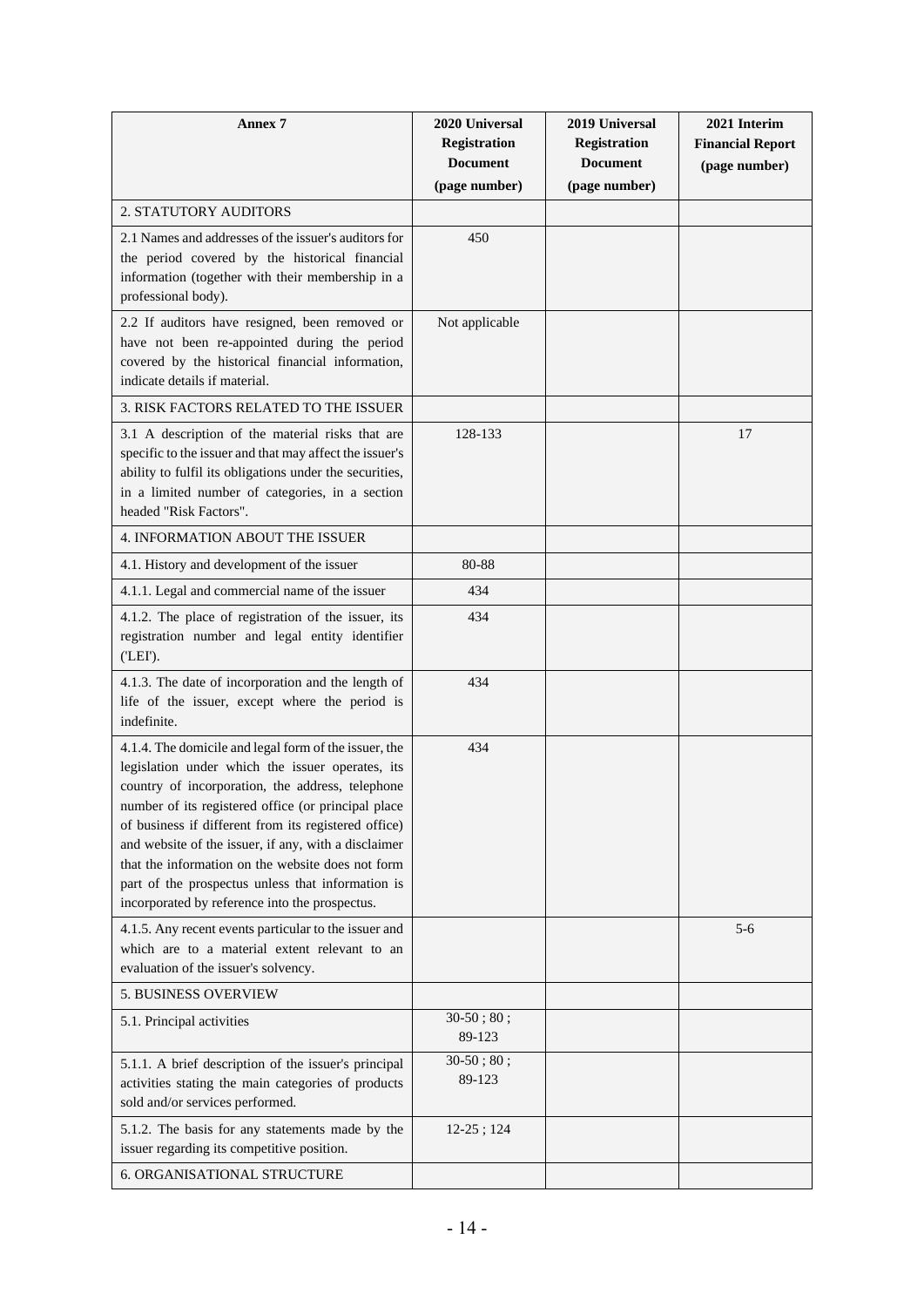| Annex 7 | 2020 Universal Registration Document (page number) | 2019 Universal Registration Document (page number) | 2021 Interim Financial Report (page number) |
|---|---|---|---|
| 2. STATUTORY AUDITORS | | | |
| 2.1 Names and addresses of the issuer's auditors for the period covered by the historical financial information (together with their membership in a professional body). | 450 | | |
| 2.2 If auditors have resigned, been removed or have not been re-appointed during the period covered by the historical financial information, indicate details if material. | Not applicable | | |
| 3. RISK FACTORS RELATED TO THE ISSUER | | | |
| 3.1 A description of the material risks that are specific to the issuer and that may affect the issuer's ability to fulfil its obligations under the securities, in a limited number of categories, in a section headed "Risk Factors". | 128-133 | | 17 |
| 4. INFORMATION ABOUT THE ISSUER | | | |
| 4.1. History and development of the issuer | 80-88 | | |
| 4.1.1. Legal and commercial name of the issuer | 434 | | |
| 4.1.2. The place of registration of the issuer, its registration number and legal entity identifier ('LEI'). | 434 | | |
| 4.1.3. The date of incorporation and the length of life of the issuer, except where the period is indefinite. | 434 | | |
| 4.1.4. The domicile and legal form of the issuer, the legislation under which the issuer operates, its country of incorporation, the address, telephone number of its registered office (or principal place of business if different from its registered office) and website of the issuer, if any, with a disclaimer that the information on the website does not form part of the prospectus unless that information is incorporated by reference into the prospectus. | 434 | | |
| 4.1.5. Any recent events particular to the issuer and which are to a material extent relevant to an evaluation of the issuer's solvency. | | | 5-6 |
| 5. BUSINESS OVERVIEW | | | |
| 5.1. Principal activities | 30-50 ; 80 ; 89-123 | | |
| 5.1.1. A brief description of the issuer's principal activities stating the main categories of products sold and/or services performed. | 30-50 ; 80 ; 89-123 | | |
| 5.1.2. The basis for any statements made by the issuer regarding its competitive position. | 12-25 ; 124 | | |
| 6. ORGANISATIONAL STRUCTURE | | | |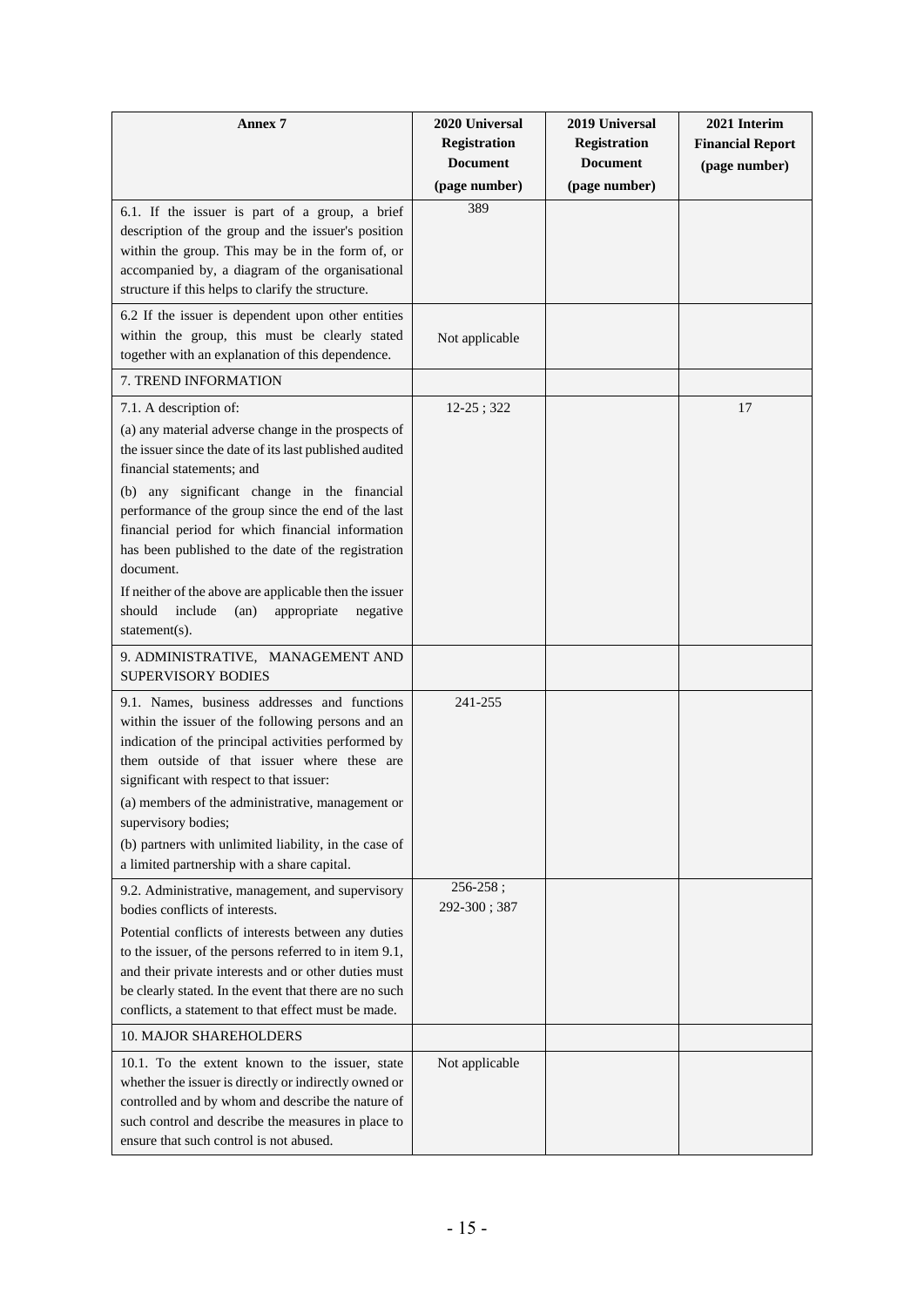| Annex 7 | 2020 Universal Registration Document (page number) | 2019 Universal Registration Document (page number) | 2021 Interim Financial Report (page number) |
|---|---|---|---|
| 6.1. If the issuer is part of a group, a brief description of the group and the issuer's position within the group. This may be in the form of, or accompanied by, a diagram of the organisational structure if this helps to clarify the structure. | 389 | | |
| 6.2 If the issuer is dependent upon other entities within the group, this must be clearly stated together with an explanation of this dependence. | Not applicable | | |
| 7. TREND INFORMATION | | | |
| 7.1. A description of:<br>(a) any material adverse change in the prospects of the issuer since the date of its last published audited financial statements; and<br>(b) any significant change in the financial performance of the group since the end of the last financial period for which financial information has been published to the date of the registration document.<br>If neither of the above are applicable then the issuer should include (an) appropriate negative statement(s). | 12-25 ; 322 | | 17 |
| 9. ADMINISTRATIVE, MANAGEMENT AND SUPERVISORY BODIES | | | |
| 9.1. Names, business addresses and functions within the issuer of the following persons and an indication of the principal activities performed by them outside of that issuer where these are significant with respect to that issuer:<br>(a) members of the administrative, management or supervisory bodies;<br>(b) partners with unlimited liability, in the case of a limited partnership with a share capital. | 241-255 | | |
| 9.2. Administrative, management, and supervisory bodies conflicts of interests.<br>Potential conflicts of interests between any duties to the issuer, of the persons referred to in item 9.1, and their private interests and or other duties must be clearly stated. In the event that there are no such conflicts, a statement to that effect must be made. | 256-258 ; 292-300 ; 387 | | |
| 10. MAJOR SHAREHOLDERS | | | |
| 10.1. To the extent known to the issuer, state whether the issuer is directly or indirectly owned or controlled and by whom and describe the nature of such control and describe the measures in place to ensure that such control is not abused. | Not applicable | | |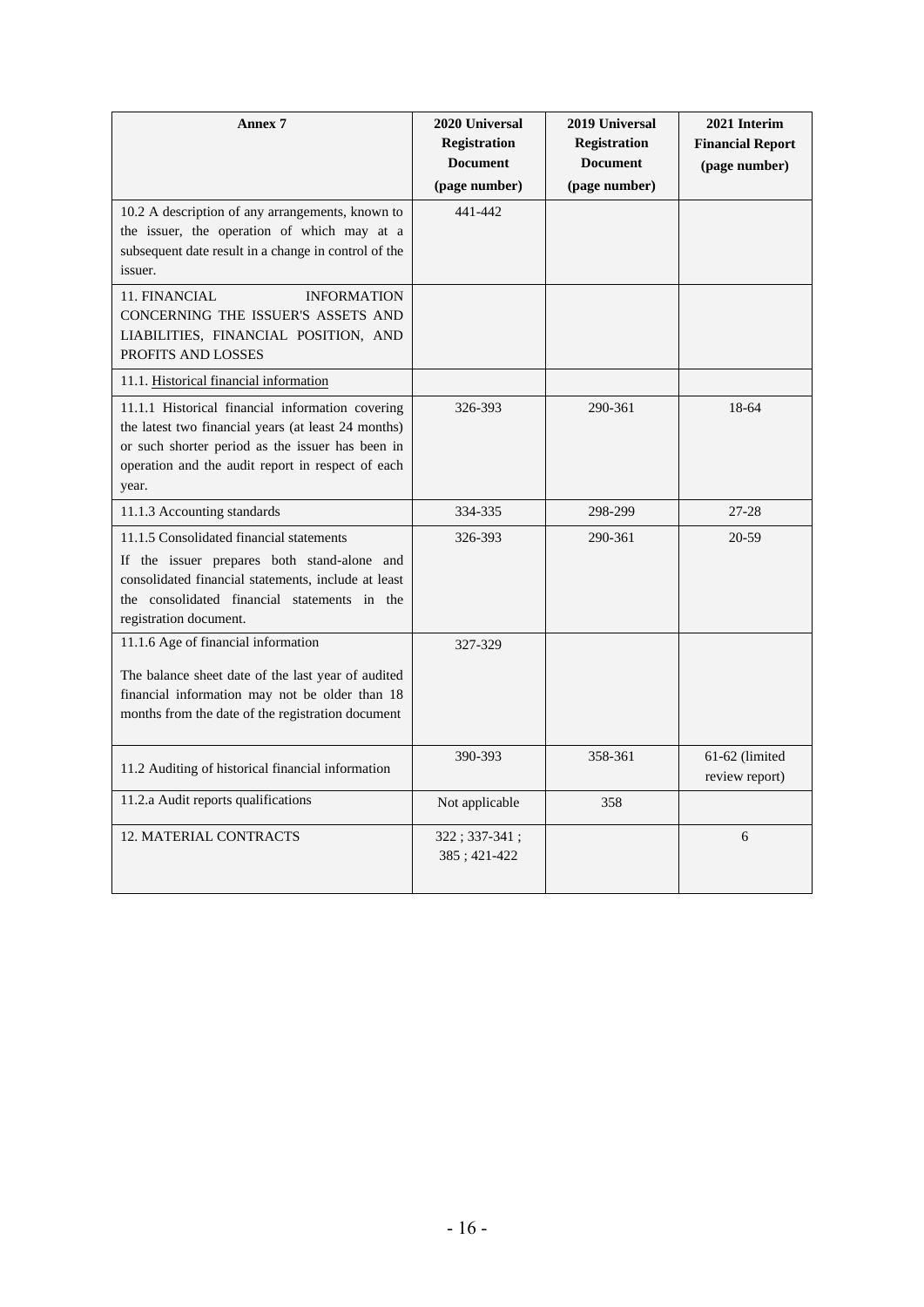| Annex 7 | 2020 Universal Registration Document (page number) | 2019 Universal Registration Document (page number) | 2021 Interim Financial Report (page number) |
|---|---|---|---|
| 10.2 A description of any arrangements, known to the issuer, the operation of which may at a subsequent date result in a change in control of the issuer. | 441-442 | | |
| 11. FINANCIAL INFORMATION CONCERNING THE ISSUER'S ASSETS AND LIABILITIES, FINANCIAL POSITION, AND PROFITS AND LOSSES | | | |
| 11.1. Historical financial information | | | |
| 11.1.1 Historical financial information covering the latest two financial years (at least 24 months) or such shorter period as the issuer has been in operation and the audit report in respect of each year. | 326-393 | 290-361 | 18-64 |
| 11.1.3 Accounting standards | 334-335 | 298-299 | 27-28 |
| 11.1.5 Consolidated financial statements<br>If the issuer prepares both stand-alone and consolidated financial statements, include at least the consolidated financial statements in the registration document. | 326-393 | 290-361 | 20-59 |
| 11.1.6 Age of financial information<br>The balance sheet date of the last year of audited financial information may not be older than 18 months from the date of the registration document | 327-329 | | |
| 11.2 Auditing of historical financial information | 390-393 | 358-361 | 61-62 (limited review report) |
| 11.2.a Audit reports qualifications | Not applicable | 358 | |
| 12. MATERIAL CONTRACTS | 322 ; 337-341 ; 385 ; 421-422 | | 6 |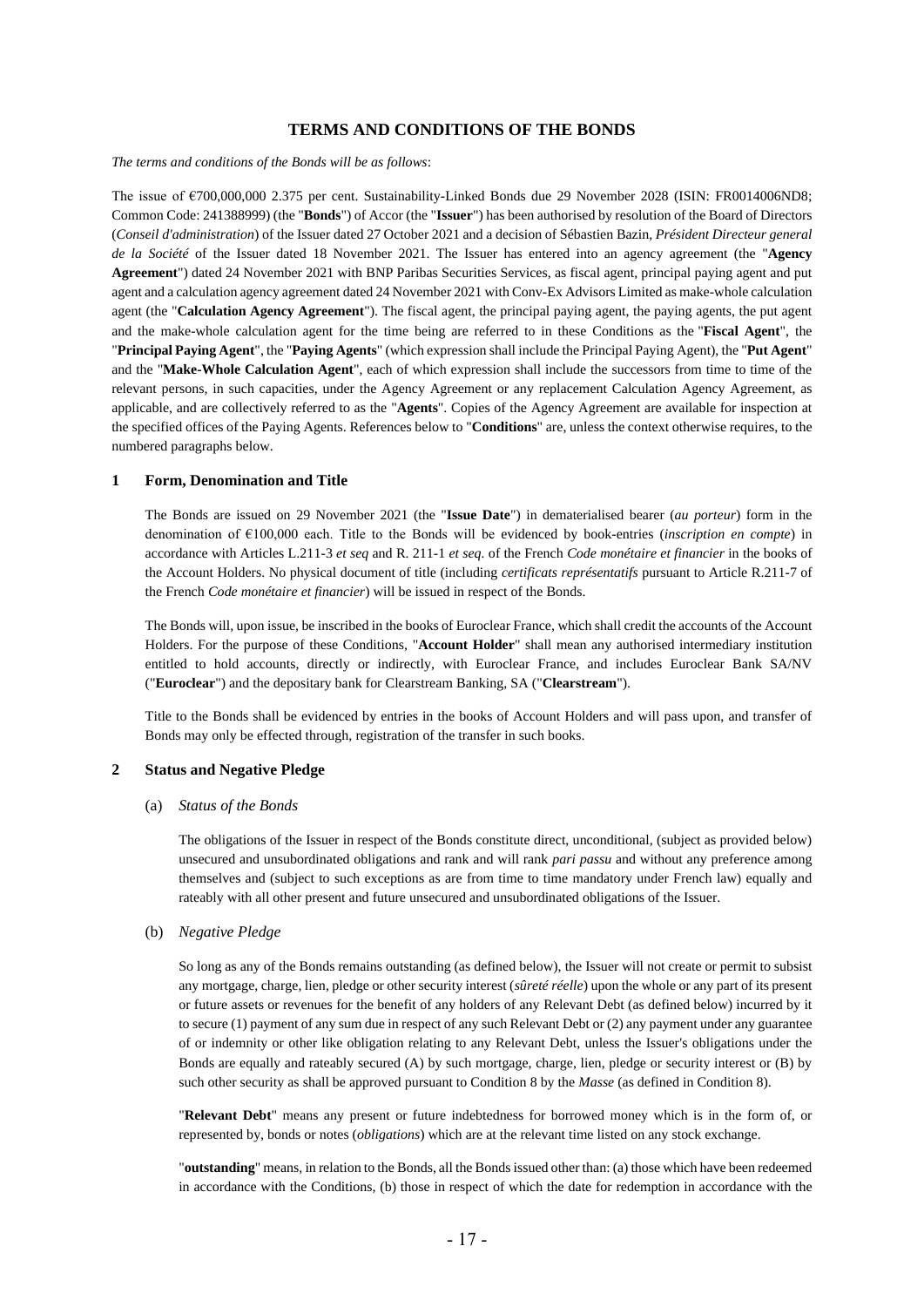# TERMS AND CONDITIONS OF THE BONDS

*The terms and conditions of the Bonds will be as follows*:

The issue of €700,000,000 2.375 per cent. Sustainability-Linked Bonds due 29 November 2028 (ISIN: FR0014006ND8; Common Code: 241388999) (the "**Bonds**") of Accor (the "**Issuer**") has been authorised by resolution of the Board of Directors (*Conseil d'administration*) of the Issuer dated 27 October 2021 and a decision of Sébastien Bazin, *Président Directeur general de la Société* of the Issuer dated 18 November 2021. The Issuer has entered into an agency agreement (the "**Agency Agreement**") dated 24 November 2021 with BNP Paribas Securities Services, as fiscal agent, principal paying agent and put agent and a calculation agency agreement dated 24 November 2021 with Conv-Ex Advisors Limited as make-whole calculation agent (the "**Calculation Agency Agreement**"). The fiscal agent, the principal paying agent, the paying agents, the put agent and the make-whole calculation agent for the time being are referred to in these Conditions as the "**Fiscal Agent**", the "**Principal Paying Agent**", the "**Paying Agents**" (which expression shall include the Principal Paying Agent), the "**Put Agent**" and the "**Make-Whole Calculation Agent**", each of which expression shall include the successors from time to time of the relevant persons, in such capacities, under the Agency Agreement or any replacement Calculation Agency Agreement, as applicable, and are collectively referred to as the "**Agents**". Copies of the Agency Agreement are available for inspection at the specified offices of the Paying Agents. References below to "**Conditions**" are, unless the context otherwise requires, to the numbered paragraphs below.

## 1 Form, Denomination and Title

The Bonds are issued on 29 November 2021 (the "**Issue Date**") in dematerialised bearer (*au porteur*) form in the denomination of €100,000 each. Title to the Bonds will be evidenced by book-entries (*inscription en compte*) in accordance with Articles L.211-3 *et seq* and R. 211-1 *et seq*. of the French *Code monétaire et financier* in the books of the Account Holders. No physical document of title (including *certificats représentatifs* pursuant to Article R.211-7 of the French *Code monétaire et financier*) will be issued in respect of the Bonds.

The Bonds will, upon issue, be inscribed in the books of Euroclear France, which shall credit the accounts of the Account Holders. For the purpose of these Conditions, "**Account Holder**" shall mean any authorised intermediary institution entitled to hold accounts, directly or indirectly, with Euroclear France, and includes Euroclear Bank SA/NV ("**Euroclear**") and the depositary bank for Clearstream Banking, SA ("**Clearstream**").

Title to the Bonds shall be evidenced by entries in the books of Account Holders and will pass upon, and transfer of Bonds may only be effected through, registration of the transfer in such books.

## 2 Status and Negative Pledge

(a) *Status of the Bonds*

The obligations of the Issuer in respect of the Bonds constitute direct, unconditional, (subject as provided below) unsecured and unsubordinated obligations and rank and will rank *pari passu* and without any preference among themselves and (subject to such exceptions as are from time to time mandatory under French law) equally and rateably with all other present and future unsecured and unsubordinated obligations of the Issuer.

(b) *Negative Pledge*

So long as any of the Bonds remains outstanding (as defined below), the Issuer will not create or permit to subsist any mortgage, charge, lien, pledge or other security interest (*sûreté réelle*) upon the whole or any part of its present or future assets or revenues for the benefit of any holders of any Relevant Debt (as defined below) incurred by it to secure (1) payment of any sum due in respect of any such Relevant Debt or (2) any payment under any guarantee of or indemnity or other like obligation relating to any Relevant Debt, unless the Issuer's obligations under the Bonds are equally and rateably secured (A) by such mortgage, charge, lien, pledge or security interest or (B) by such other security as shall be approved pursuant to Condition 8 by the *Masse* (as defined in Condition 8).

"**Relevant Debt**" means any present or future indebtedness for borrowed money which is in the form of, or represented by, bonds or notes (*obligations*) which are at the relevant time listed on any stock exchange.

"**outstanding**" means, in relation to the Bonds, all the Bonds issued other than: (a) those which have been redeemed in accordance with the Conditions, (b) those in respect of which the date for redemption in accordance with the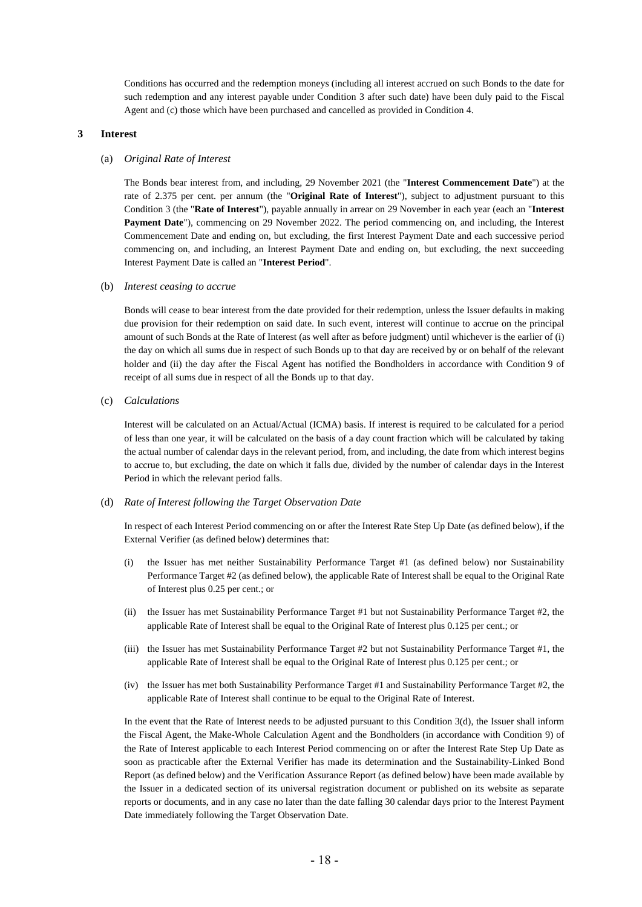Conditions has occurred and the redemption moneys (including all interest accrued on such Bonds to the date for such redemption and any interest payable under Condition 3 after such date) have been duly paid to the Fiscal Agent and (c) those which have been purchased and cancelled as provided in Condition 4.

## 3 Interest

(a) *Original Rate of Interest*

The Bonds bear interest from, and including, 29 November 2021 (the "**Interest Commencement Date**") at the rate of 2.375 per cent. per annum (the "**Original Rate of Interest**"), subject to adjustment pursuant to this Condition 3 (the "**Rate of Interest**"), payable annually in arrear on 29 November in each year (each an "**Interest Payment Date**"), commencing on 29 November 2022. The period commencing on, and including, the Interest Commencement Date and ending on, but excluding, the first Interest Payment Date and each successive period commencing on, and including, an Interest Payment Date and ending on, but excluding, the next succeeding Interest Payment Date is called an "**Interest Period**".

(b) *Interest ceasing to accrue*

Bonds will cease to bear interest from the date provided for their redemption, unless the Issuer defaults in making due provision for their redemption on said date. In such event, interest will continue to accrue on the principal amount of such Bonds at the Rate of Interest (as well after as before judgment) until whichever is the earlier of (i) the day on which all sums due in respect of such Bonds up to that day are received by or on behalf of the relevant holder and (ii) the day after the Fiscal Agent has notified the Bondholders in accordance with Condition 9 of receipt of all sums due in respect of all the Bonds up to that day.

(c) *Calculations*

Interest will be calculated on an Actual/Actual (ICMA) basis. If interest is required to be calculated for a period of less than one year, it will be calculated on the basis of a day count fraction which will be calculated by taking the actual number of calendar days in the relevant period, from, and including, the date from which interest begins to accrue to, but excluding, the date on which it falls due, divided by the number of calendar days in the Interest Period in which the relevant period falls.

(d) *Rate of Interest following the Target Observation Date*

In respect of each Interest Period commencing on or after the Interest Rate Step Up Date (as defined below), if the External Verifier (as defined below) determines that:

(i) the Issuer has met neither Sustainability Performance Target #1 (as defined below) nor Sustainability Performance Target #2 (as defined below), the applicable Rate of Interest shall be equal to the Original Rate of Interest plus 0.25 per cent.; or

(ii) the Issuer has met Sustainability Performance Target #1 but not Sustainability Performance Target #2, the applicable Rate of Interest shall be equal to the Original Rate of Interest plus 0.125 per cent.; or

(iii) the Issuer has met Sustainability Performance Target #2 but not Sustainability Performance Target #1, the applicable Rate of Interest shall be equal to the Original Rate of Interest plus 0.125 per cent.; or

(iv) the Issuer has met both Sustainability Performance Target #1 and Sustainability Performance Target #2, the applicable Rate of Interest shall continue to be equal to the Original Rate of Interest.

In the event that the Rate of Interest needs to be adjusted pursuant to this Condition 3(d), the Issuer shall inform the Fiscal Agent, the Make-Whole Calculation Agent and the Bondholders (in accordance with Condition 9) of the Rate of Interest applicable to each Interest Period commencing on or after the Interest Rate Step Up Date as soon as practicable after the External Verifier has made its determination and the Sustainability-Linked Bond Report (as defined below) and the Verification Assurance Report (as defined below) have been made available by the Issuer in a dedicated section of its universal registration document or published on its website as separate reports or documents, and in any case no later than the date falling 30 calendar days prior to the Interest Payment Date immediately following the Target Observation Date.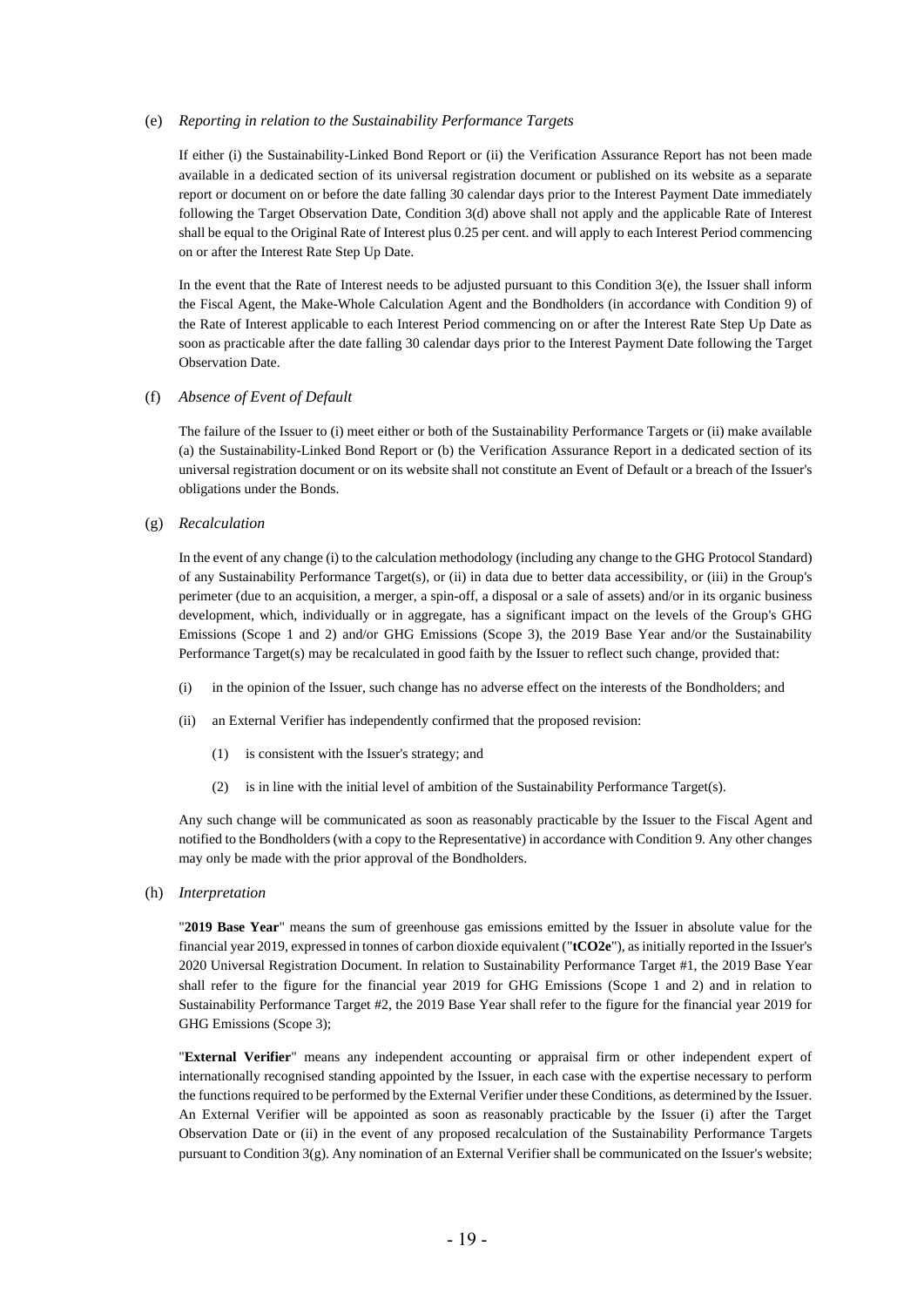(e) *Reporting in relation to the Sustainability Performance Targets*

If either (i) the Sustainability-Linked Bond Report or (ii) the Verification Assurance Report has not been made available in a dedicated section of its universal registration document or published on its website as a separate report or document on or before the date falling 30 calendar days prior to the Interest Payment Date immediately following the Target Observation Date, Condition 3(d) above shall not apply and the applicable Rate of Interest shall be equal to the Original Rate of Interest plus 0.25 per cent. and will apply to each Interest Period commencing on or after the Interest Rate Step Up Date.

In the event that the Rate of Interest needs to be adjusted pursuant to this Condition 3(e), the Issuer shall inform the Fiscal Agent, the Make-Whole Calculation Agent and the Bondholders (in accordance with Condition 9) of the Rate of Interest applicable to each Interest Period commencing on or after the Interest Rate Step Up Date as soon as practicable after the date falling 30 calendar days prior to the Interest Payment Date following the Target Observation Date.

(f) *Absence of Event of Default*

The failure of the Issuer to (i) meet either or both of the Sustainability Performance Targets or (ii) make available (a) the Sustainability-Linked Bond Report or (b) the Verification Assurance Report in a dedicated section of its universal registration document or on its website shall not constitute an Event of Default or a breach of the Issuer's obligations under the Bonds.

(g) *Recalculation*

In the event of any change (i) to the calculation methodology (including any change to the GHG Protocol Standard) of any Sustainability Performance Target(s), or (ii) in data due to better data accessibility, or (iii) in the Group's perimeter (due to an acquisition, a merger, a spin-off, a disposal or a sale of assets) and/or in its organic business development, which, individually or in aggregate, has a significant impact on the levels of the Group's GHG Emissions (Scope 1 and 2) and/or GHG Emissions (Scope 3), the 2019 Base Year and/or the Sustainability Performance Target(s) may be recalculated in good faith by the Issuer to reflect such change, provided that:

(i) in the opinion of the Issuer, such change has no adverse effect on the interests of the Bondholders; and

(ii) an External Verifier has independently confirmed that the proposed revision:

   (1) is consistent with the Issuer's strategy; and

   (2) is in line with the initial level of ambition of the Sustainability Performance Target(s).

Any such change will be communicated as soon as reasonably practicable by the Issuer to the Fiscal Agent and notified to the Bondholders (with a copy to the Representative) in accordance with Condition 9. Any other changes may only be made with the prior approval of the Bondholders.

(h) *Interpretation*

"**2019 Base Year**" means the sum of greenhouse gas emissions emitted by the Issuer in absolute value for the financial year 2019, expressed in tonnes of carbon dioxide equivalent ("**tCO2e**"), as initially reported in the Issuer's 2020 Universal Registration Document. In relation to Sustainability Performance Target #1, the 2019 Base Year shall refer to the figure for the financial year 2019 for GHG Emissions (Scope 1 and 2) and in relation to Sustainability Performance Target #2, the 2019 Base Year shall refer to the figure for the financial year 2019 for GHG Emissions (Scope 3);

"**External Verifier**" means any independent accounting or appraisal firm or other independent expert of internationally recognised standing appointed by the Issuer, in each case with the expertise necessary to perform the functions required to be performed by the External Verifier under these Conditions, as determined by the Issuer. An External Verifier will be appointed as soon as reasonably practicable by the Issuer (i) after the Target Observation Date or (ii) in the event of any proposed recalculation of the Sustainability Performance Targets pursuant to Condition 3(g). Any nomination of an External Verifier shall be communicated on the Issuer's website;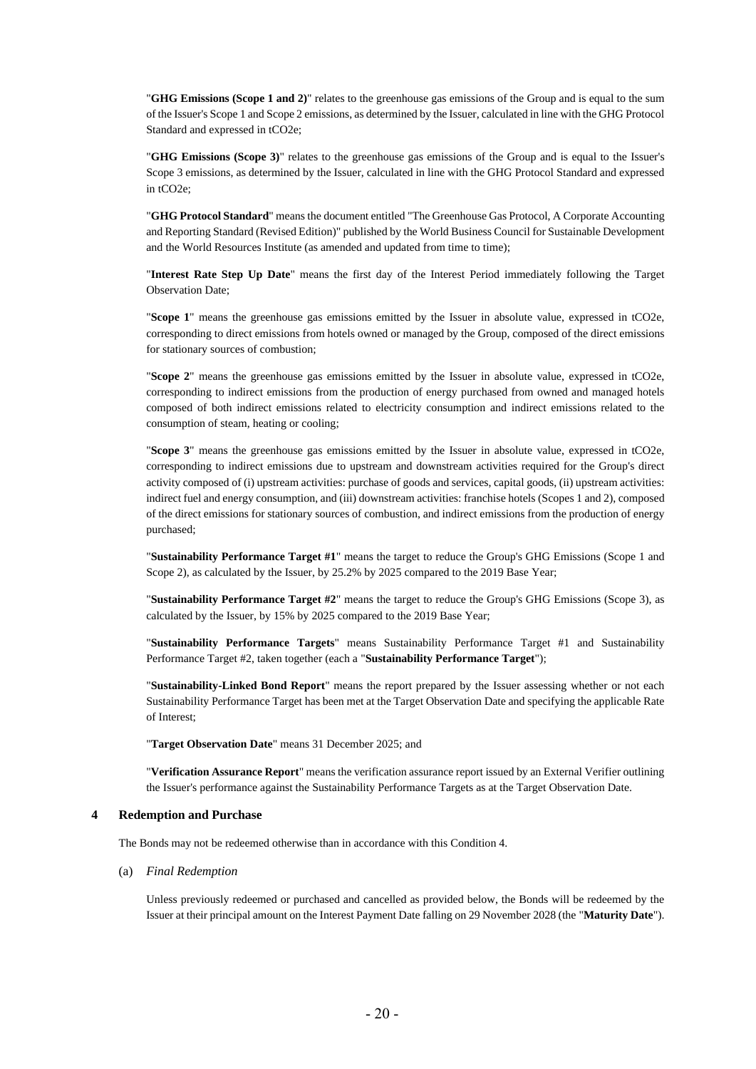"**GHG Emissions (Scope 1 and 2)**" relates to the greenhouse gas emissions of the Group and is equal to the sum of the Issuer's Scope 1 and Scope 2 emissions, as determined by the Issuer, calculated in line with the GHG Protocol Standard and expressed in tCO2e;

"**GHG Emissions (Scope 3)**" relates to the greenhouse gas emissions of the Group and is equal to the Issuer's Scope 3 emissions, as determined by the Issuer, calculated in line with the GHG Protocol Standard and expressed in tCO2e;

"**GHG Protocol Standard**" means the document entitled "The Greenhouse Gas Protocol, A Corporate Accounting and Reporting Standard (Revised Edition)" published by the World Business Council for Sustainable Development and the World Resources Institute (as amended and updated from time to time);

"**Interest Rate Step Up Date**" means the first day of the Interest Period immediately following the Target Observation Date;

"**Scope 1**" means the greenhouse gas emissions emitted by the Issuer in absolute value, expressed in tCO2e, corresponding to direct emissions from hotels owned or managed by the Group, composed of the direct emissions for stationary sources of combustion;

"**Scope 2**" means the greenhouse gas emissions emitted by the Issuer in absolute value, expressed in tCO2e, corresponding to indirect emissions from the production of energy purchased from owned and managed hotels composed of both indirect emissions related to electricity consumption and indirect emissions related to the consumption of steam, heating or cooling;

"**Scope 3**" means the greenhouse gas emissions emitted by the Issuer in absolute value, expressed in tCO2e, corresponding to indirect emissions due to upstream and downstream activities required for the Group's direct activity composed of (i) upstream activities: purchase of goods and services, capital goods, (ii) upstream activities: indirect fuel and energy consumption, and (iii) downstream activities: franchise hotels (Scopes 1 and 2), composed of the direct emissions for stationary sources of combustion, and indirect emissions from the production of energy purchased;

"**Sustainability Performance Target #1**" means the target to reduce the Group's GHG Emissions (Scope 1 and Scope 2), as calculated by the Issuer, by 25.2% by 2025 compared to the 2019 Base Year;

"**Sustainability Performance Target #2**" means the target to reduce the Group's GHG Emissions (Scope 3), as calculated by the Issuer, by 15% by 2025 compared to the 2019 Base Year;

"**Sustainability Performance Targets**" means Sustainability Performance Target #1 and Sustainability Performance Target #2, taken together (each a "**Sustainability Performance Target**");

"**Sustainability-Linked Bond Report**" means the report prepared by the Issuer assessing whether or not each Sustainability Performance Target has been met at the Target Observation Date and specifying the applicable Rate of Interest;

"**Target Observation Date**" means 31 December 2025; and

"**Verification Assurance Report**" means the verification assurance report issued by an External Verifier outlining the Issuer's performance against the Sustainability Performance Targets as at the Target Observation Date.

## 4 Redemption and Purchase

The Bonds may not be redeemed otherwise than in accordance with this Condition 4.

(a) *Final Redemption*

Unless previously redeemed or purchased and cancelled as provided below, the Bonds will be redeemed by the Issuer at their principal amount on the Interest Payment Date falling on 29 November 2028 (the "**Maturity Date**").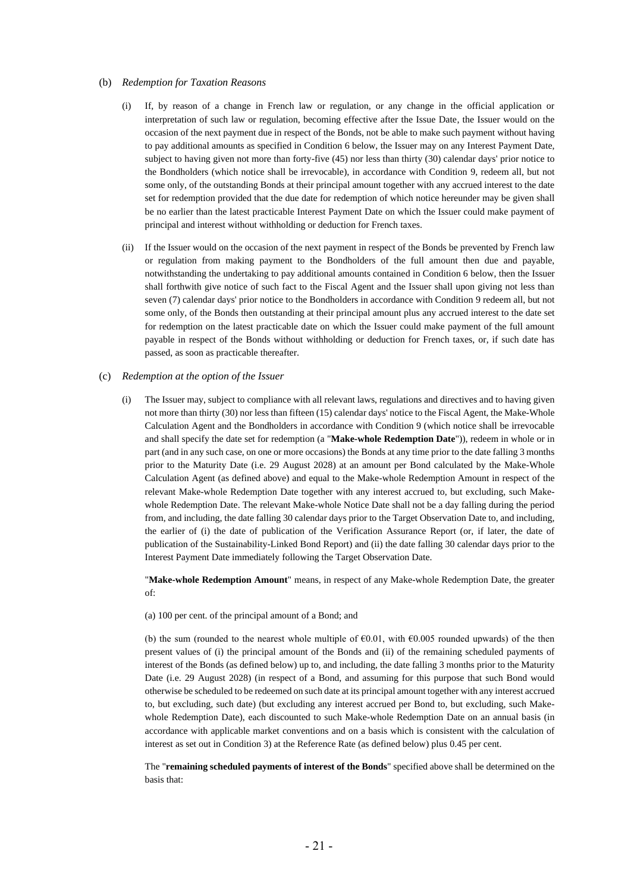(b) *Redemption for Taxation Reasons*

(i) If, by reason of a change in French law or regulation, or any change in the official application or interpretation of such law or regulation, becoming effective after the Issue Date, the Issuer would on the occasion of the next payment due in respect of the Bonds, not be able to make such payment without having to pay additional amounts as specified in Condition 6 below, the Issuer may on any Interest Payment Date, subject to having given not more than forty-five (45) nor less than thirty (30) calendar days' prior notice to the Bondholders (which notice shall be irrevocable), in accordance with Condition 9, redeem all, but not some only, of the outstanding Bonds at their principal amount together with any accrued interest to the date set for redemption provided that the due date for redemption of which notice hereunder may be given shall be no earlier than the latest practicable Interest Payment Date on which the Issuer could make payment of principal and interest without withholding or deduction for French taxes.

(ii) If the Issuer would on the occasion of the next payment in respect of the Bonds be prevented by French law or regulation from making payment to the Bondholders of the full amount then due and payable, notwithstanding the undertaking to pay additional amounts contained in Condition 6 below, then the Issuer shall forthwith give notice of such fact to the Fiscal Agent and the Issuer shall upon giving not less than seven (7) calendar days' prior notice to the Bondholders in accordance with Condition 9 redeem all, but not some only, of the Bonds then outstanding at their principal amount plus any accrued interest to the date set for redemption on the latest practicable date on which the Issuer could make payment of the full amount payable in respect of the Bonds without withholding or deduction for French taxes, or, if such date has passed, as soon as practicable thereafter.

(c) *Redemption at the option of the Issuer*

(i) The Issuer may, subject to compliance with all relevant laws, regulations and directives and to having given not more than thirty (30) nor less than fifteen (15) calendar days' notice to the Fiscal Agent, the Make-Whole Calculation Agent and the Bondholders in accordance with Condition 9 (which notice shall be irrevocable and shall specify the date set for redemption (a "**Make-whole Redemption Date**")), redeem in whole or in part (and in any such case, on one or more occasions) the Bonds at any time prior to the date falling 3 months prior to the Maturity Date (i.e. 29 August 2028) at an amount per Bond calculated by the Make-Whole Calculation Agent (as defined above) and equal to the Make-whole Redemption Amount in respect of the relevant Make-whole Redemption Date together with any interest accrued to, but excluding, such Make-whole Redemption Date. The relevant Make-whole Notice Date shall not be a day falling during the period from, and including, the date falling 30 calendar days prior to the Target Observation Date to, and including, the earlier of (i) the date of publication of the Verification Assurance Report (or, if later, the date of publication of the Sustainability-Linked Bond Report) and (ii) the date falling 30 calendar days prior to the Interest Payment Date immediately following the Target Observation Date.

"**Make-whole Redemption Amount**" means, in respect of any Make-whole Redemption Date, the greater of:

(a) 100 per cent. of the principal amount of a Bond; and

(b) the sum (rounded to the nearest whole multiple of €0.01, with €0.005 rounded upwards) of the then present values of (i) the principal amount of the Bonds and (ii) of the remaining scheduled payments of interest of the Bonds (as defined below) up to, and including, the date falling 3 months prior to the Maturity Date (i.e. 29 August 2028) (in respect of a Bond, and assuming for this purpose that such Bond would otherwise be scheduled to be redeemed on such date at its principal amount together with any interest accrued to, but excluding, such date) (but excluding any interest accrued per Bond to, but excluding, such Make-whole Redemption Date), each discounted to such Make-whole Redemption Date on an annual basis (in accordance with applicable market conventions and on a basis which is consistent with the calculation of interest as set out in Condition 3) at the Reference Rate (as defined below) plus 0.45 per cent.

The "**remaining scheduled payments of interest of the Bonds**" specified above shall be determined on the basis that: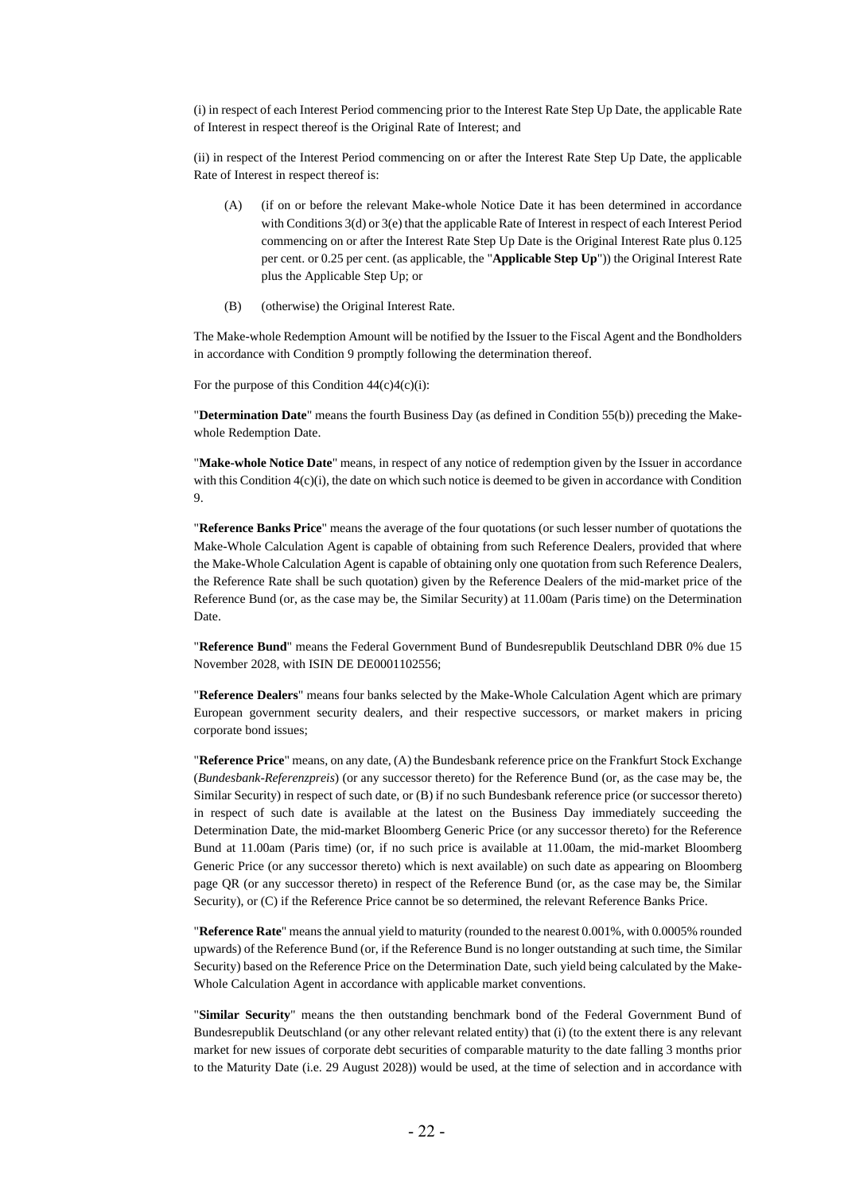(i) in respect of each Interest Period commencing prior to the Interest Rate Step Up Date, the applicable Rate of Interest in respect thereof is the Original Rate of Interest; and

(ii) in respect of the Interest Period commencing on or after the Interest Rate Step Up Date, the applicable Rate of Interest in respect thereof is:

(A) (if on or before the relevant Make-whole Notice Date it has been determined in accordance with Conditions 3(d) or 3(e) that the applicable Rate of Interest in respect of each Interest Period commencing on or after the Interest Rate Step Up Date is the Original Interest Rate plus 0.125 per cent. or 0.25 per cent. (as applicable, the "**Applicable Step Up**")) the Original Interest Rate plus the Applicable Step Up; or

(B) (otherwise) the Original Interest Rate.

The Make-whole Redemption Amount will be notified by the Issuer to the Fiscal Agent and the Bondholders in accordance with Condition 9 promptly following the determination thereof.

For the purpose of this Condition 44(c)4(c)(i):

"**Determination Date**" means the fourth Business Day (as defined in Condition 55(b)) preceding the Make-whole Redemption Date.

"**Make-whole Notice Date**" means, in respect of any notice of redemption given by the Issuer in accordance with this Condition 4(c)(i), the date on which such notice is deemed to be given in accordance with Condition 9.

"**Reference Banks Price**" means the average of the four quotations (or such lesser number of quotations the Make-Whole Calculation Agent is capable of obtaining from such Reference Dealers, provided that where the Make-Whole Calculation Agent is capable of obtaining only one quotation from such Reference Dealers, the Reference Rate shall be such quotation) given by the Reference Dealers of the mid-market price of the Reference Bund (or, as the case may be, the Similar Security) at 11.00am (Paris time) on the Determination Date.

"**Reference Bund**" means the Federal Government Bund of Bundesrepublik Deutschland DBR 0% due 15 November 2028, with ISIN DE DE0001102556;

"**Reference Dealers**" means four banks selected by the Make-Whole Calculation Agent which are primary European government security dealers, and their respective successors, or market makers in pricing corporate bond issues;

"**Reference Price**" means, on any date, (A) the Bundesbank reference price on the Frankfurt Stock Exchange (*Bundesbank-Referenzpreis*) (or any successor thereto) for the Reference Bund (or, as the case may be, the Similar Security) in respect of such date, or (B) if no such Bundesbank reference price (or successor thereto) in respect of such date is available at the latest on the Business Day immediately succeeding the Determination Date, the mid-market Bloomberg Generic Price (or any successor thereto) for the Reference Bund at 11.00am (Paris time) (or, if no such price is available at 11.00am, the mid-market Bloomberg Generic Price (or any successor thereto) which is next available) on such date as appearing on Bloomberg page QR (or any successor thereto) in respect of the Reference Bund (or, as the case may be, the Similar Security), or (C) if the Reference Price cannot be so determined, the relevant Reference Banks Price.

"**Reference Rate**" means the annual yield to maturity (rounded to the nearest 0.001%, with 0.0005% rounded upwards) of the Reference Bund (or, if the Reference Bund is no longer outstanding at such time, the Similar Security) based on the Reference Price on the Determination Date, such yield being calculated by the Make-Whole Calculation Agent in accordance with applicable market conventions.

"**Similar Security**" means the then outstanding benchmark bond of the Federal Government Bund of Bundesrepublik Deutschland (or any other relevant related entity) that (i) (to the extent there is any relevant market for new issues of corporate debt securities of comparable maturity to the date falling 3 months prior to the Maturity Date (i.e. 29 August 2028)) would be used, at the time of selection and in accordance with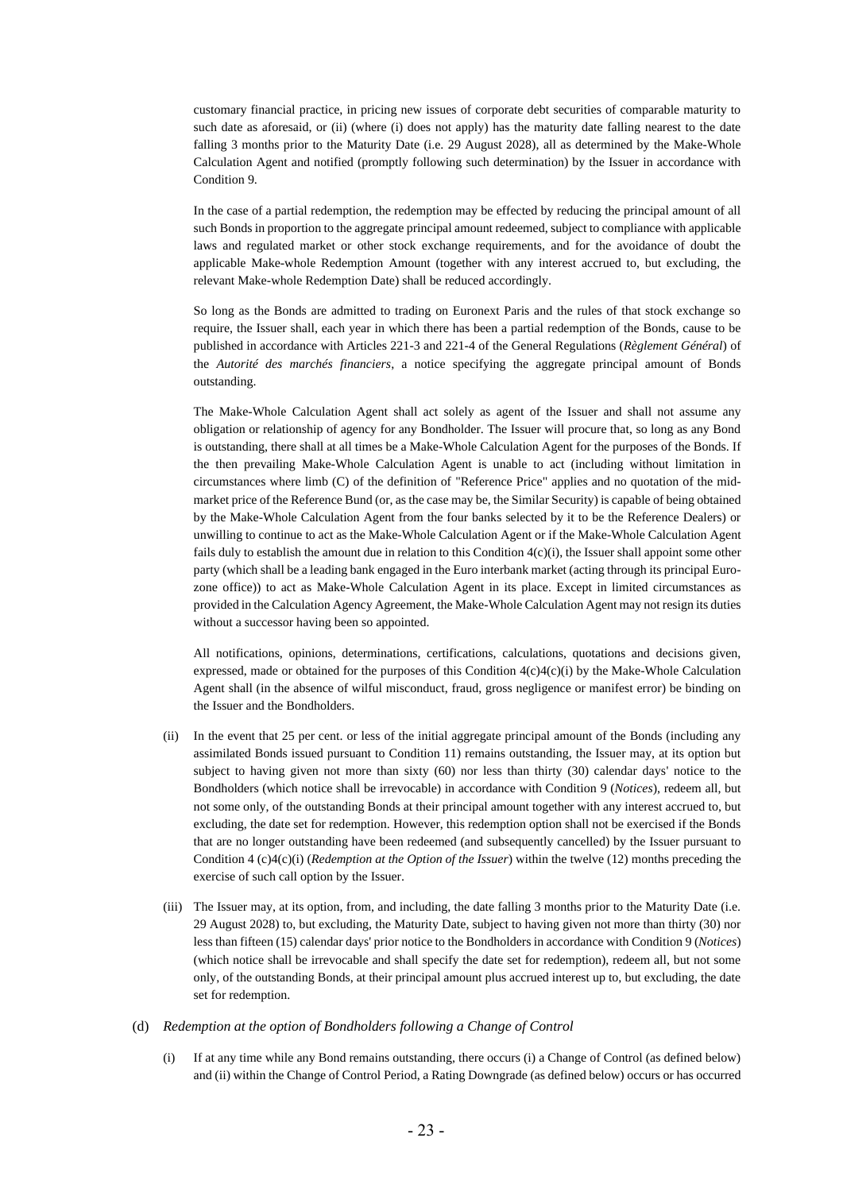customary financial practice, in pricing new issues of corporate debt securities of comparable maturity to such date as aforesaid, or (ii) (where (i) does not apply) has the maturity date falling nearest to the date falling 3 months prior to the Maturity Date (i.e. 29 August 2028), all as determined by the Make-Whole Calculation Agent and notified (promptly following such determination) by the Issuer in accordance with Condition 9.

In the case of a partial redemption, the redemption may be effected by reducing the principal amount of all such Bonds in proportion to the aggregate principal amount redeemed, subject to compliance with applicable laws and regulated market or other stock exchange requirements, and for the avoidance of doubt the applicable Make-whole Redemption Amount (together with any interest accrued to, but excluding, the relevant Make-whole Redemption Date) shall be reduced accordingly.

So long as the Bonds are admitted to trading on Euronext Paris and the rules of that stock exchange so require, the Issuer shall, each year in which there has been a partial redemption of the Bonds, cause to be published in accordance with Articles 221-3 and 221-4 of the General Regulations (*Règlement Général*) of the *Autorité des marchés financiers*, a notice specifying the aggregate principal amount of Bonds outstanding.

The Make-Whole Calculation Agent shall act solely as agent of the Issuer and shall not assume any obligation or relationship of agency for any Bondholder. The Issuer will procure that, so long as any Bond is outstanding, there shall at all times be a Make-Whole Calculation Agent for the purposes of the Bonds. If the then prevailing Make-Whole Calculation Agent is unable to act (including without limitation in circumstances where limb (C) of the definition of "Reference Price" applies and no quotation of the mid-market price of the Reference Bund (or, as the case may be, the Similar Security) is capable of being obtained by the Make-Whole Calculation Agent from the four banks selected by it to be the Reference Dealers) or unwilling to continue to act as the Make-Whole Calculation Agent or if the Make-Whole Calculation Agent fails duly to establish the amount due in relation to this Condition 4(c)(i), the Issuer shall appoint some other party (which shall be a leading bank engaged in the Euro interbank market (acting through its principal Euro-zone office)) to act as Make-Whole Calculation Agent in its place. Except in limited circumstances as provided in the Calculation Agency Agreement, the Make-Whole Calculation Agent may not resign its duties without a successor having been so appointed.

All notifications, opinions, determinations, certifications, calculations, quotations and decisions given, expressed, made or obtained for the purposes of this Condition 4(c)4(c)(i) by the Make-Whole Calculation Agent shall (in the absence of wilful misconduct, fraud, gross negligence or manifest error) be binding on the Issuer and the Bondholders.

(ii) In the event that 25 per cent. or less of the initial aggregate principal amount of the Bonds (including any assimilated Bonds issued pursuant to Condition 11) remains outstanding, the Issuer may, at its option but subject to having given not more than sixty (60) nor less than thirty (30) calendar days' notice to the Bondholders (which notice shall be irrevocable) in accordance with Condition 9 (*Notices*), redeem all, but not some only, of the outstanding Bonds at their principal amount together with any interest accrued to, but excluding, the date set for redemption. However, this redemption option shall not be exercised if the Bonds that are no longer outstanding have been redeemed (and subsequently cancelled) by the Issuer pursuant to Condition 4 (c)4(c)(i) (*Redemption at the Option of the Issuer*) within the twelve (12) months preceding the exercise of such call option by the Issuer.

(iii) The Issuer may, at its option, from, and including, the date falling 3 months prior to the Maturity Date (i.e. 29 August 2028) to, but excluding, the Maturity Date, subject to having given not more than thirty (30) nor less than fifteen (15) calendar days' prior notice to the Bondholders in accordance with Condition 9 (*Notices*) (which notice shall be irrevocable and shall specify the date set for redemption), redeem all, but not some only, of the outstanding Bonds, at their principal amount plus accrued interest up to, but excluding, the date set for redemption.

(d) *Redemption at the option of Bondholders following a Change of Control*

(i) If at any time while any Bond remains outstanding, there occurs (i) a Change of Control (as defined below) and (ii) within the Change of Control Period, a Rating Downgrade (as defined below) occurs or has occurred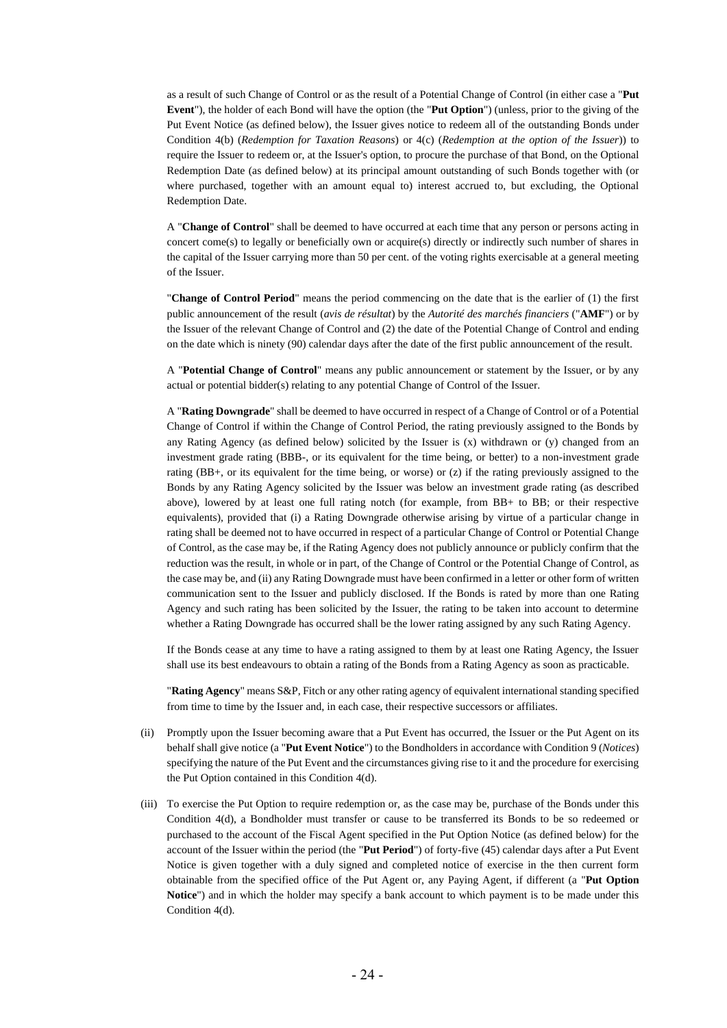as a result of such Change of Control or as the result of a Potential Change of Control (in either case a "**Put Event**"), the holder of each Bond will have the option (the "**Put Option**") (unless, prior to the giving of the Put Event Notice (as defined below), the Issuer gives notice to redeem all of the outstanding Bonds under Condition 4(b) (*Redemption for Taxation Reasons*) or 4(c) (*Redemption at the option of the Issuer*)) to require the Issuer to redeem or, at the Issuer's option, to procure the purchase of that Bond, on the Optional Redemption Date (as defined below) at its principal amount outstanding of such Bonds together with (or where purchased, together with an amount equal to) interest accrued to, but excluding, the Optional Redemption Date.

A "**Change of Control**" shall be deemed to have occurred at each time that any person or persons acting in concert come(s) to legally or beneficially own or acquire(s) directly or indirectly such number of shares in the capital of the Issuer carrying more than 50 per cent. of the voting rights exercisable at a general meeting of the Issuer.

"**Change of Control Period**" means the period commencing on the date that is the earlier of (1) the first public announcement of the result (*avis de résultat*) by the *Autorité des marchés financiers* ("**AMF**") or by the Issuer of the relevant Change of Control and (2) the date of the Potential Change of Control and ending on the date which is ninety (90) calendar days after the date of the first public announcement of the result.

A "**Potential Change of Control**" means any public announcement or statement by the Issuer, or by any actual or potential bidder(s) relating to any potential Change of Control of the Issuer.

A "**Rating Downgrade**" shall be deemed to have occurred in respect of a Change of Control or of a Potential Change of Control if within the Change of Control Period, the rating previously assigned to the Bonds by any Rating Agency (as defined below) solicited by the Issuer is (x) withdrawn or (y) changed from an investment grade rating (BBB-, or its equivalent for the time being, or better) to a non-investment grade rating (BB+, or its equivalent for the time being, or worse) or (z) if the rating previously assigned to the Bonds by any Rating Agency solicited by the Issuer was below an investment grade rating (as described above), lowered by at least one full rating notch (for example, from BB+ to BB; or their respective equivalents), provided that (i) a Rating Downgrade otherwise arising by virtue of a particular change in rating shall be deemed not to have occurred in respect of a particular Change of Control or Potential Change of Control, as the case may be, if the Rating Agency does not publicly announce or publicly confirm that the reduction was the result, in whole or in part, of the Change of Control or the Potential Change of Control, as the case may be, and (ii) any Rating Downgrade must have been confirmed in a letter or other form of written communication sent to the Issuer and publicly disclosed. If the Bonds is rated by more than one Rating Agency and such rating has been solicited by the Issuer, the rating to be taken into account to determine whether a Rating Downgrade has occurred shall be the lower rating assigned by any such Rating Agency.

If the Bonds cease at any time to have a rating assigned to them by at least one Rating Agency, the Issuer shall use its best endeavours to obtain a rating of the Bonds from a Rating Agency as soon as practicable.

"**Rating Agency**" means S&P, Fitch or any other rating agency of equivalent international standing specified from time to time by the Issuer and, in each case, their respective successors or affiliates.

(ii) Promptly upon the Issuer becoming aware that a Put Event has occurred, the Issuer or the Put Agent on its behalf shall give notice (a "**Put Event Notice**") to the Bondholders in accordance with Condition 9 (*Notices*) specifying the nature of the Put Event and the circumstances giving rise to it and the procedure for exercising the Put Option contained in this Condition 4(d).

(iii) To exercise the Put Option to require redemption or, as the case may be, purchase of the Bonds under this Condition 4(d), a Bondholder must transfer or cause to be transferred its Bonds to be so redeemed or purchased to the account of the Fiscal Agent specified in the Put Option Notice (as defined below) for the account of the Issuer within the period (the "**Put Period**") of forty-five (45) calendar days after a Put Event Notice is given together with a duly signed and completed notice of exercise in the then current form obtainable from the specified office of the Put Agent or, any Paying Agent, if different (a "**Put Option Notice**") and in which the holder may specify a bank account to which payment is to be made under this Condition 4(d).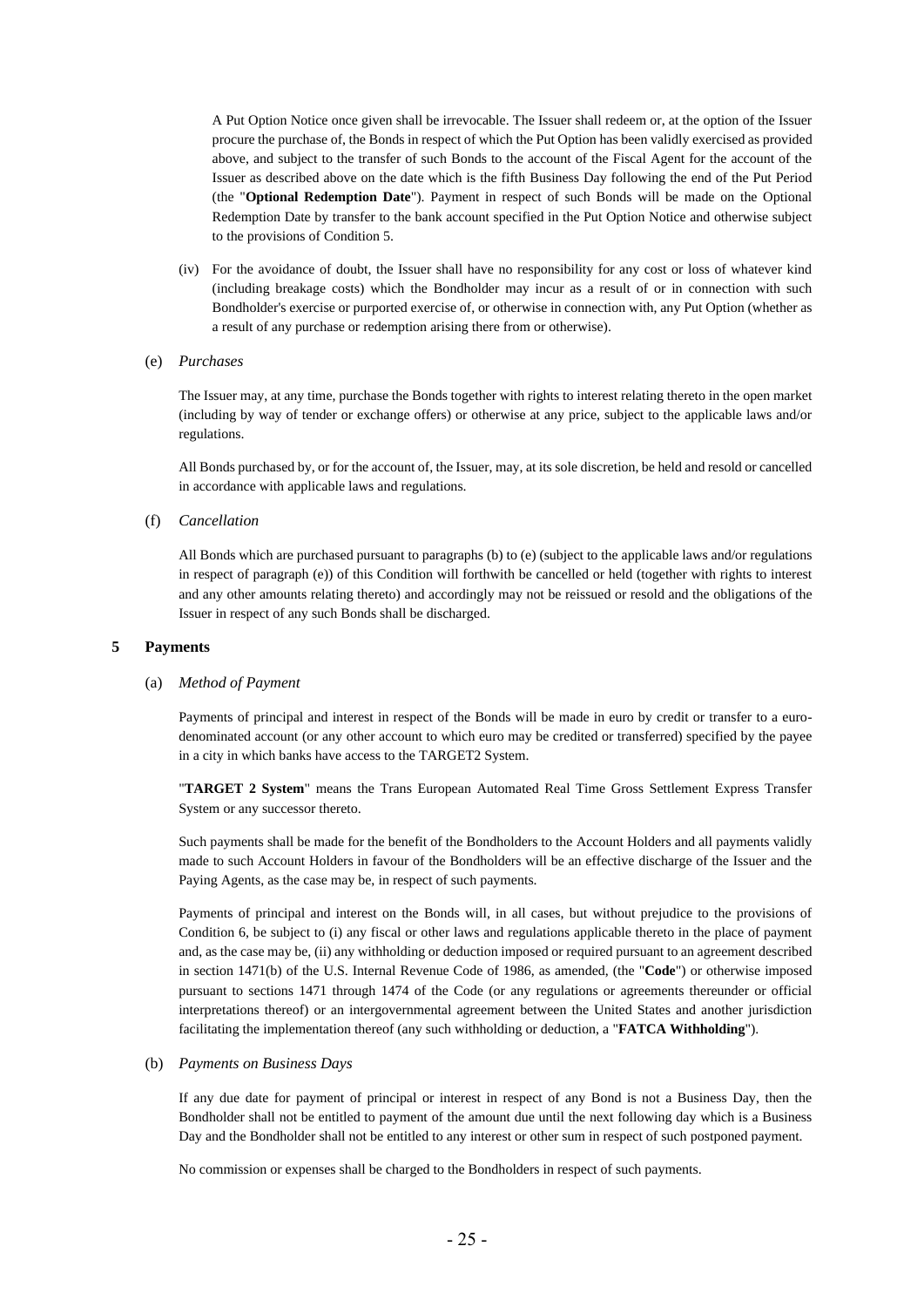A Put Option Notice once given shall be irrevocable. The Issuer shall redeem or, at the option of the Issuer procure the purchase of, the Bonds in respect of which the Put Option has been validly exercised as provided above, and subject to the transfer of such Bonds to the account of the Fiscal Agent for the account of the Issuer as described above on the date which is the fifth Business Day following the end of the Put Period (the "**Optional Redemption Date**"). Payment in respect of such Bonds will be made on the Optional Redemption Date by transfer to the bank account specified in the Put Option Notice and otherwise subject to the provisions of Condition 5.

(iv) For the avoidance of doubt, the Issuer shall have no responsibility for any cost or loss of whatever kind (including breakage costs) which the Bondholder may incur as a result of or in connection with such Bondholder's exercise or purported exercise of, or otherwise in connection with, any Put Option (whether as a result of any purchase or redemption arising there from or otherwise).

(e) *Purchases*

The Issuer may, at any time, purchase the Bonds together with rights to interest relating thereto in the open market (including by way of tender or exchange offers) or otherwise at any price, subject to the applicable laws and/or regulations.

All Bonds purchased by, or for the account of, the Issuer, may, at its sole discretion, be held and resold or cancelled in accordance with applicable laws and regulations.

(f) *Cancellation*

All Bonds which are purchased pursuant to paragraphs (b) to (e) (subject to the applicable laws and/or regulations in respect of paragraph (e)) of this Condition will forthwith be cancelled or held (together with rights to interest and any other amounts relating thereto) and accordingly may not be reissued or resold and the obligations of the Issuer in respect of any such Bonds shall be discharged.

## 5 Payments

(a) *Method of Payment*

Payments of principal and interest in respect of the Bonds will be made in euro by credit or transfer to a euro-denominated account (or any other account to which euro may be credited or transferred) specified by the payee in a city in which banks have access to the TARGET2 System.

"**TARGET 2 System**" means the Trans European Automated Real Time Gross Settlement Express Transfer System or any successor thereto.

Such payments shall be made for the benefit of the Bondholders to the Account Holders and all payments validly made to such Account Holders in favour of the Bondholders will be an effective discharge of the Issuer and the Paying Agents, as the case may be, in respect of such payments.

Payments of principal and interest on the Bonds will, in all cases, but without prejudice to the provisions of Condition 6, be subject to (i) any fiscal or other laws and regulations applicable thereto in the place of payment and, as the case may be, (ii) any withholding or deduction imposed or required pursuant to an agreement described in section 1471(b) of the U.S. Internal Revenue Code of 1986, as amended, (the "**Code**") or otherwise imposed pursuant to sections 1471 through 1474 of the Code (or any regulations or agreements thereunder or official interpretations thereof) or an intergovernmental agreement between the United States and another jurisdiction facilitating the implementation thereof (any such withholding or deduction, a "**FATCA Withholding**").

(b) *Payments on Business Days*

If any due date for payment of principal or interest in respect of any Bond is not a Business Day, then the Bondholder shall not be entitled to payment of the amount due until the next following day which is a Business Day and the Bondholder shall not be entitled to any interest or other sum in respect of such postponed payment.

No commission or expenses shall be charged to the Bondholders in respect of such payments.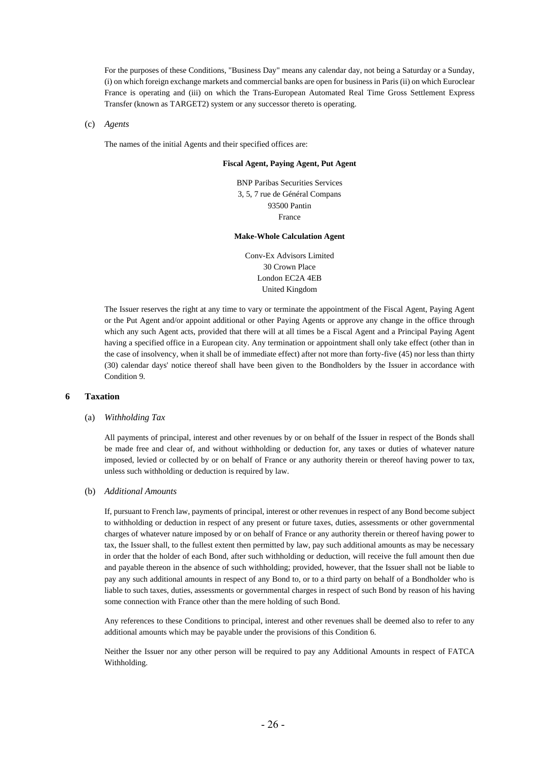For the purposes of these Conditions, "Business Day" means any calendar day, not being a Saturday or a Sunday, (i) on which foreign exchange markets and commercial banks are open for business in Paris (ii) on which Euroclear France is operating and (iii) on which the Trans-European Automated Real Time Gross Settlement Express Transfer (known as TARGET2) system or any successor thereto is operating.

(c) *Agents*

The names of the initial Agents and their specified offices are:

**Fiscal Agent, Paying Agent, Put Agent**

BNP Paribas Securities Services
3, 5, 7 rue de Général Compans
93500 Pantin
France

**Make-Whole Calculation Agent**

Conv-Ex Advisors Limited
30 Crown Place
London EC2A 4EB
United Kingdom

The Issuer reserves the right at any time to vary or terminate the appointment of the Fiscal Agent, Paying Agent or the Put Agent and/or appoint additional or other Paying Agents or approve any change in the office through which any such Agent acts, provided that there will at all times be a Fiscal Agent and a Principal Paying Agent having a specified office in a European city. Any termination or appointment shall only take effect (other than in the case of insolvency, when it shall be of immediate effect) after not more than forty-five (45) nor less than thirty (30) calendar days' notice thereof shall have been given to the Bondholders by the Issuer in accordance with Condition 9.

## 6 Taxation

(a) *Withholding Tax*

All payments of principal, interest and other revenues by or on behalf of the Issuer in respect of the Bonds shall be made free and clear of, and without withholding or deduction for, any taxes or duties of whatever nature imposed, levied or collected by or on behalf of France or any authority therein or thereof having power to tax, unless such withholding or deduction is required by law.

(b) *Additional Amounts*

If, pursuant to French law, payments of principal, interest or other revenues in respect of any Bond become subject to withholding or deduction in respect of any present or future taxes, duties, assessments or other governmental charges of whatever nature imposed by or on behalf of France or any authority therein or thereof having power to tax, the Issuer shall, to the fullest extent then permitted by law, pay such additional amounts as may be necessary in order that the holder of each Bond, after such withholding or deduction, will receive the full amount then due and payable thereon in the absence of such withholding; provided, however, that the Issuer shall not be liable to pay any such additional amounts in respect of any Bond to, or to a third party on behalf of a Bondholder who is liable to such taxes, duties, assessments or governmental charges in respect of such Bond by reason of his having some connection with France other than the mere holding of such Bond.

Any references to these Conditions to principal, interest and other revenues shall be deemed also to refer to any additional amounts which may be payable under the provisions of this Condition 6.

Neither the Issuer nor any other person will be required to pay any Additional Amounts in respect of FATCA Withholding.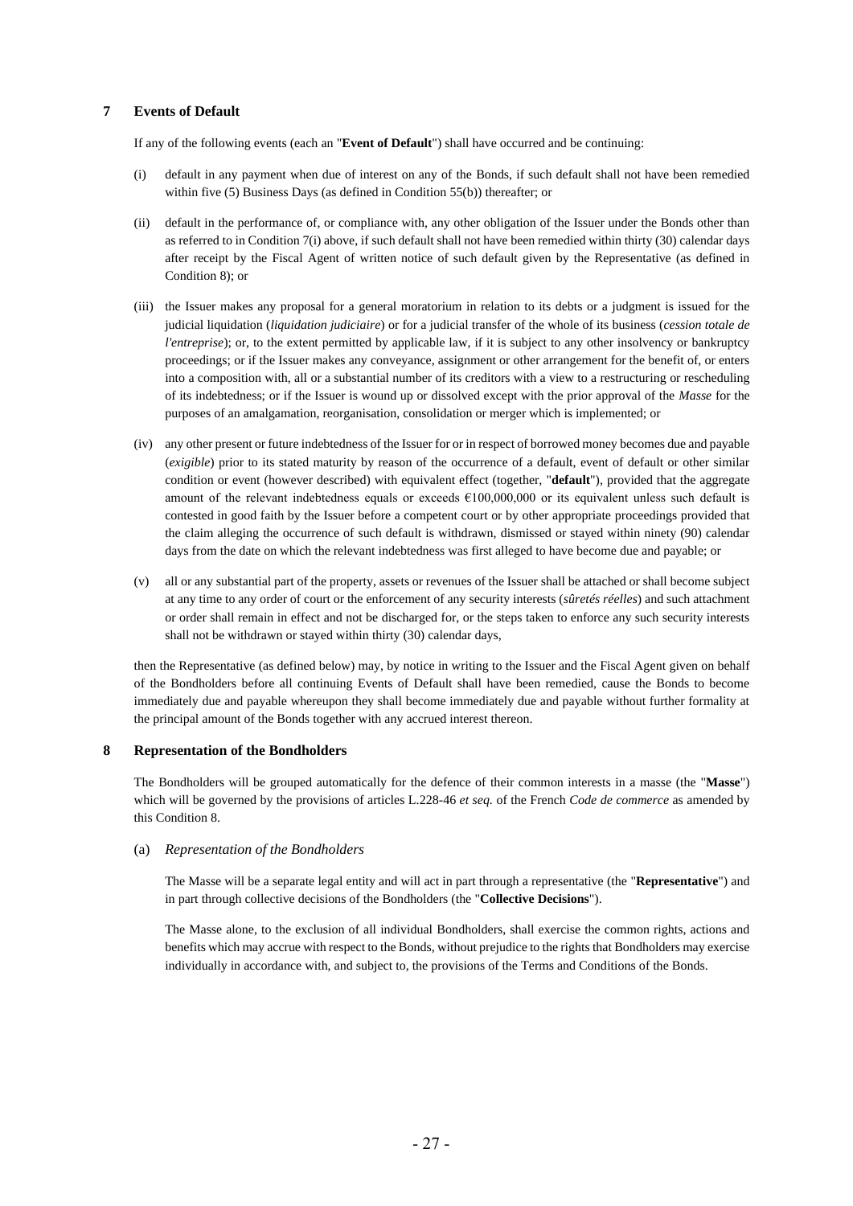## 7 Events of Default

If any of the following events (each an "**Event of Default**") shall have occurred and be continuing:

(i) default in any payment when due of interest on any of the Bonds, if such default shall not have been remedied within five (5) Business Days (as defined in Condition 55(b)) thereafter; or

(ii) default in the performance of, or compliance with, any other obligation of the Issuer under the Bonds other than as referred to in Condition 7(i) above, if such default shall not have been remedied within thirty (30) calendar days after receipt by the Fiscal Agent of written notice of such default given by the Representative (as defined in Condition 8); or

(iii) the Issuer makes any proposal for a general moratorium in relation to its debts or a judgment is issued for the judicial liquidation (*liquidation judiciaire*) or for a judicial transfer of the whole of its business (*cession totale de l'entreprise*); or, to the extent permitted by applicable law, if it is subject to any other insolvency or bankruptcy proceedings; or if the Issuer makes any conveyance, assignment or other arrangement for the benefit of, or enters into a composition with, all or a substantial number of its creditors with a view to a restructuring or rescheduling of its indebtedness; or if the Issuer is wound up or dissolved except with the prior approval of the *Masse* for the purposes of an amalgamation, reorganisation, consolidation or merger which is implemented; or

(iv) any other present or future indebtedness of the Issuer for or in respect of borrowed money becomes due and payable (*exigible*) prior to its stated maturity by reason of the occurrence of a default, event of default or other similar condition or event (however described) with equivalent effect (together, "**default**"), provided that the aggregate amount of the relevant indebtedness equals or exceeds €100,000,000 or its equivalent unless such default is contested in good faith by the Issuer before a competent court or by other appropriate proceedings provided that the claim alleging the occurrence of such default is withdrawn, dismissed or stayed within ninety (90) calendar days from the date on which the relevant indebtedness was first alleged to have become due and payable; or

(v) all or any substantial part of the property, assets or revenues of the Issuer shall be attached or shall become subject at any time to any order of court or the enforcement of any security interests (*sûretés réelles*) and such attachment or order shall remain in effect and not be discharged for, or the steps taken to enforce any such security interests shall not be withdrawn or stayed within thirty (30) calendar days,

then the Representative (as defined below) may, by notice in writing to the Issuer and the Fiscal Agent given on behalf of the Bondholders before all continuing Events of Default shall have been remedied, cause the Bonds to become immediately due and payable whereupon they shall become immediately due and payable without further formality at the principal amount of the Bonds together with any accrued interest thereon.

## 8 Representation of the Bondholders

The Bondholders will be grouped automatically for the defence of their common interests in a masse (the "**Masse**") which will be governed by the provisions of articles L.228-46 *et seq.* of the French *Code de commerce* as amended by this Condition 8.

(a) *Representation of the Bondholders*

The Masse will be a separate legal entity and will act in part through a representative (the "**Representative**") and in part through collective decisions of the Bondholders (the "**Collective Decisions**").

The Masse alone, to the exclusion of all individual Bondholders, shall exercise the common rights, actions and benefits which may accrue with respect to the Bonds, without prejudice to the rights that Bondholders may exercise individually in accordance with, and subject to, the provisions of the Terms and Conditions of the Bonds.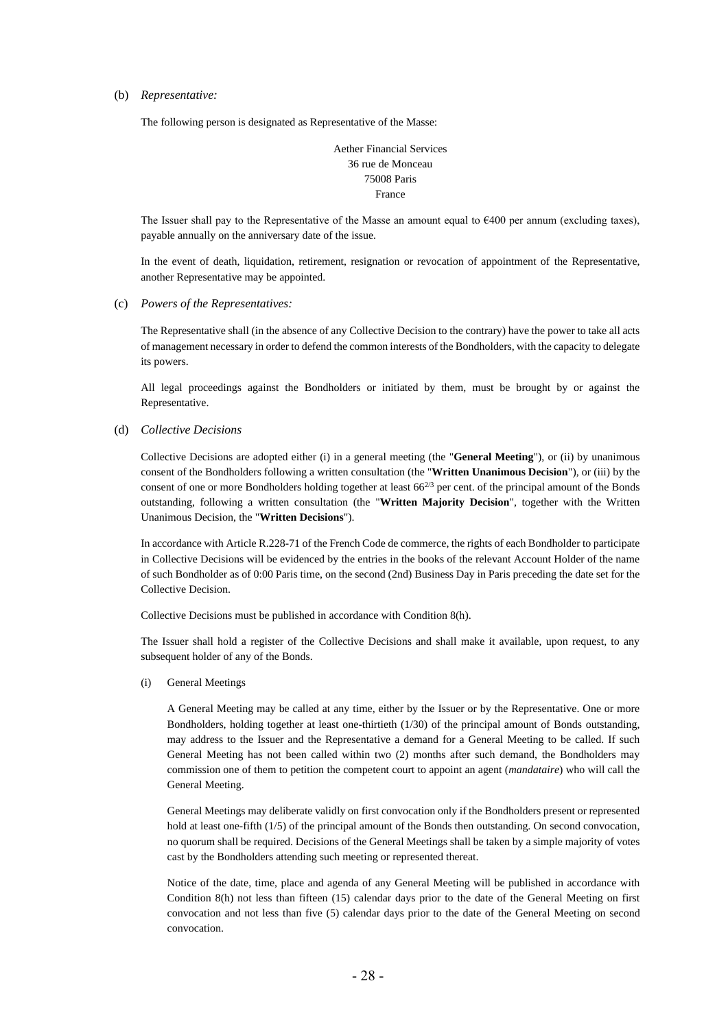(b) *Representative:*

The following person is designated as Representative of the Masse:

Aether Financial Services
36 rue de Monceau
75008 Paris
France

The Issuer shall pay to the Representative of the Masse an amount equal to €400 per annum (excluding taxes), payable annually on the anniversary date of the issue.

In the event of death, liquidation, retirement, resignation or revocation of appointment of the Representative, another Representative may be appointed.

(c) *Powers of the Representatives:*

The Representative shall (in the absence of any Collective Decision to the contrary) have the power to take all acts of management necessary in order to defend the common interests of the Bondholders, with the capacity to delegate its powers.

All legal proceedings against the Bondholders or initiated by them, must be brought by or against the Representative.

(d) *Collective Decisions*

Collective Decisions are adopted either (i) in a general meeting (the "**General Meeting**"), or (ii) by unanimous consent of the Bondholders following a written consultation (the "**Written Unanimous Decision**"), or (iii) by the consent of one or more Bondholders holding together at least $66^{2/3}$ per cent. of the principal amount of the Bonds outstanding, following a written consultation (the "**Written Majority Decision**", together with the Written Unanimous Decision, the "**Written Decisions**").

In accordance with Article R.228-71 of the French Code de commerce, the rights of each Bondholder to participate in Collective Decisions will be evidenced by the entries in the books of the relevant Account Holder of the name of such Bondholder as of 0:00 Paris time, on the second (2nd) Business Day in Paris preceding the date set for the Collective Decision.

Collective Decisions must be published in accordance with Condition 8(h).

The Issuer shall hold a register of the Collective Decisions and shall make it available, upon request, to any subsequent holder of any of the Bonds.

(i) General Meetings

A General Meeting may be called at any time, either by the Issuer or by the Representative. One or more Bondholders, holding together at least one-thirtieth (1/30) of the principal amount of Bonds outstanding, may address to the Issuer and the Representative a demand for a General Meeting to be called. If such General Meeting has not been called within two (2) months after such demand, the Bondholders may commission one of them to petition the competent court to appoint an agent (*mandataire*) who will call the General Meeting.

General Meetings may deliberate validly on first convocation only if the Bondholders present or represented hold at least one-fifth (1/5) of the principal amount of the Bonds then outstanding. On second convocation, no quorum shall be required. Decisions of the General Meetings shall be taken by a simple majority of votes cast by the Bondholders attending such meeting or represented thereat.

Notice of the date, time, place and agenda of any General Meeting will be published in accordance with Condition 8(h) not less than fifteen (15) calendar days prior to the date of the General Meeting on first convocation and not less than five (5) calendar days prior to the date of the General Meeting on second convocation.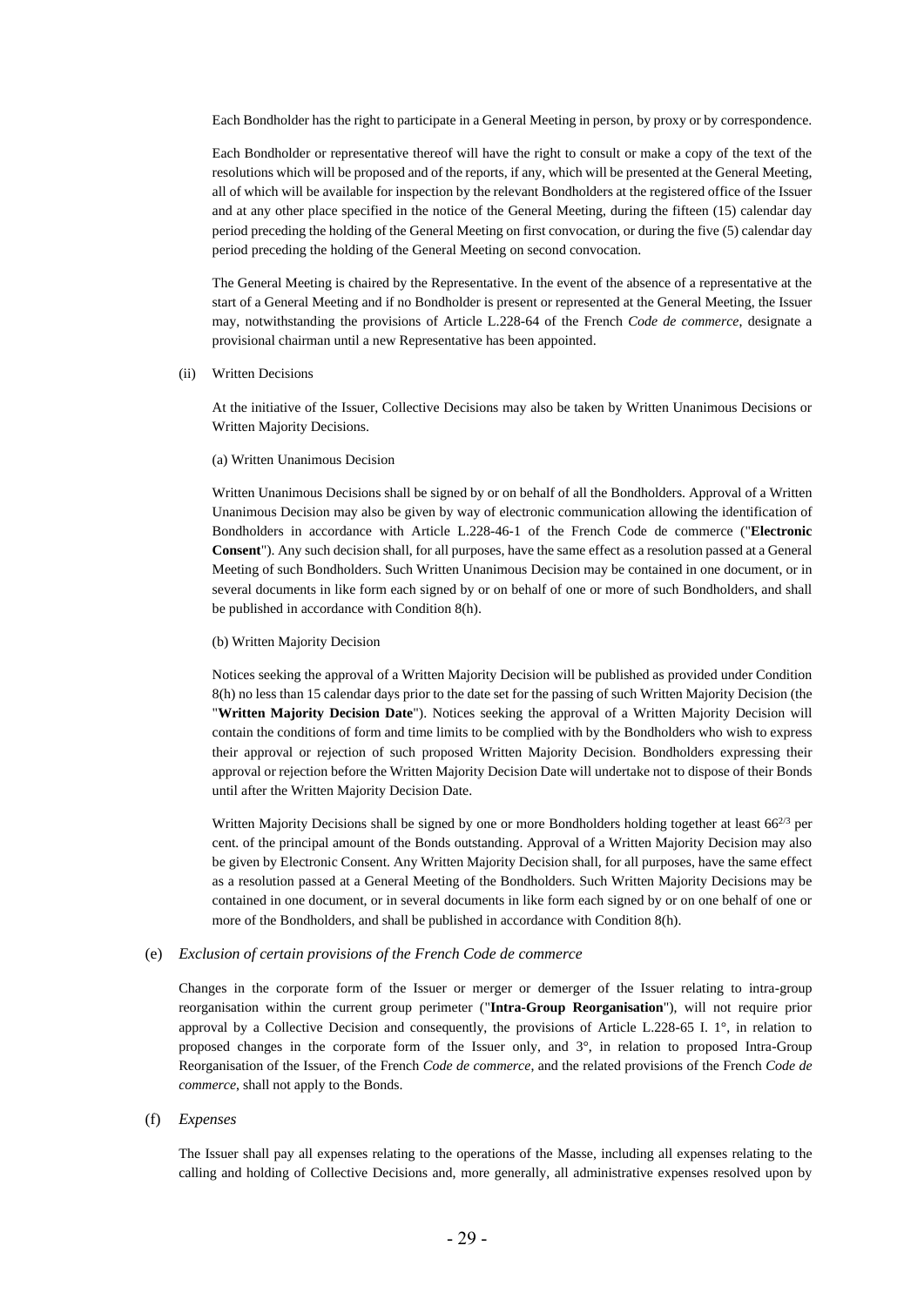Each Bondholder has the right to participate in a General Meeting in person, by proxy or by correspondence.

Each Bondholder or representative thereof will have the right to consult or make a copy of the text of the resolutions which will be proposed and of the reports, if any, which will be presented at the General Meeting, all of which will be available for inspection by the relevant Bondholders at the registered office of the Issuer and at any other place specified in the notice of the General Meeting, during the fifteen (15) calendar day period preceding the holding of the General Meeting on first convocation, or during the five (5) calendar day period preceding the holding of the General Meeting on second convocation.

The General Meeting is chaired by the Representative. In the event of the absence of a representative at the start of a General Meeting and if no Bondholder is present or represented at the General Meeting, the Issuer may, notwithstanding the provisions of Article L.228-64 of the French *Code de commerce*, designate a provisional chairman until a new Representative has been appointed.

(ii) Written Decisions

At the initiative of the Issuer, Collective Decisions may also be taken by Written Unanimous Decisions or Written Majority Decisions.

(a) Written Unanimous Decision

Written Unanimous Decisions shall be signed by or on behalf of all the Bondholders. Approval of a Written Unanimous Decision may also be given by way of electronic communication allowing the identification of Bondholders in accordance with Article L.228-46-1 of the French Code de commerce ("**Electronic Consent**"). Any such decision shall, for all purposes, have the same effect as a resolution passed at a General Meeting of such Bondholders. Such Written Unanimous Decision may be contained in one document, or in several documents in like form each signed by or on behalf of one or more of such Bondholders, and shall be published in accordance with Condition 8(h).

(b) Written Majority Decision

Notices seeking the approval of a Written Majority Decision will be published as provided under Condition 8(h) no less than 15 calendar days prior to the date set for the passing of such Written Majority Decision (the "**Written Majority Decision Date**"). Notices seeking the approval of a Written Majority Decision will contain the conditions of form and time limits to be complied with by the Bondholders who wish to express their approval or rejection of such proposed Written Majority Decision. Bondholders expressing their approval or rejection before the Written Majority Decision Date will undertake not to dispose of their Bonds until after the Written Majority Decision Date.

Written Majority Decisions shall be signed by one or more Bondholders holding together at least $66^{2/3}$ per cent. of the principal amount of the Bonds outstanding. Approval of a Written Majority Decision may also be given by Electronic Consent. Any Written Majority Decision shall, for all purposes, have the same effect as a resolution passed at a General Meeting of the Bondholders. Such Written Majority Decisions may be contained in one document, or in several documents in like form each signed by or on one behalf of one or more of the Bondholders, and shall be published in accordance with Condition 8(h).

(e) *Exclusion of certain provisions of the French Code de commerce*

Changes in the corporate form of the Issuer or merger or demerger of the Issuer relating to intra-group reorganisation within the current group perimeter ("**Intra-Group Reorganisation**"), will not require prior approval by a Collective Decision and consequently, the provisions of Article L.228-65 I. 1°, in relation to proposed changes in the corporate form of the Issuer only, and 3°, in relation to proposed Intra-Group Reorganisation of the Issuer, of the French *Code de commerce*, and the related provisions of the French *Code de commerce*, shall not apply to the Bonds.

(f) *Expenses*

The Issuer shall pay all expenses relating to the operations of the Masse, including all expenses relating to the calling and holding of Collective Decisions and, more generally, all administrative expenses resolved upon by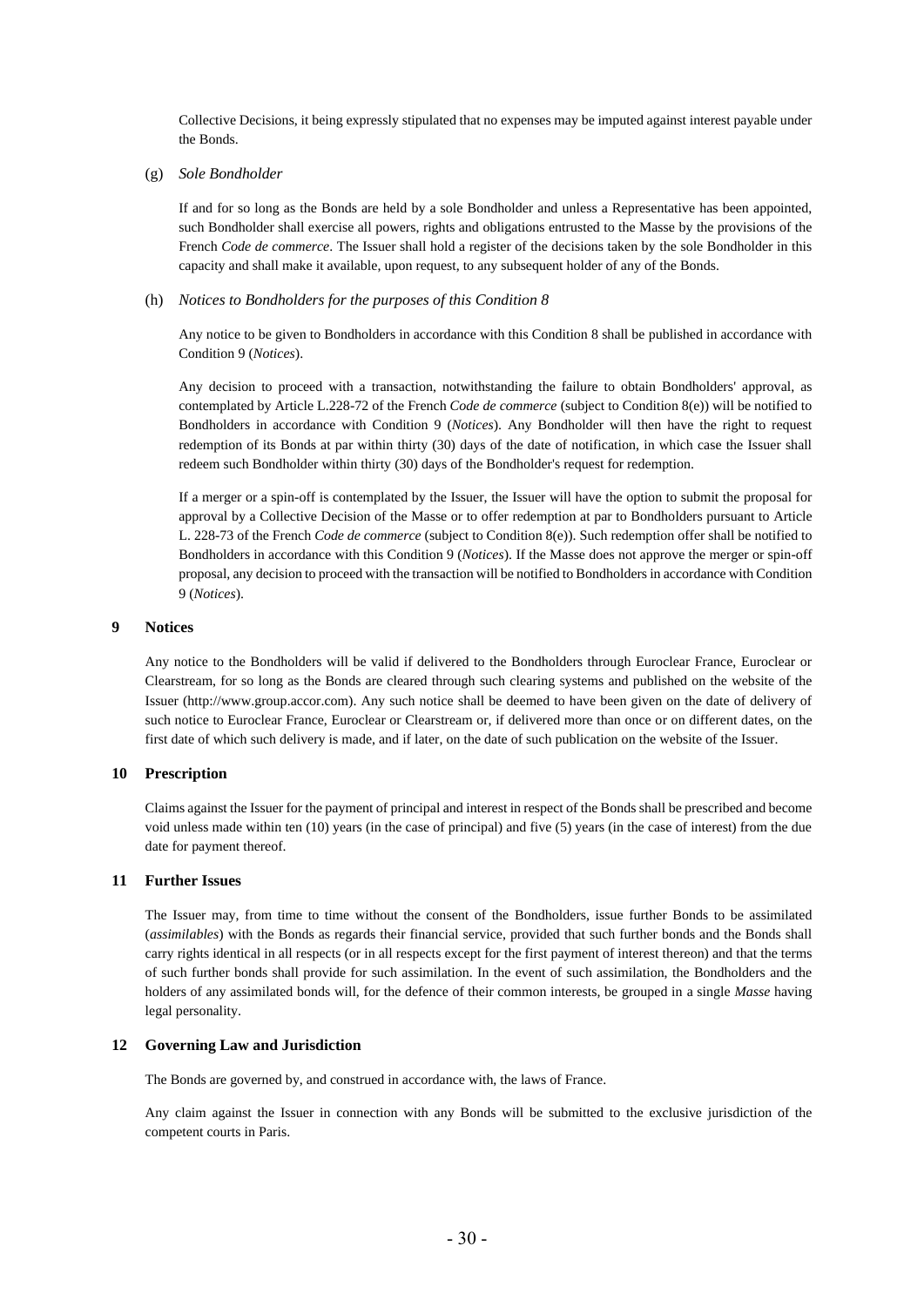Collective Decisions, it being expressly stipulated that no expenses may be imputed against interest payable under the Bonds.

(g) *Sole Bondholder*

If and for so long as the Bonds are held by a sole Bondholder and unless a Representative has been appointed, such Bondholder shall exercise all powers, rights and obligations entrusted to the Masse by the provisions of the French *Code de commerce*. The Issuer shall hold a register of the decisions taken by the sole Bondholder in this capacity and shall make it available, upon request, to any subsequent holder of any of the Bonds.

(h) *Notices to Bondholders for the purposes of this Condition 8*

Any notice to be given to Bondholders in accordance with this Condition 8 shall be published in accordance with Condition 9 (*Notices*).

Any decision to proceed with a transaction, notwithstanding the failure to obtain Bondholders' approval, as contemplated by Article L.228-72 of the French *Code de commerce* (subject to Condition 8(e)) will be notified to Bondholders in accordance with Condition 9 (*Notices*). Any Bondholder will then have the right to request redemption of its Bonds at par within thirty (30) days of the date of notification, in which case the Issuer shall redeem such Bondholder within thirty (30) days of the Bondholder's request for redemption.

If a merger or a spin-off is contemplated by the Issuer, the Issuer will have the option to submit the proposal for approval by a Collective Decision of the Masse or to offer redemption at par to Bondholders pursuant to Article L. 228-73 of the French *Code de commerce* (subject to Condition 8(e)). Such redemption offer shall be notified to Bondholders in accordance with this Condition 9 (*Notices*). If the Masse does not approve the merger or spin-off proposal, any decision to proceed with the transaction will be notified to Bondholders in accordance with Condition 9 (*Notices*).

## 9 Notices

Any notice to the Bondholders will be valid if delivered to the Bondholders through Euroclear France, Euroclear or Clearstream, for so long as the Bonds are cleared through such clearing systems and published on the website of the Issuer (http://www.group.accor.com). Any such notice shall be deemed to have been given on the date of delivery of such notice to Euroclear France, Euroclear or Clearstream or, if delivered more than once or on different dates, on the first date of which such delivery is made, and if later, on the date of such publication on the website of the Issuer.

## 10 Prescription

Claims against the Issuer for the payment of principal and interest in respect of the Bonds shall be prescribed and become void unless made within ten (10) years (in the case of principal) and five (5) years (in the case of interest) from the due date for payment thereof.

## 11 Further Issues

The Issuer may, from time to time without the consent of the Bondholders, issue further Bonds to be assimilated (*assimilables*) with the Bonds as regards their financial service, provided that such further bonds and the Bonds shall carry rights identical in all respects (or in all respects except for the first payment of interest thereon) and that the terms of such further bonds shall provide for such assimilation. In the event of such assimilation, the Bondholders and the holders of any assimilated bonds will, for the defence of their common interests, be grouped in a single *Masse* having legal personality.

## 12 Governing Law and Jurisdiction

The Bonds are governed by, and construed in accordance with, the laws of France.

Any claim against the Issuer in connection with any Bonds will be submitted to the exclusive jurisdiction of the competent courts in Paris.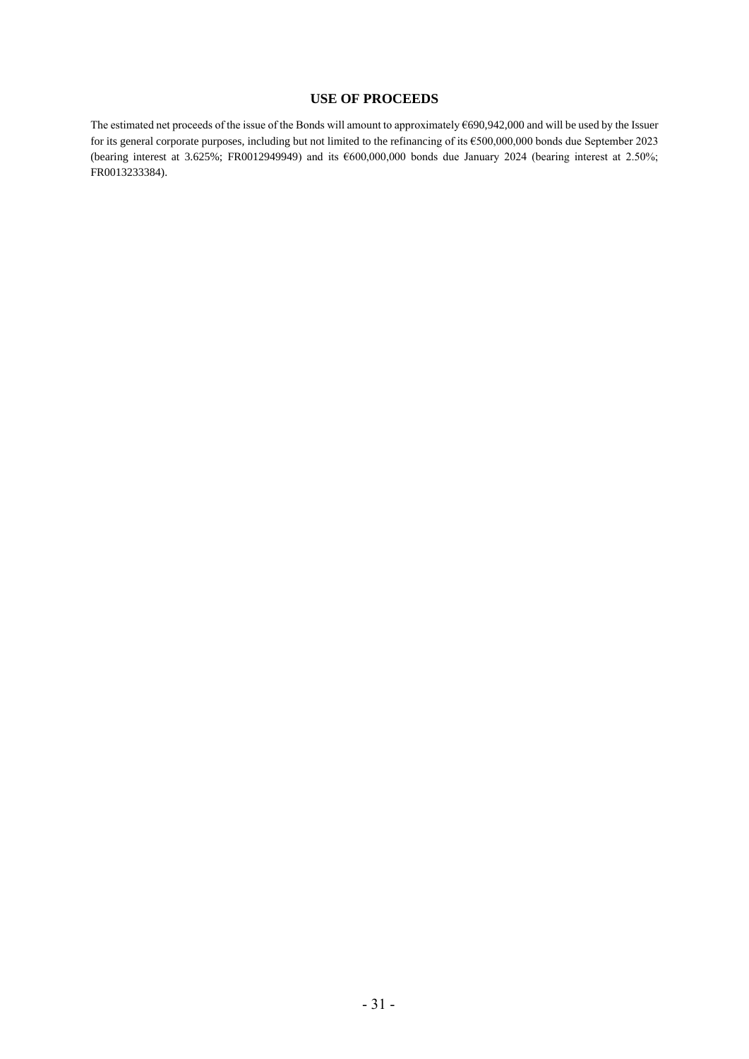# USE OF PROCEEDS

The estimated net proceeds of the issue of the Bonds will amount to approximately €690,942,000 and will be used by the Issuer for its general corporate purposes, including but not limited to the refinancing of its €500,000,000 bonds due September 2023 (bearing interest at 3.625%; FR0012949949) and its €600,000,000 bonds due January 2024 (bearing interest at 2.50%; FR0013233384).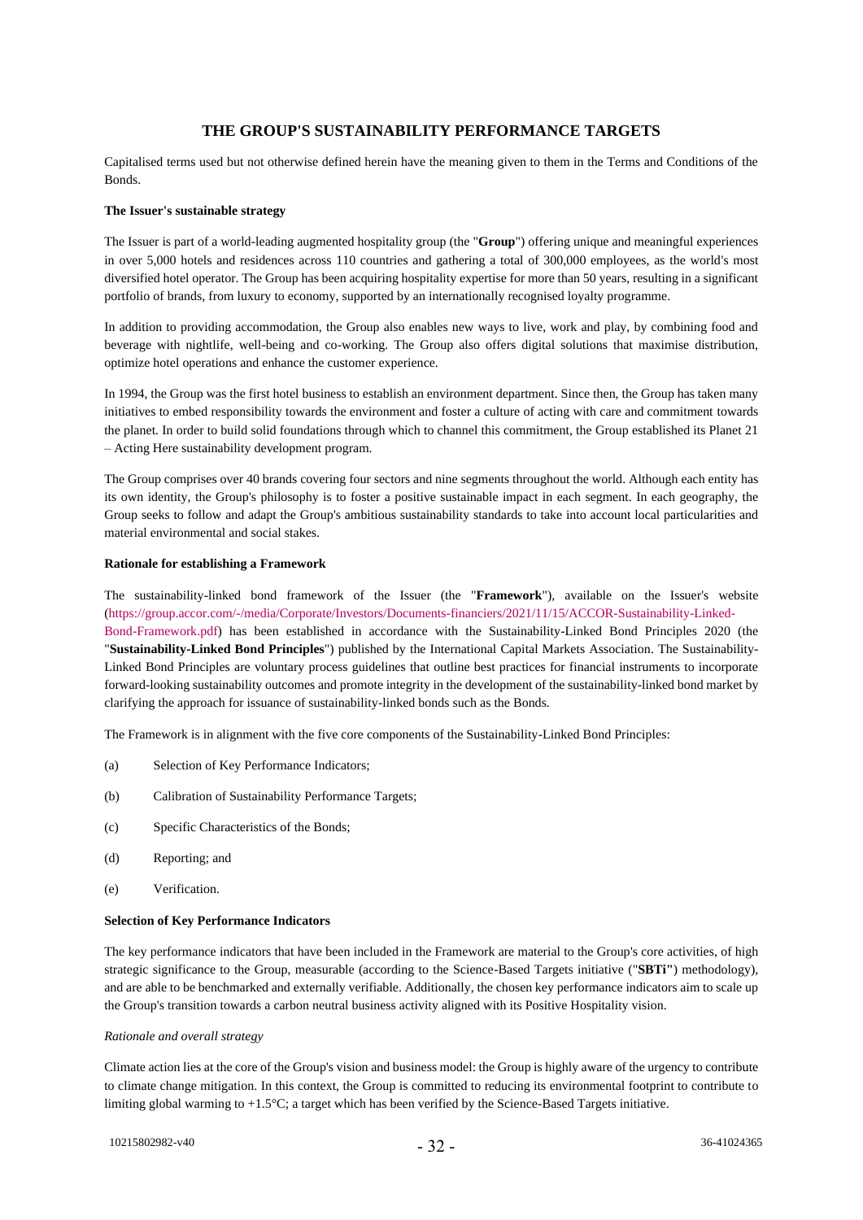## THE GROUP'S SUSTAINABILITY PERFORMANCE TARGETS

Capitalised terms used but not otherwise defined herein have the meaning given to them in the Terms and Conditions of the Bonds.

**The Issuer's sustainable strategy**

The Issuer is part of a world-leading augmented hospitality group (the "**Group**") offering unique and meaningful experiences in over 5,000 hotels and residences across 110 countries and gathering a total of 300,000 employees, as the world's most diversified hotel operator. The Group has been acquiring hospitality expertise for more than 50 years, resulting in a significant portfolio of brands, from luxury to economy, supported by an internationally recognised loyalty programme.

In addition to providing accommodation, the Group also enables new ways to live, work and play, by combining food and beverage with nightlife, well-being and co-working. The Group also offers digital solutions that maximise distribution, optimize hotel operations and enhance the customer experience.

In 1994, the Group was the first hotel business to establish an environment department. Since then, the Group has taken many initiatives to embed responsibility towards the environment and foster a culture of acting with care and commitment towards the planet. In order to build solid foundations through which to channel this commitment, the Group established its Planet 21 – Acting Here sustainability development program.

The Group comprises over 40 brands covering four sectors and nine segments throughout the world. Although each entity has its own identity, the Group's philosophy is to foster a positive sustainable impact in each segment. In each geography, the Group seeks to follow and adapt the Group's ambitious sustainability standards to take into account local particularities and material environmental and social stakes.

**Rationale for establishing a Framework**

The sustainability-linked bond framework of the Issuer (the "**Framework**"), available on the Issuer's website (https://group.accor.com/-/media/Corporate/Investors/Documents-financiers/2021/11/15/ACCOR-Sustainability-Linked-Bond-Framework.pdf) has been established in accordance with the Sustainability-Linked Bond Principles 2020 (the "**Sustainability-Linked Bond Principles**") published by the International Capital Markets Association. The Sustainability-Linked Bond Principles are voluntary process guidelines that outline best practices for financial instruments to incorporate forward-looking sustainability outcomes and promote integrity in the development of the sustainability-linked bond market by clarifying the approach for issuance of sustainability-linked bonds such as the Bonds.

The Framework is in alignment with the five core components of the Sustainability-Linked Bond Principles:

(a) Selection of Key Performance Indicators;

(b) Calibration of Sustainability Performance Targets;

(c) Specific Characteristics of the Bonds;

(d) Reporting; and

(e) Verification.

**Selection of Key Performance Indicators**

The key performance indicators that have been included in the Framework are material to the Group's core activities, of high strategic significance to the Group, measurable (according to the Science-Based Targets initiative ("**SBTi**") methodology), and are able to be benchmarked and externally verifiable. Additionally, the chosen key performance indicators aim to scale up the Group's transition towards a carbon neutral business activity aligned with its Positive Hospitality vision.

*Rationale and overall strategy*

Climate action lies at the core of the Group's vision and business model: the Group is highly aware of the urgency to contribute to climate change mitigation. In this context, the Group is committed to reducing its environmental footprint to contribute to limiting global warming to +1.5°C; a target which has been verified by the Science-Based Targets initiative.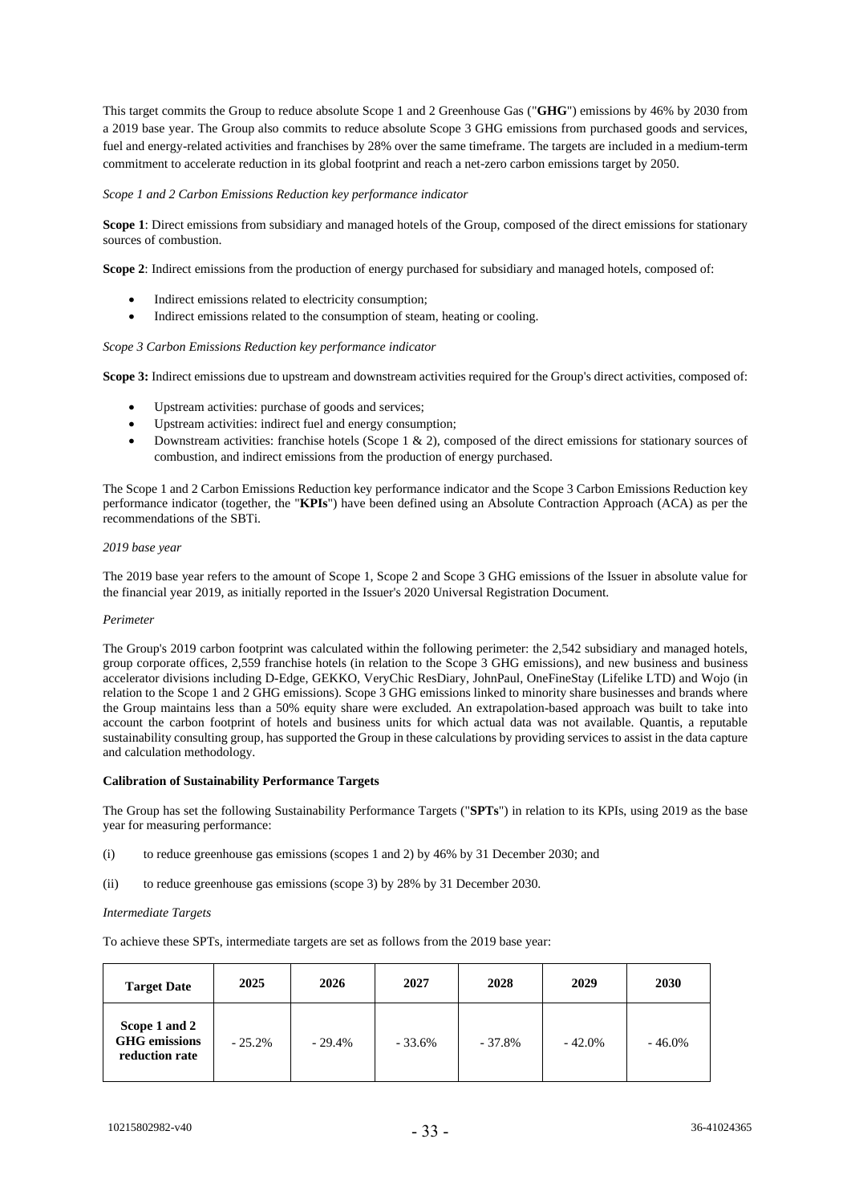This target commits the Group to reduce absolute Scope 1 and 2 Greenhouse Gas ("**GHG**") emissions by 46% by 2030 from a 2019 base year. The Group also commits to reduce absolute Scope 3 GHG emissions from purchased goods and services, fuel and energy-related activities and franchises by 28% over the same timeframe. The targets are included in a medium-term commitment to accelerate reduction in its global footprint and reach a net-zero carbon emissions target by 2050.

*Scope 1 and 2 Carbon Emissions Reduction key performance indicator*

**Scope 1**: Direct emissions from subsidiary and managed hotels of the Group, composed of the direct emissions for stationary sources of combustion.

**Scope 2**: Indirect emissions from the production of energy purchased for subsidiary and managed hotels, composed of:

- Indirect emissions related to electricity consumption;
- Indirect emissions related to the consumption of steam, heating or cooling.

*Scope 3 Carbon Emissions Reduction key performance indicator*

**Scope 3:** Indirect emissions due to upstream and downstream activities required for the Group's direct activities, composed of:

- Upstream activities: purchase of goods and services;
- Upstream activities: indirect fuel and energy consumption;
- Downstream activities: franchise hotels (Scope 1 & 2), composed of the direct emissions for stationary sources of combustion, and indirect emissions from the production of energy purchased.

The Scope 1 and 2 Carbon Emissions Reduction key performance indicator and the Scope 3 Carbon Emissions Reduction key performance indicator (together, the "**KPIs**") have been defined using an Absolute Contraction Approach (ACA) as per the recommendations of the SBTi.

*2019 base year*

The 2019 base year refers to the amount of Scope 1, Scope 2 and Scope 3 GHG emissions of the Issuer in absolute value for the financial year 2019, as initially reported in the Issuer's 2020 Universal Registration Document.

*Perimeter*

The Group's 2019 carbon footprint was calculated within the following perimeter: the 2,542 subsidiary and managed hotels, group corporate offices, 2,559 franchise hotels (in relation to the Scope 3 GHG emissions), and new business and business accelerator divisions including D-Edge, GEKKO, VeryChic ResDiary, JohnPaul, OneFineStay (Lifelike LTD) and Wojo (in relation to the Scope 1 and 2 GHG emissions). Scope 3 GHG emissions linked to minority share businesses and brands where the Group maintains less than a 50% equity share were excluded. An extrapolation-based approach was built to take into account the carbon footprint of hotels and business units for which actual data was not available. Quantis, a reputable sustainability consulting group, has supported the Group in these calculations by providing services to assist in the data capture and calculation methodology.

**Calibration of Sustainability Performance Targets**

The Group has set the following Sustainability Performance Targets ("**SPTs**") in relation to its KPIs, using 2019 as the base year for measuring performance:

(i) to reduce greenhouse gas emissions (scopes 1 and 2) by 46% by 31 December 2030; and

(ii) to reduce greenhouse gas emissions (scope 3) by 28% by 31 December 2030.

*Intermediate Targets*

To achieve these SPTs, intermediate targets are set as follows from the 2019 base year:

| **Target Date** | **2025** | **2026** | **2027** | **2028** | **2029** | **2030** |
|---|---|---|---|---|---|---|
| **Scope 1 and 2 GHG emissions reduction rate** | - 25.2% | - 29.4% | - 33.6% | - 37.8% | - 42.0% | - 46.0% |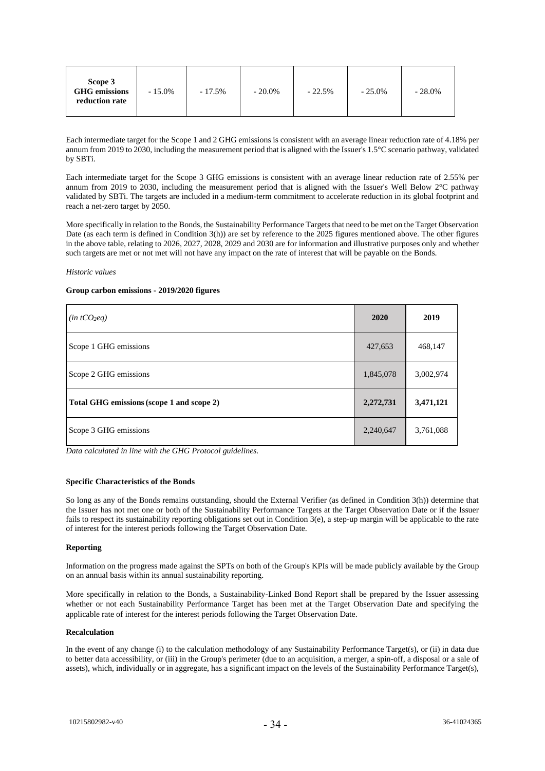| Scope 3 GHG emissions reduction rate | - 15.0% | - 17.5% | - 20.0% | - 22.5% | - 25.0% | - 28.0% |
|---|---|---|---|---|---|---|

Each intermediate target for the Scope 1 and 2 GHG emissions is consistent with an average linear reduction rate of 4.18% per annum from 2019 to 2030, including the measurement period that is aligned with the Issuer's 1.5°C scenario pathway, validated by SBTi.

Each intermediate target for the Scope 3 GHG emissions is consistent with an average linear reduction rate of 2.55% per annum from 2019 to 2030, including the measurement period that is aligned with the Issuer's Well Below 2°C pathway validated by SBTi. The targets are included in a medium-term commitment to accelerate reduction in its global footprint and reach a net-zero target by 2050.

More specifically in relation to the Bonds, the Sustainability Performance Targets that need to be met on the Target Observation Date (as each term is defined in Condition 3(h)) are set by reference to the 2025 figures mentioned above. The other figures in the above table, relating to 2026, 2027, 2028, 2029 and 2030 are for information and illustrative purposes only and whether such targets are met or not met will not have any impact on the rate of interest that will be payable on the Bonds.

*Historic values*

**Group carbon emissions - 2019/2020 figures**

| *(in $tCO_2eq$)* | **2020** | **2019** |
|---|---|---|
| Scope 1 GHG emissions | 427,653 | 468,147 |
| Scope 2 GHG emissions | 1,845,078 | 3,002,974 |
| **Total GHG emissions (scope 1 and scope 2)** | **2,272,731** | **3,471,121** |
| Scope 3 GHG emissions | 2,240,647 | 3,761,088 |

*Data calculated in line with the GHG Protocol guidelines.*

**Specific Characteristics of the Bonds**

So long as any of the Bonds remains outstanding, should the External Verifier (as defined in Condition 3(h)) determine that the Issuer has not met one or both of the Sustainability Performance Targets at the Target Observation Date or if the Issuer fails to respect its sustainability reporting obligations set out in Condition 3(e), a step-up margin will be applicable to the rate of interest for the interest periods following the Target Observation Date.

**Reporting**

Information on the progress made against the SPTs on both of the Group's KPIs will be made publicly available by the Group on an annual basis within its annual sustainability reporting.

More specifically in relation to the Bonds, a Sustainability-Linked Bond Report shall be prepared by the Issuer assessing whether or not each Sustainability Performance Target has been met at the Target Observation Date and specifying the applicable rate of interest for the interest periods following the Target Observation Date.

**Recalculation**

In the event of any change (i) to the calculation methodology of any Sustainability Performance Target(s), or (ii) in data due to better data accessibility, or (iii) in the Group's perimeter (due to an acquisition, a merger, a spin-off, a disposal or a sale of assets), which, individually or in aggregate, has a significant impact on the levels of the Sustainability Performance Target(s),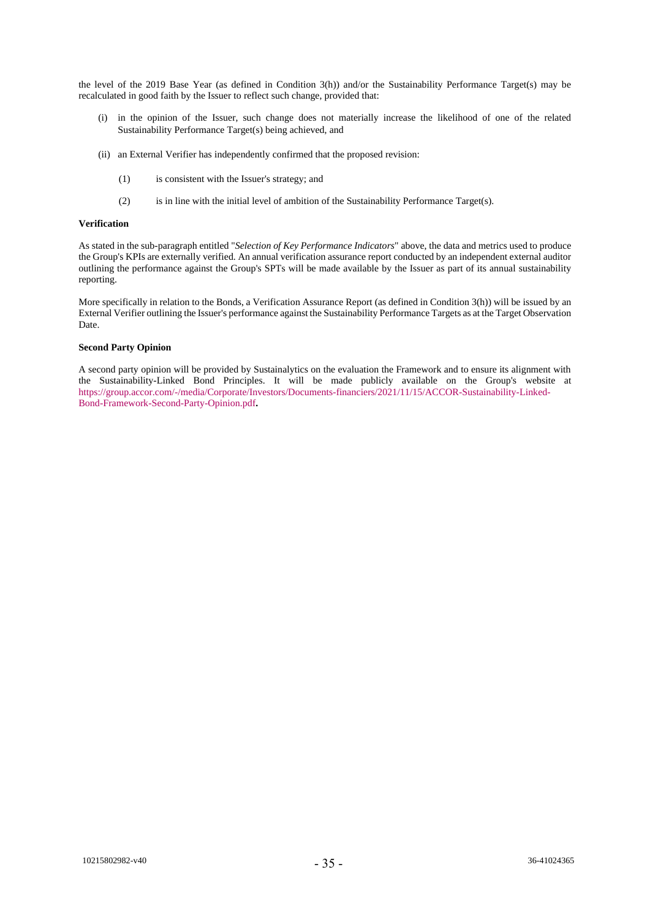the level of the 2019 Base Year (as defined in Condition 3(h)) and/or the Sustainability Performance Target(s) may be recalculated in good faith by the Issuer to reflect such change, provided that:

(i) in the opinion of the Issuer, such change does not materially increase the likelihood of one of the related Sustainability Performance Target(s) being achieved, and

(ii) an External Verifier has independently confirmed that the proposed revision:

(1) is consistent with the Issuer's strategy; and

(2) is in line with the initial level of ambition of the Sustainability Performance Target(s).

**Verification**

As stated in the sub-paragraph entitled "*Selection of Key Performance Indicators*" above, the data and metrics used to produce the Group's KPIs are externally verified. An annual verification assurance report conducted by an independent external auditor outlining the performance against the Group's SPTs will be made available by the Issuer as part of its annual sustainability reporting.

More specifically in relation to the Bonds, a Verification Assurance Report (as defined in Condition 3(h)) will be issued by an External Verifier outlining the Issuer's performance against the Sustainability Performance Targets as at the Target Observation Date.

**Second Party Opinion**

A second party opinion will be provided by Sustainalytics on the evaluation the Framework and to ensure its alignment with the Sustainability-Linked Bond Principles. It will be made publicly available on the Group's website at https://group.accor.com/-/media/Corporate/Investors/Documents-financiers/2021/11/15/ACCOR-Sustainability-Linked-Bond-Framework-Second-Party-Opinion.pdf.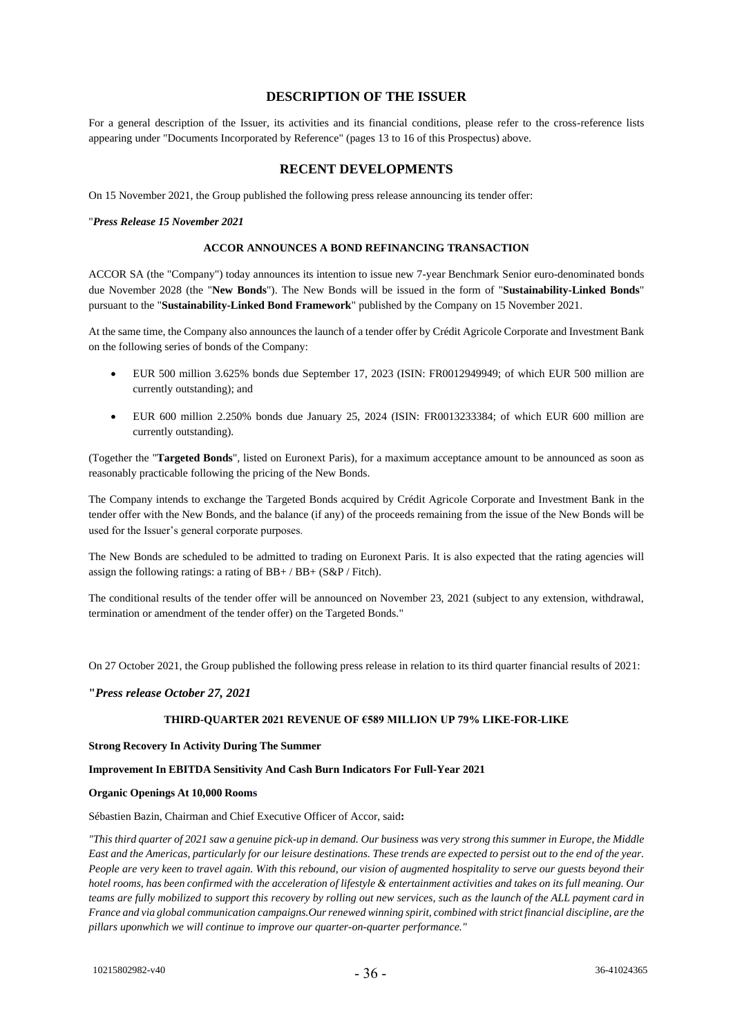## DESCRIPTION OF THE ISSUER

For a general description of the Issuer, its activities and its financial conditions, please refer to the cross-reference lists appearing under "Documents Incorporated by Reference" (pages 13 to 16 of this Prospectus) above.

## RECENT DEVELOPMENTS

On 15 November 2021, the Group published the following press release announcing its tender offer:

"***Press Release 15 November 2021***

**ACCOR ANNOUNCES A BOND REFINANCING TRANSACTION**

ACCOR SA (the "Company") today announces its intention to issue new 7-year Benchmark Senior euro-denominated bonds due November 2028 (the "**New Bonds**"). The New Bonds will be issued in the form of "**Sustainability-Linked Bonds**" pursuant to the "**Sustainability-Linked Bond Framework**" published by the Company on 15 November 2021.

At the same time, the Company also announces the launch of a tender offer by Crédit Agricole Corporate and Investment Bank on the following series of bonds of the Company:

- EUR 500 million 3.625% bonds due September 17, 2023 (ISIN: FR0012949949; of which EUR 500 million are currently outstanding); and
- EUR 600 million 2.250% bonds due January 25, 2024 (ISIN: FR0013233384; of which EUR 600 million are currently outstanding).

(Together the "**Targeted Bonds**", listed on Euronext Paris), for a maximum acceptance amount to be announced as soon as reasonably practicable following the pricing of the New Bonds.

The Company intends to exchange the Targeted Bonds acquired by Crédit Agricole Corporate and Investment Bank in the tender offer with the New Bonds, and the balance (if any) of the proceeds remaining from the issue of the New Bonds will be used for the Issuer's general corporate purposes.

The New Bonds are scheduled to be admitted to trading on Euronext Paris. It is also expected that the rating agencies will assign the following ratings: a rating of BB+ / BB+ (S&P / Fitch).

The conditional results of the tender offer will be announced on November 23, 2021 (subject to any extension, withdrawal, termination or amendment of the tender offer) on the Targeted Bonds."

On 27 October 2021, the Group published the following press release in relation to its third quarter financial results of 2021:

**"*Press release October 27, 2021***

**THIRD-QUARTER 2021 REVENUE OF €589 MILLION UP 79% LIKE-FOR-LIKE**

**Strong Recovery In Activity During The Summer**

**Improvement In EBITDA Sensitivity And Cash Burn Indicators For Full-Year 2021**

**Organic Openings At 10,000 Rooms**

Sébastien Bazin, Chairman and Chief Executive Officer of Accor, said**:**

*"This third quarter of 2021 saw a genuine pick-up in demand. Our business was very strong this summer in Europe, the Middle East and the Americas, particularly for our leisure destinations. These trends are expected to persist out to the end of the year. People are very keen to travel again. With this rebound, our vision of augmented hospitality to serve our guests beyond their hotel rooms, has been confirmed with the acceleration of lifestyle & entertainment activities and takes on its full meaning. Our teams are fully mobilized to support this recovery by rolling out new services, such as the launch of the ALL payment card in France and via global communication campaigns.Our renewed winning spirit, combined with strict financial discipline, are the pillars uponwhich we will continue to improve our quarter-on-quarter performance."*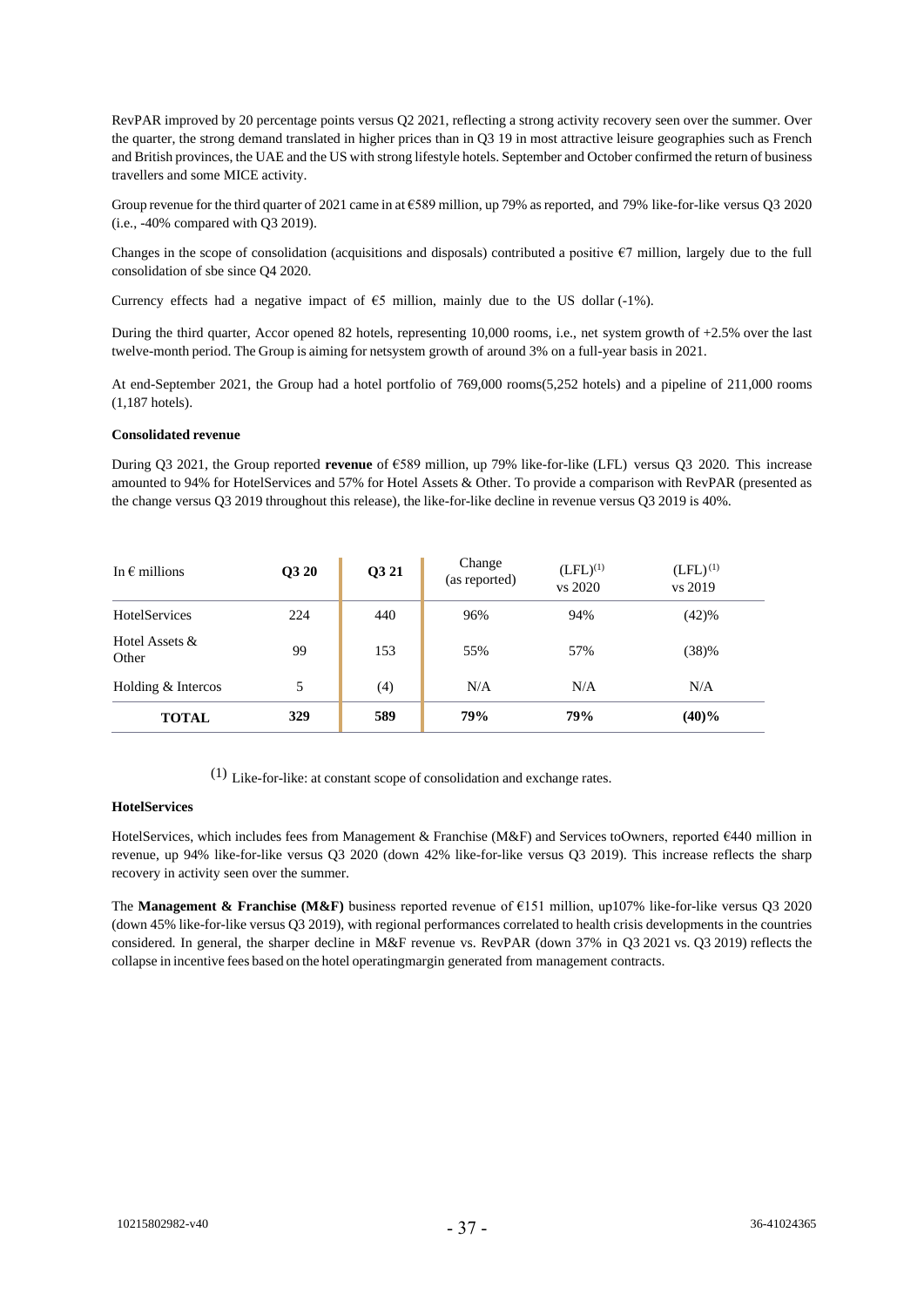RevPAR improved by 20 percentage points versus Q2 2021, reflecting a strong activity recovery seen over the summer. Over the quarter, the strong demand translated in higher prices than in Q3 19 in most attractive leisure geographies such as French and British provinces, the UAE and the US with strong lifestyle hotels. September and October confirmed the return of business travellers and some MICE activity.

Group revenue for the third quarter of 2021 came in at €589 million, up 79% as reported, and 79% like-for-like versus Q3 2020 (i.e., -40% compared with Q3 2019).

Changes in the scope of consolidation (acquisitions and disposals) contributed a positive €7 million, largely due to the full consolidation of sbe since Q4 2020.

Currency effects had a negative impact of €5 million, mainly due to the US dollar (-1%).

During the third quarter, Accor opened 82 hotels, representing 10,000 rooms, i.e., net system growth of +2.5% over the last twelve-month period. The Group is aiming for netsystem growth of around 3% on a full-year basis in 2021.

At end-September 2021, the Group had a hotel portfolio of 769,000 rooms(5,252 hotels) and a pipeline of 211,000 rooms (1,187 hotels).

**Consolidated revenue**

During Q3 2021, the Group reported **revenue** of €589 million, up 79% like-for-like (LFL) versus Q3 2020. This increase amounted to 94% for HotelServices and 57% for Hotel Assets & Other. To provide a comparison with RevPAR (presented as the change versus Q3 2019 throughout this release), the like-for-like decline in revenue versus Q3 2019 is 40%.

| In € millions | Q3 20 | Q3 21 | Change (as reported) | (LFL)[1] vs 2020 | (LFL)[1] vs 2019 |
|---|---|---|---|---|---|
| HotelServices | 224 | 440 | 96% | 94% | (42)% |
| Hotel Assets & Other | 99 | 153 | 55% | 57% | (38)% |
| Holding & Intercos | 5 | (4) | N/A | N/A | N/A |
| **TOTAL** | **329** | **589** | **79%** | **79%** | **(40)%** |

(1) Like-for-like: at constant scope of consolidation and exchange rates.

**HotelServices**

HotelServices, which includes fees from Management & Franchise (M&F) and Services toOwners, reported €440 million in revenue, up 94% like-for-like versus Q3 2020 (down 42% like-for-like versus Q3 2019). This increase reflects the sharp recovery in activity seen over the summer.

The **Management & Franchise (M&F)** business reported revenue of €151 million, up107% like-for-like versus Q3 2020 (down 45% like-for-like versus Q3 2019), with regional performances correlated to health crisis developments in the countries considered. In general, the sharper decline in M&F revenue vs. RevPAR (down 37% in Q3 2021 vs. Q3 2019) reflects the collapse in incentive fees based on the hotel operatingmargin generated from management contracts.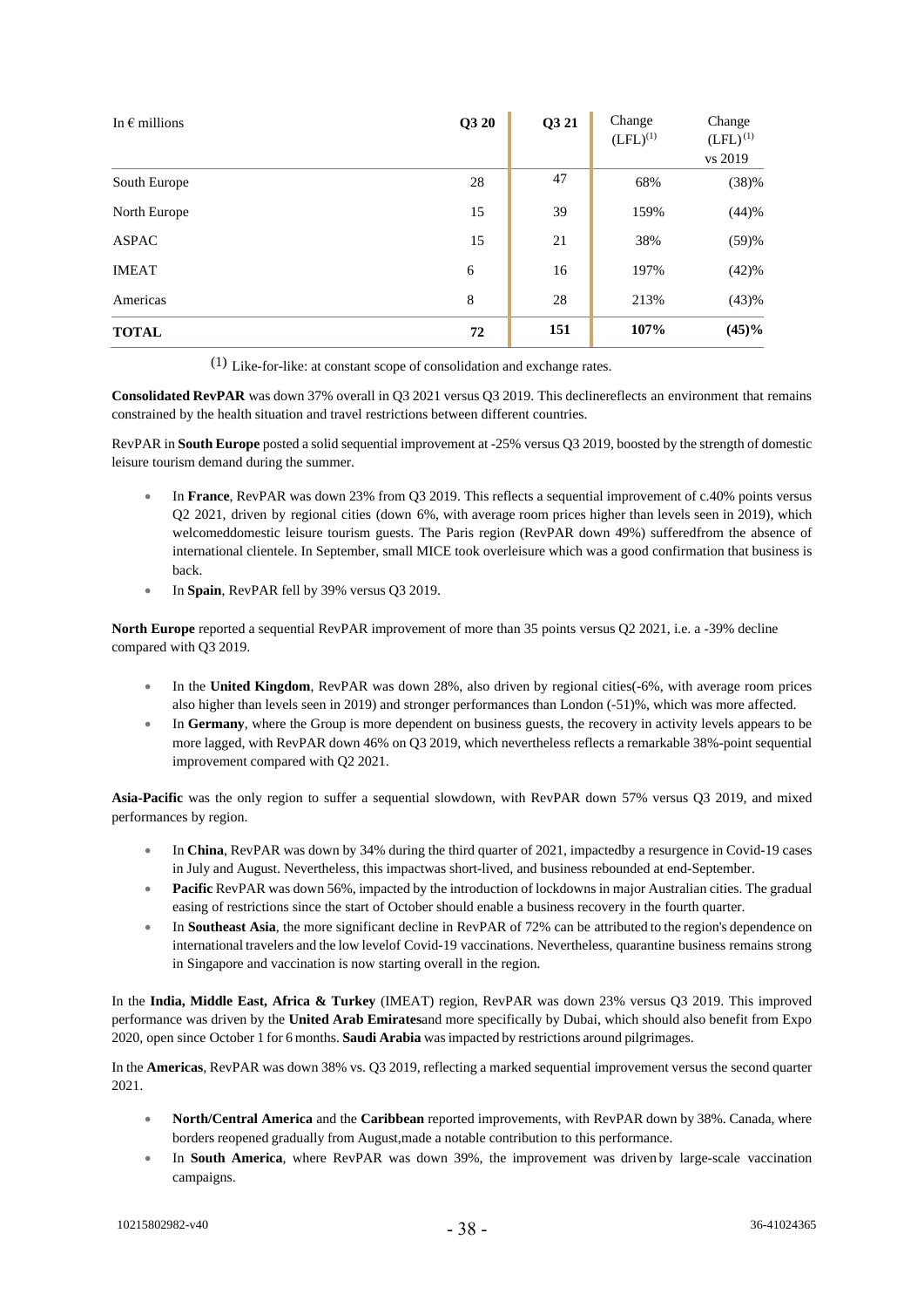| In € millions | Q3 20 | Q3 21 | Change (LFL)[1] | Change (LFL)[1] vs 2019 |
|---|---|---|---|---|
| South Europe | 28 | 47 | 68% | (38)% |
| North Europe | 15 | 39 | 159% | (44)% |
| ASPAC | 15 | 21 | 38% | (59)% |
| IMEAT | 6 | 16 | 197% | (42)% |
| Americas | 8 | 28 | 213% | (43)% |
| **TOTAL** | **72** | **151** | **107%** | **(45)%** |

(1) Like-for-like: at constant scope of consolidation and exchange rates.

**Consolidated RevPAR** was down 37% overall in Q3 2021 versus Q3 2019. This declinereflects an environment that remains constrained by the health situation and travel restrictions between different countries.

RevPAR in **South Europe** posted a solid sequential improvement at -25% versus Q3 2019, boosted by the strength of domestic leisure tourism demand during the summer.

- In **France**, RevPAR was down 23% from Q3 2019. This reflects a sequential improvement of c.40% points versus Q2 2021, driven by regional cities (down 6%, with average room prices higher than levels seen in 2019), which welcomeddomestic leisure tourism guests. The Paris region (RevPAR down 49%) sufferedfrom the absence of international clientele. In September, small MICE took overleisure which was a good confirmation that business is back.
- In **Spain**, RevPAR fell by 39% versus Q3 2019.

**North Europe** reported a sequential RevPAR improvement of more than 35 points versus Q2 2021, i.e. a -39% decline compared with Q3 2019.

- In the **United Kingdom**, RevPAR was down 28%, also driven by regional cities(-6%, with average room prices also higher than levels seen in 2019) and stronger performances than London (-51)%, which was more affected.
- In **Germany**, where the Group is more dependent on business guests, the recovery in activity levels appears to be more lagged, with RevPAR down 46% on Q3 2019, which nevertheless reflects a remarkable 38%-point sequential improvement compared with Q2 2021.

**Asia-Pacific** was the only region to suffer a sequential slowdown, with RevPAR down 57% versus Q3 2019, and mixed performances by region.

- In **China**, RevPAR was down by 34% during the third quarter of 2021, impactedby a resurgence in Covid-19 cases in July and August. Nevertheless, this impactwas short-lived, and business rebounded at end-September.
- **Pacific** RevPAR was down 56%, impacted by the introduction of lockdowns in major Australian cities. The gradual easing of restrictions since the start of October should enable a business recovery in the fourth quarter.
- In **Southeast Asia**, the more significant decline in RevPAR of 72% can be attributed to the region's dependence on international travelers and the low levelof Covid-19 vaccinations. Nevertheless, quarantine business remains strong in Singapore and vaccination is now starting overall in the region.

In the **India, Middle East, Africa & Turkey** (IMEAT) region, RevPAR was down 23% versus Q3 2019. This improved performance was driven by the **United Arab Emirates**and more specifically by Dubai, which should also benefit from Expo 2020, open since October 1 for 6 months. **Saudi Arabia** was impacted by restrictions around pilgrimages.

In the **Americas**, RevPAR was down 38% vs. Q3 2019, reflecting a marked sequential improvement versus the second quarter 2021.

- **North/Central America** and the **Caribbean** reported improvements, with RevPAR down by 38%. Canada, where borders reopened gradually from August,made a notable contribution to this performance.
- In **South America**, where RevPAR was down 39%, the improvement was driven by large-scale vaccination campaigns.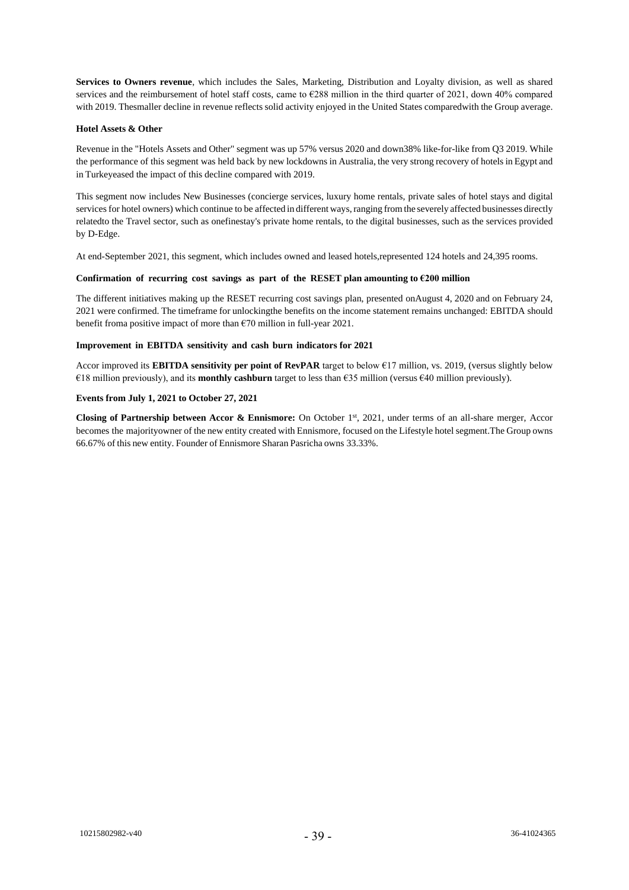**Services to Owners revenue**, which includes the Sales, Marketing, Distribution and Loyalty division, as well as shared services and the reimbursement of hotel staff costs, came to €288 million in the third quarter of 2021, down 40% compared with 2019. Thesmaller decline in revenue reflects solid activity enjoyed in the United States comparedwith the Group average.

**Hotel Assets & Other**

Revenue in the "Hotels Assets and Other" segment was up 57% versus 2020 and down38% like-for-like from Q3 2019. While the performance of this segment was held back by new lockdowns in Australia, the very strong recovery of hotels in Egypt and in Turkeyeased the impact of this decline compared with 2019.

This segment now includes New Businesses (concierge services, luxury home rentals, private sales of hotel stays and digital services for hotel owners) which continue to be affected in different ways, ranging from the severely affected businesses directly relatedto the Travel sector, such as onefinestay's private home rentals, to the digital businesses, such as the services provided by D-Edge.

At end-September 2021, this segment, which includes owned and leased hotels,represented 124 hotels and 24,395 rooms.

**Confirmation of recurring cost savings as part of the RESET plan amounting to €200 million**

The different initiatives making up the RESET recurring cost savings plan, presented onAugust 4, 2020 and on February 24, 2021 were confirmed. The timeframe for unlockingthe benefits on the income statement remains unchanged: EBITDA should benefit froma positive impact of more than €70 million in full-year 2021.

**Improvement in EBITDA sensitivity and cash burn indicators for 2021**

Accor improved its **EBITDA sensitivity per point of RevPAR** target to below €17 million, vs. 2019, (versus slightly below €18 million previously), and its **monthly cashburn** target to less than €35 million (versus €40 million previously).

**Events from July 1, 2021 to October 27, 2021**

**Closing of Partnership between Accor & Ennismore:** On October 1st, 2021, under terms of an all-share merger, Accor becomes the majorityowner of the new entity created with Ennismore, focused on the Lifestyle hotel segment.The Group owns 66.67% of this new entity. Founder of Ennismore Sharan Pasricha owns 33.33%.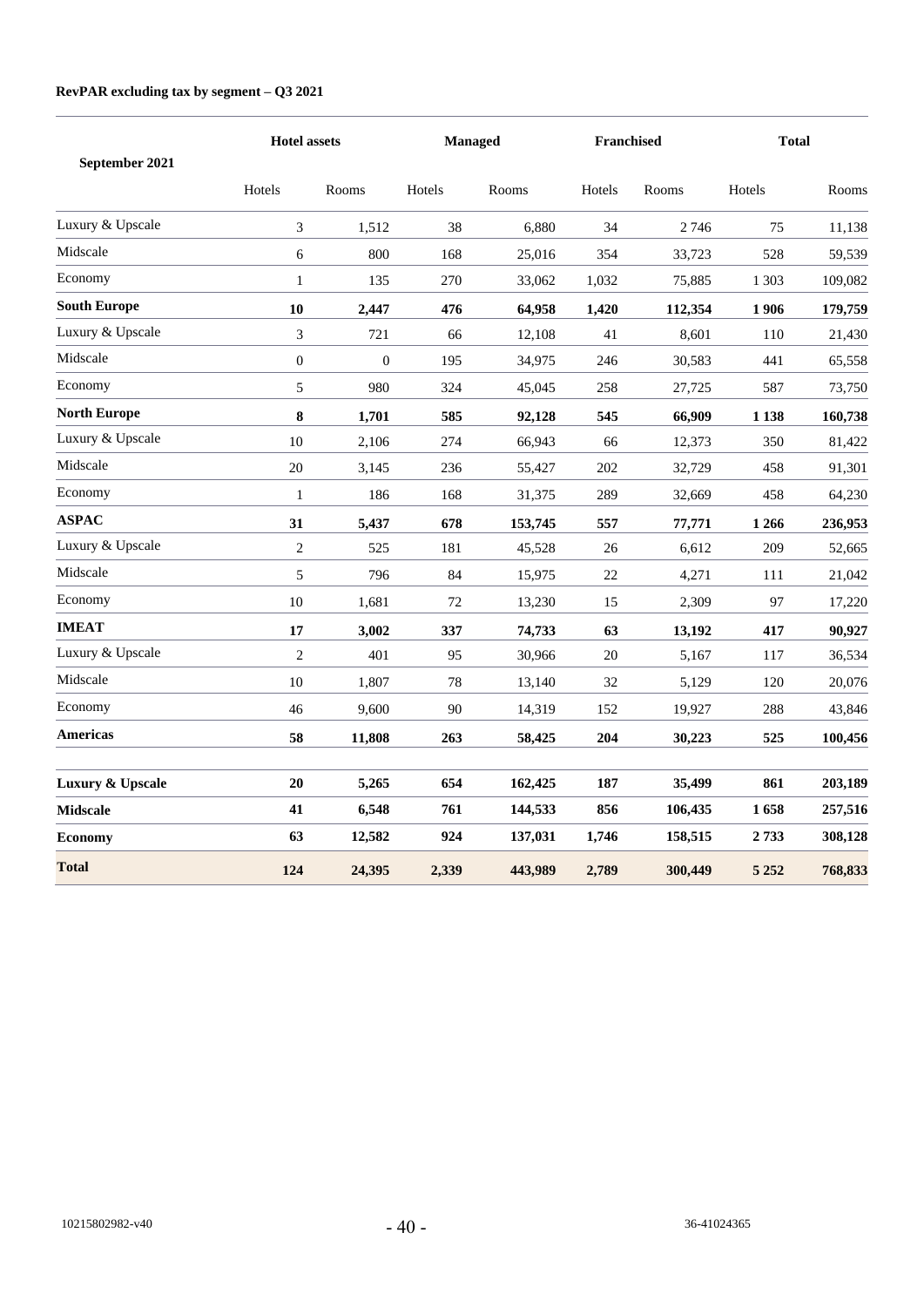**RevPAR excluding tax by segment – Q3 2021**

| September 2021 | Hotel assets | | Managed | | Franchised | | Total | |
|---|---|---|---|---|---|---|---|---|
| | Hotels | Rooms | Hotels | Rooms | Hotels | Rooms | Hotels | Rooms |
| Luxury & Upscale | 3 | 1,512 | 38 | 6,880 | 34 | 2 746 | 75 | 11,138 |
| Midscale | 6 | 800 | 168 | 25,016 | 354 | 33,723 | 528 | 59,539 |
| Economy | 1 | 135 | 270 | 33,062 | 1,032 | 75,885 | 1 303 | 109,082 |
| **South Europe** | **10** | **2,447** | **476** | **64,958** | **1,420** | **112,354** | **1 906** | **179,759** |
| Luxury & Upscale | 3 | 721 | 66 | 12,108 | 41 | 8,601 | 110 | 21,430 |
| Midscale | 0 | 0 | 195 | 34,975 | 246 | 30,583 | 441 | 65,558 |
| Economy | 5 | 980 | 324 | 45,045 | 258 | 27,725 | 587 | 73,750 |
| **North Europe** | **8** | **1,701** | **585** | **92,128** | **545** | **66,909** | **1 138** | **160,738** |
| Luxury & Upscale | 10 | 2,106 | 274 | 66,943 | 66 | 12,373 | 350 | 81,422 |
| Midscale | 20 | 3,145 | 236 | 55,427 | 202 | 32,729 | 458 | 91,301 |
| Economy | 1 | 186 | 168 | 31,375 | 289 | 32,669 | 458 | 64,230 |
| **ASPAC** | **31** | **5,437** | **678** | **153,745** | **557** | **77,771** | **1 266** | **236,953** |
| Luxury & Upscale | 2 | 525 | 181 | 45,528 | 26 | 6,612 | 209 | 52,665 |
| Midscale | 5 | 796 | 84 | 15,975 | 22 | 4,271 | 111 | 21,042 |
| Economy | 10 | 1,681 | 72 | 13,230 | 15 | 2,309 | 97 | 17,220 |
| **IMEAT** | **17** | **3,002** | **337** | **74,733** | **63** | **13,192** | **417** | **90,927** |
| Luxury & Upscale | 2 | 401 | 95 | 30,966 | 20 | 5,167 | 117 | 36,534 |
| Midscale | 10 | 1,807 | 78 | 13,140 | 32 | 5,129 | 120 | 20,076 |
| Economy | 46 | 9,600 | 90 | 14,319 | 152 | 19,927 | 288 | 43,846 |
| **Americas** | **58** | **11,808** | **263** | **58,425** | **204** | **30,223** | **525** | **100,456** |
| **Luxury & Upscale** | **20** | **5,265** | **654** | **162,425** | **187** | **35,499** | **861** | **203,189** |
| **Midscale** | **41** | **6,548** | **761** | **144,533** | **856** | **106,435** | **1 658** | **257,516** |
| **Economy** | **63** | **12,582** | **924** | **137,031** | **1,746** | **158,515** | **2 733** | **308,128** |
| **Total** | **124** | **24,395** | **2,339** | **443,989** | **2,789** | **300,449** | **5 252** | **768,833** |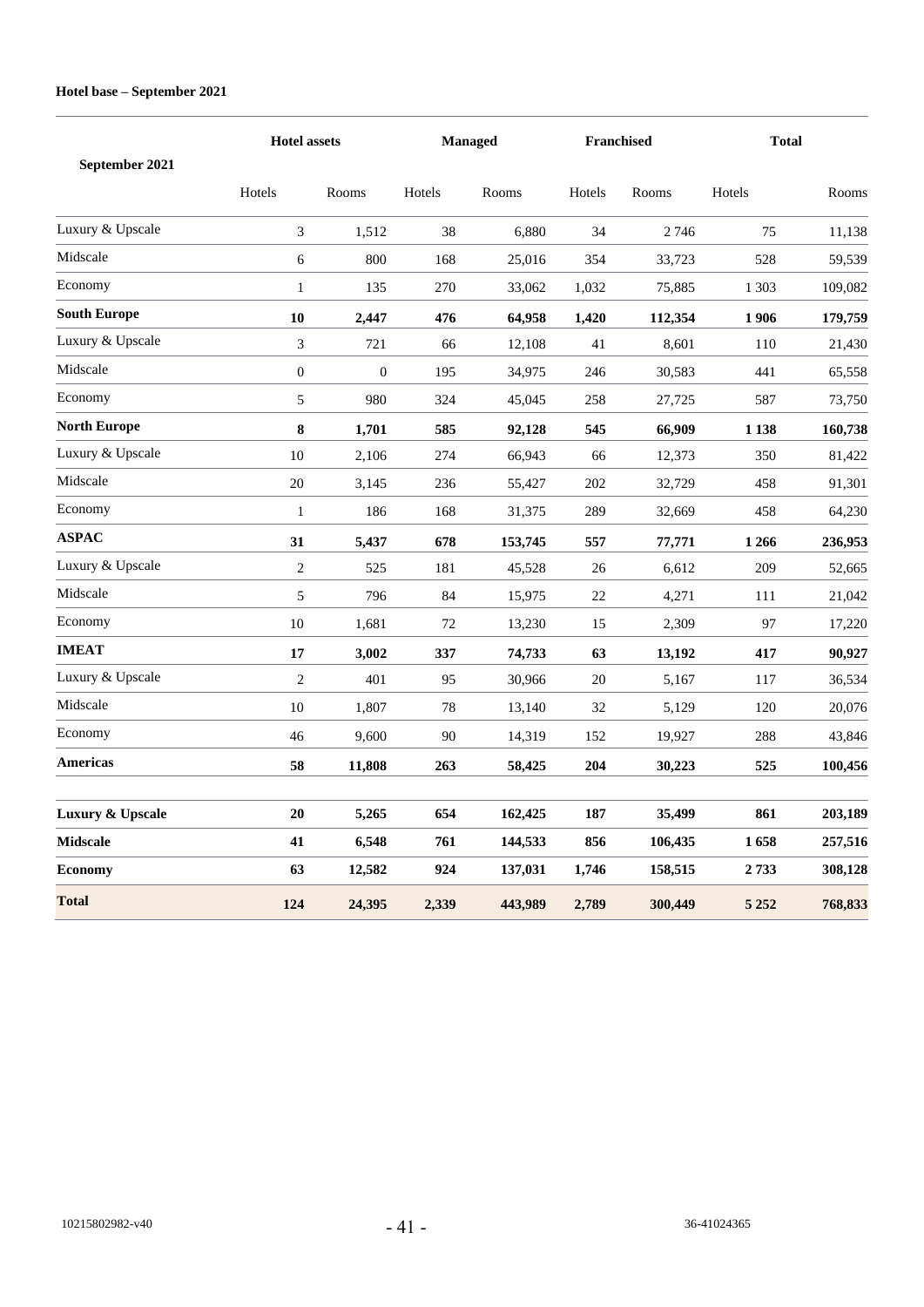**Hotel base – September 2021**

| September 2021 | Hotel assets | | Managed | | Franchised | | Total | |
|---|---|---|---|---|---|---|---|---|
| | Hotels | Rooms | Hotels | Rooms | Hotels | Rooms | Hotels | Rooms |
| Luxury & Upscale | 3 | 1,512 | 38 | 6,880 | 34 | 2 746 | 75 | 11,138 |
| Midscale | 6 | 800 | 168 | 25,016 | 354 | 33,723 | 528 | 59,539 |
| Economy | 1 | 135 | 270 | 33,062 | 1,032 | 75,885 | 1 303 | 109,082 |
| **South Europe** | **10** | **2,447** | **476** | **64,958** | **1,420** | **112,354** | **1 906** | **179,759** |
| Luxury & Upscale | 3 | 721 | 66 | 12,108 | 41 | 8,601 | 110 | 21,430 |
| Midscale | 0 | 0 | 195 | 34,975 | 246 | 30,583 | 441 | 65,558 |
| Economy | 5 | 980 | 324 | 45,045 | 258 | 27,725 | 587 | 73,750 |
| **North Europe** | **8** | **1,701** | **585** | **92,128** | **545** | **66,909** | **1 138** | **160,738** |
| Luxury & Upscale | 10 | 2,106 | 274 | 66,943 | 66 | 12,373 | 350 | 81,422 |
| Midscale | 20 | 3,145 | 236 | 55,427 | 202 | 32,729 | 458 | 91,301 |
| Economy | 1 | 186 | 168 | 31,375 | 289 | 32,669 | 458 | 64,230 |
| **ASPAC** | **31** | **5,437** | **678** | **153,745** | **557** | **77,771** | **1 266** | **236,953** |
| Luxury & Upscale | 2 | 525 | 181 | 45,528 | 26 | 6,612 | 209 | 52,665 |
| Midscale | 5 | 796 | 84 | 15,975 | 22 | 4,271 | 111 | 21,042 |
| Economy | 10 | 1,681 | 72 | 13,230 | 15 | 2,309 | 97 | 17,220 |
| **IMEAT** | **17** | **3,002** | **337** | **74,733** | **63** | **13,192** | **417** | **90,927** |
| Luxury & Upscale | 2 | 401 | 95 | 30,966 | 20 | 5,167 | 117 | 36,534 |
| Midscale | 10 | 1,807 | 78 | 13,140 | 32 | 5,129 | 120 | 20,076 |
| Economy | 46 | 9,600 | 90 | 14,319 | 152 | 19,927 | 288 | 43,846 |
| **Americas** | **58** | **11,808** | **263** | **58,425** | **204** | **30,223** | **525** | **100,456** |
| **Luxury & Upscale** | **20** | **5,265** | **654** | **162,425** | **187** | **35,499** | **861** | **203,189** |
| **Midscale** | **41** | **6,548** | **761** | **144,533** | **856** | **106,435** | **1 658** | **257,516** |
| **Economy** | **63** | **12,582** | **924** | **137,031** | **1,746** | **158,515** | **2 733** | **308,128** |
| **Total** | **124** | **24,395** | **2,339** | **443,989** | **2,789** | **300,449** | **5 252** | **768,833** |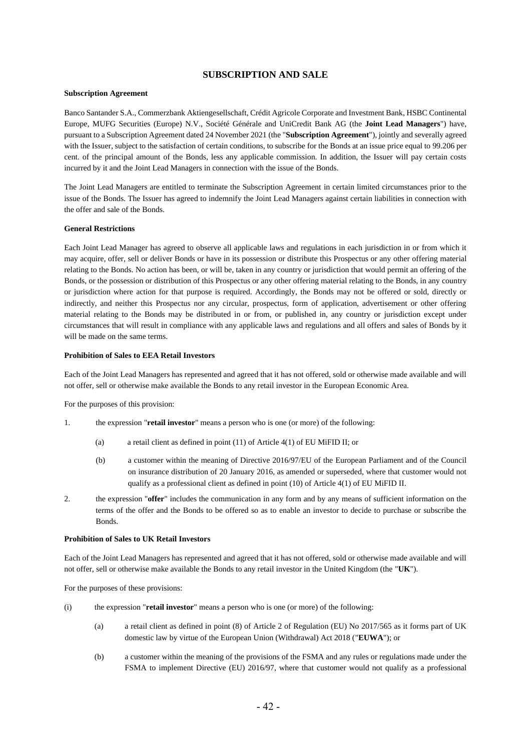## SUBSCRIPTION AND SALE

**Subscription Agreement**

Banco Santander S.A., Commerzbank Aktiengesellschaft, Crédit Agricole Corporate and Investment Bank, HSBC Continental Europe, MUFG Securities (Europe) N.V., Société Générale and UniCredit Bank AG (the **Joint Lead Managers**") have, pursuant to a Subscription Agreement dated 24 November 2021 (the "**Subscription Agreement**"), jointly and severally agreed with the Issuer, subject to the satisfaction of certain conditions, to subscribe for the Bonds at an issue price equal to 99.206 per cent. of the principal amount of the Bonds, less any applicable commission. In addition, the Issuer will pay certain costs incurred by it and the Joint Lead Managers in connection with the issue of the Bonds.

The Joint Lead Managers are entitled to terminate the Subscription Agreement in certain limited circumstances prior to the issue of the Bonds. The Issuer has agreed to indemnify the Joint Lead Managers against certain liabilities in connection with the offer and sale of the Bonds.

**General Restrictions**

Each Joint Lead Manager has agreed to observe all applicable laws and regulations in each jurisdiction in or from which it may acquire, offer, sell or deliver Bonds or have in its possession or distribute this Prospectus or any other offering material relating to the Bonds. No action has been, or will be, taken in any country or jurisdiction that would permit an offering of the Bonds, or the possession or distribution of this Prospectus or any other offering material relating to the Bonds, in any country or jurisdiction where action for that purpose is required. Accordingly, the Bonds may not be offered or sold, directly or indirectly, and neither this Prospectus nor any circular, prospectus, form of application, advertisement or other offering material relating to the Bonds may be distributed in or from, or published in, any country or jurisdiction except under circumstances that will result in compliance with any applicable laws and regulations and all offers and sales of Bonds by it will be made on the same terms.

**Prohibition of Sales to EEA Retail Investors**

Each of the Joint Lead Managers has represented and agreed that it has not offered, sold or otherwise made available and will not offer, sell or otherwise make available the Bonds to any retail investor in the European Economic Area.

For the purposes of this provision:

1. the expression "**retail investor**" means a person who is one (or more) of the following:

   (a) a retail client as defined in point (11) of Article 4(1) of EU MiFID II; or

   (b) a customer within the meaning of Directive 2016/97/EU of the European Parliament and of the Council on insurance distribution of 20 January 2016, as amended or superseded, where that customer would not qualify as a professional client as defined in point (10) of Article 4(1) of EU MiFID II.

2. the expression "**offer**" includes the communication in any form and by any means of sufficient information on the terms of the offer and the Bonds to be offered so as to enable an investor to decide to purchase or subscribe the Bonds.

**Prohibition of Sales to UK Retail Investors**

Each of the Joint Lead Managers has represented and agreed that it has not offered, sold or otherwise made available and will not offer, sell or otherwise make available the Bonds to any retail investor in the United Kingdom (the "**UK**").

For the purposes of these provisions:

(i) the expression "**retail investor**" means a person who is one (or more) of the following:

   (a) a retail client as defined in point (8) of Article 2 of Regulation (EU) No 2017/565 as it forms part of UK domestic law by virtue of the European Union (Withdrawal) Act 2018 ("**EUWA**"); or

   (b) a customer within the meaning of the provisions of the FSMA and any rules or regulations made under the FSMA to implement Directive (EU) 2016/97, where that customer would not qualify as a professional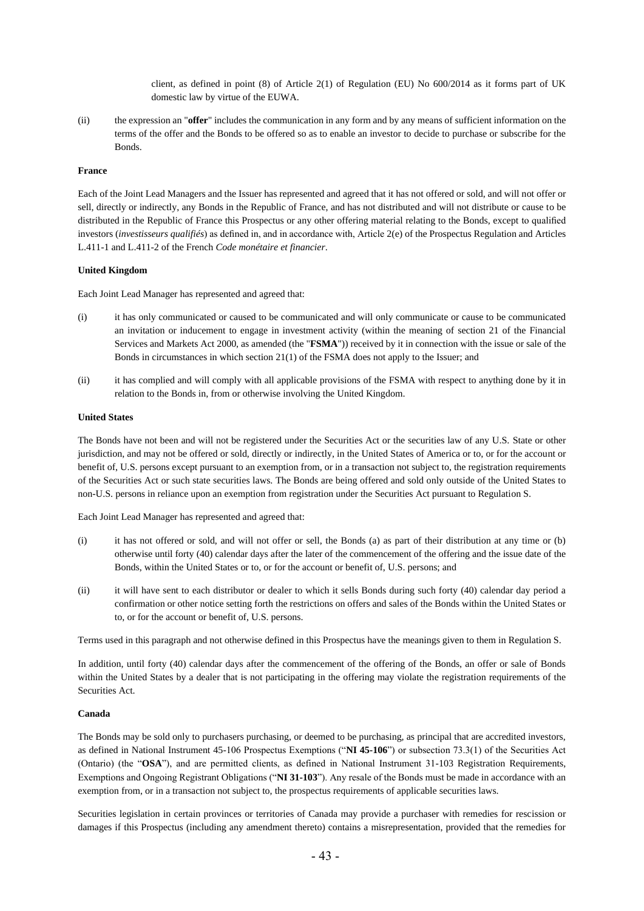client, as defined in point (8) of Article 2(1) of Regulation (EU) No 600/2014 as it forms part of UK domestic law by virtue of the EUWA.

(ii) the expression an "**offer**" includes the communication in any form and by any means of sufficient information on the terms of the offer and the Bonds to be offered so as to enable an investor to decide to purchase or subscribe for the Bonds.

**France**

Each of the Joint Lead Managers and the Issuer has represented and agreed that it has not offered or sold, and will not offer or sell, directly or indirectly, any Bonds in the Republic of France, and has not distributed and will not distribute or cause to be distributed in the Republic of France this Prospectus or any other offering material relating to the Bonds, except to qualified investors (*investisseurs qualifiés*) as defined in, and in accordance with, Article 2(e) of the Prospectus Regulation and Articles L.411-1 and L.411-2 of the French *Code monétaire et financier*.

**United Kingdom**

Each Joint Lead Manager has represented and agreed that:

(i) it has only communicated or caused to be communicated and will only communicate or cause to be communicated an invitation or inducement to engage in investment activity (within the meaning of section 21 of the Financial Services and Markets Act 2000, as amended (the "**FSMA**")) received by it in connection with the issue or sale of the Bonds in circumstances in which section 21(1) of the FSMA does not apply to the Issuer; and

(ii) it has complied and will comply with all applicable provisions of the FSMA with respect to anything done by it in relation to the Bonds in, from or otherwise involving the United Kingdom.

**United States**

The Bonds have not been and will not be registered under the Securities Act or the securities law of any U.S. State or other jurisdiction, and may not be offered or sold, directly or indirectly, in the United States of America or to, or for the account or benefit of, U.S. persons except pursuant to an exemption from, or in a transaction not subject to, the registration requirements of the Securities Act or such state securities laws. The Bonds are being offered and sold only outside of the United States to non-U.S. persons in reliance upon an exemption from registration under the Securities Act pursuant to Regulation S.

Each Joint Lead Manager has represented and agreed that:

(i) it has not offered or sold, and will not offer or sell, the Bonds (a) as part of their distribution at any time or (b) otherwise until forty (40) calendar days after the later of the commencement of the offering and the issue date of the Bonds, within the United States or to, or for the account or benefit of, U.S. persons; and

(ii) it will have sent to each distributor or dealer to which it sells Bonds during such forty (40) calendar day period a confirmation or other notice setting forth the restrictions on offers and sales of the Bonds within the United States or to, or for the account or benefit of, U.S. persons.

Terms used in this paragraph and not otherwise defined in this Prospectus have the meanings given to them in Regulation S.

In addition, until forty (40) calendar days after the commencement of the offering of the Bonds, an offer or sale of Bonds within the United States by a dealer that is not participating in the offering may violate the registration requirements of the Securities Act.

**Canada**

The Bonds may be sold only to purchasers purchasing, or deemed to be purchasing, as principal that are accredited investors, as defined in National Instrument 45-106 Prospectus Exemptions ("**NI 45-106**") or subsection 73.3(1) of the Securities Act (Ontario) (the "**OSA**"), and are permitted clients, as defined in National Instrument 31-103 Registration Requirements, Exemptions and Ongoing Registrant Obligations ("**NI 31-103**"). Any resale of the Bonds must be made in accordance with an exemption from, or in a transaction not subject to, the prospectus requirements of applicable securities laws.

Securities legislation in certain provinces or territories of Canada may provide a purchaser with remedies for rescission or damages if this Prospectus (including any amendment thereto) contains a misrepresentation, provided that the remedies for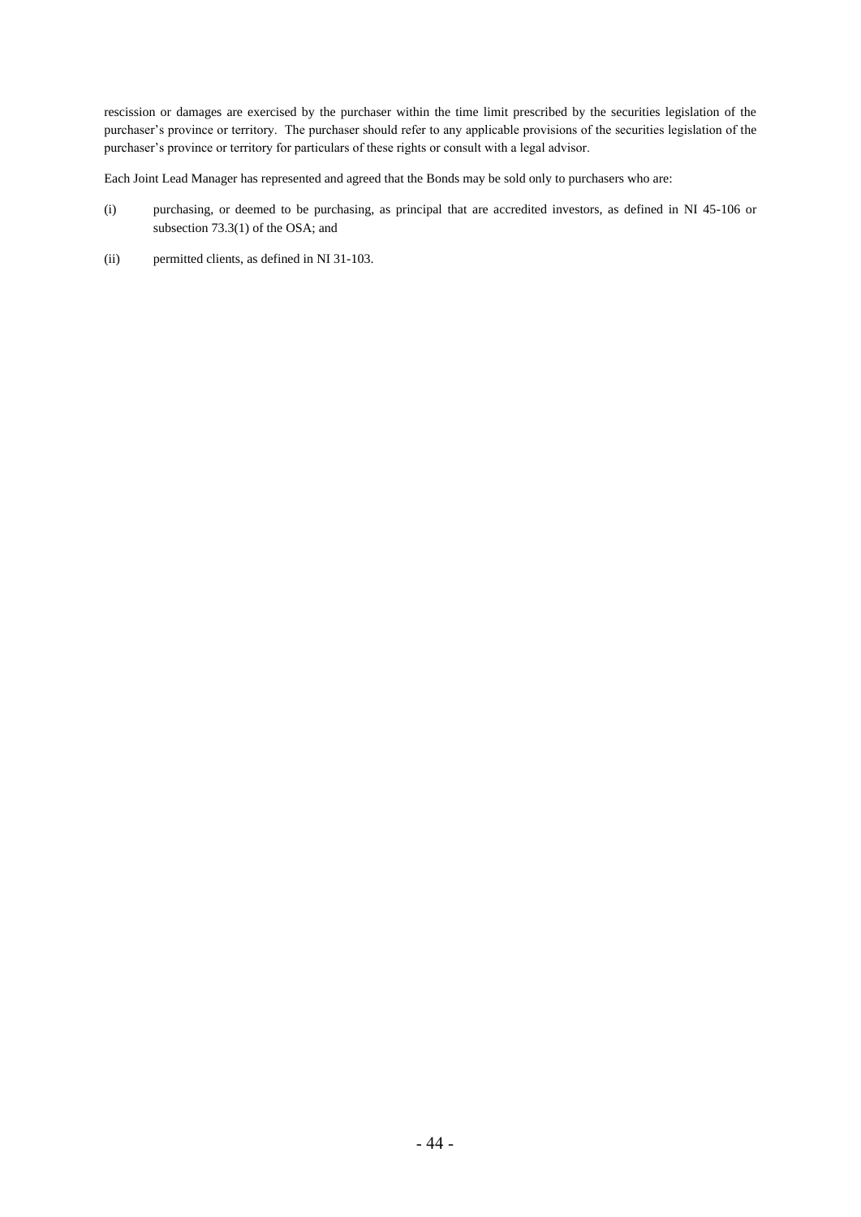rescission or damages are exercised by the purchaser within the time limit prescribed by the securities legislation of the purchaser's province or territory. The purchaser should refer to any applicable provisions of the securities legislation of the purchaser's province or territory for particulars of these rights or consult with a legal advisor.

Each Joint Lead Manager has represented and agreed that the Bonds may be sold only to purchasers who are:

(i) purchasing, or deemed to be purchasing, as principal that are accredited investors, as defined in NI 45-106 or subsection 73.3(1) of the OSA; and

(ii) permitted clients, as defined in NI 31-103.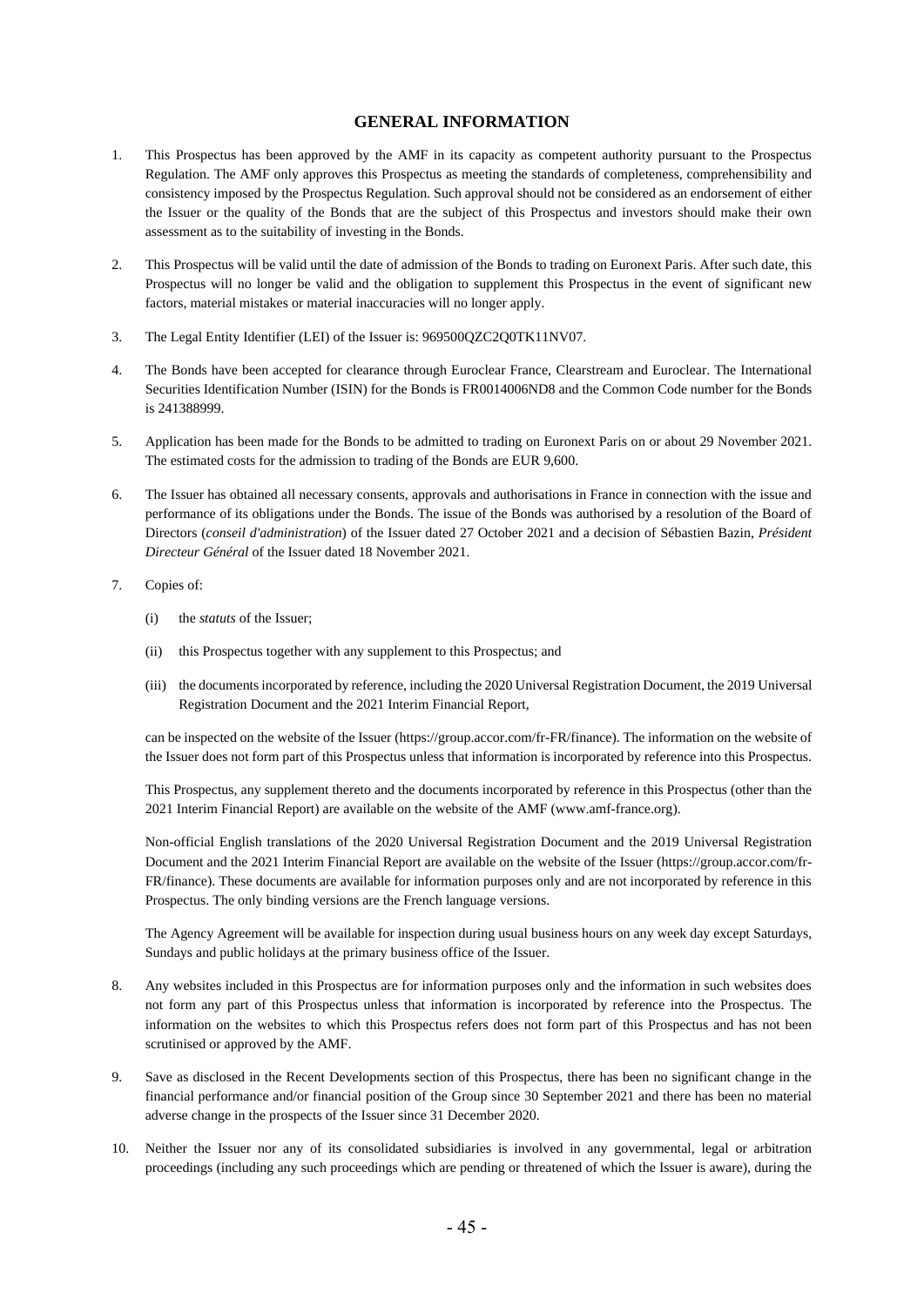# GENERAL INFORMATION

1. This Prospectus has been approved by the AMF in its capacity as competent authority pursuant to the Prospectus Regulation. The AMF only approves this Prospectus as meeting the standards of completeness, comprehensibility and consistency imposed by the Prospectus Regulation. Such approval should not be considered as an endorsement of either the Issuer or the quality of the Bonds that are the subject of this Prospectus and investors should make their own assessment as to the suitability of investing in the Bonds.

2. This Prospectus will be valid until the date of admission of the Bonds to trading on Euronext Paris. After such date, this Prospectus will no longer be valid and the obligation to supplement this Prospectus in the event of significant new factors, material mistakes or material inaccuracies will no longer apply.

3. The Legal Entity Identifier (LEI) of the Issuer is: 969500QZC2Q0TK11NV07.

4. The Bonds have been accepted for clearance through Euroclear France, Clearstream and Euroclear. The International Securities Identification Number (ISIN) for the Bonds is FR0014006ND8 and the Common Code number for the Bonds is 241388999.

5. Application has been made for the Bonds to be admitted to trading on Euronext Paris on or about 29 November 2021. The estimated costs for the admission to trading of the Bonds are EUR 9,600.

6. The Issuer has obtained all necessary consents, approvals and authorisations in France in connection with the issue and performance of its obligations under the Bonds. The issue of the Bonds was authorised by a resolution of the Board of Directors (*conseil d'administration*) of the Issuer dated 27 October 2021 and a decision of Sébastien Bazin, *Président Directeur Général* of the Issuer dated 18 November 2021.

7. Copies of:

   (i) the *statuts* of the Issuer;

   (ii) this Prospectus together with any supplement to this Prospectus; and

   (iii) the documents incorporated by reference, including the 2020 Universal Registration Document, the 2019 Universal Registration Document and the 2021 Interim Financial Report,

   can be inspected on the website of the Issuer (https://group.accor.com/fr-FR/finance). The information on the website of the Issuer does not form part of this Prospectus unless that information is incorporated by reference into this Prospectus.

   This Prospectus, any supplement thereto and the documents incorporated by reference in this Prospectus (other than the 2021 Interim Financial Report) are available on the website of the AMF (www.amf-france.org).

   Non-official English translations of the 2020 Universal Registration Document and the 2019 Universal Registration Document and the 2021 Interim Financial Report are available on the website of the Issuer (https://group.accor.com/fr-FR/finance). These documents are available for information purposes only and are not incorporated by reference in this Prospectus. The only binding versions are the French language versions.

   The Agency Agreement will be available for inspection during usual business hours on any week day except Saturdays, Sundays and public holidays at the primary business office of the Issuer.

8. Any websites included in this Prospectus are for information purposes only and the information in such websites does not form any part of this Prospectus unless that information is incorporated by reference into the Prospectus. The information on the websites to which this Prospectus refers does not form part of this Prospectus and has not been scrutinised or approved by the AMF.

9. Save as disclosed in the Recent Developments section of this Prospectus, there has been no significant change in the financial performance and/or financial position of the Group since 30 September 2021 and there has been no material adverse change in the prospects of the Issuer since 31 December 2020.

10. Neither the Issuer nor any of its consolidated subsidiaries is involved in any governmental, legal or arbitration proceedings (including any such proceedings which are pending or threatened of which the Issuer is aware), during the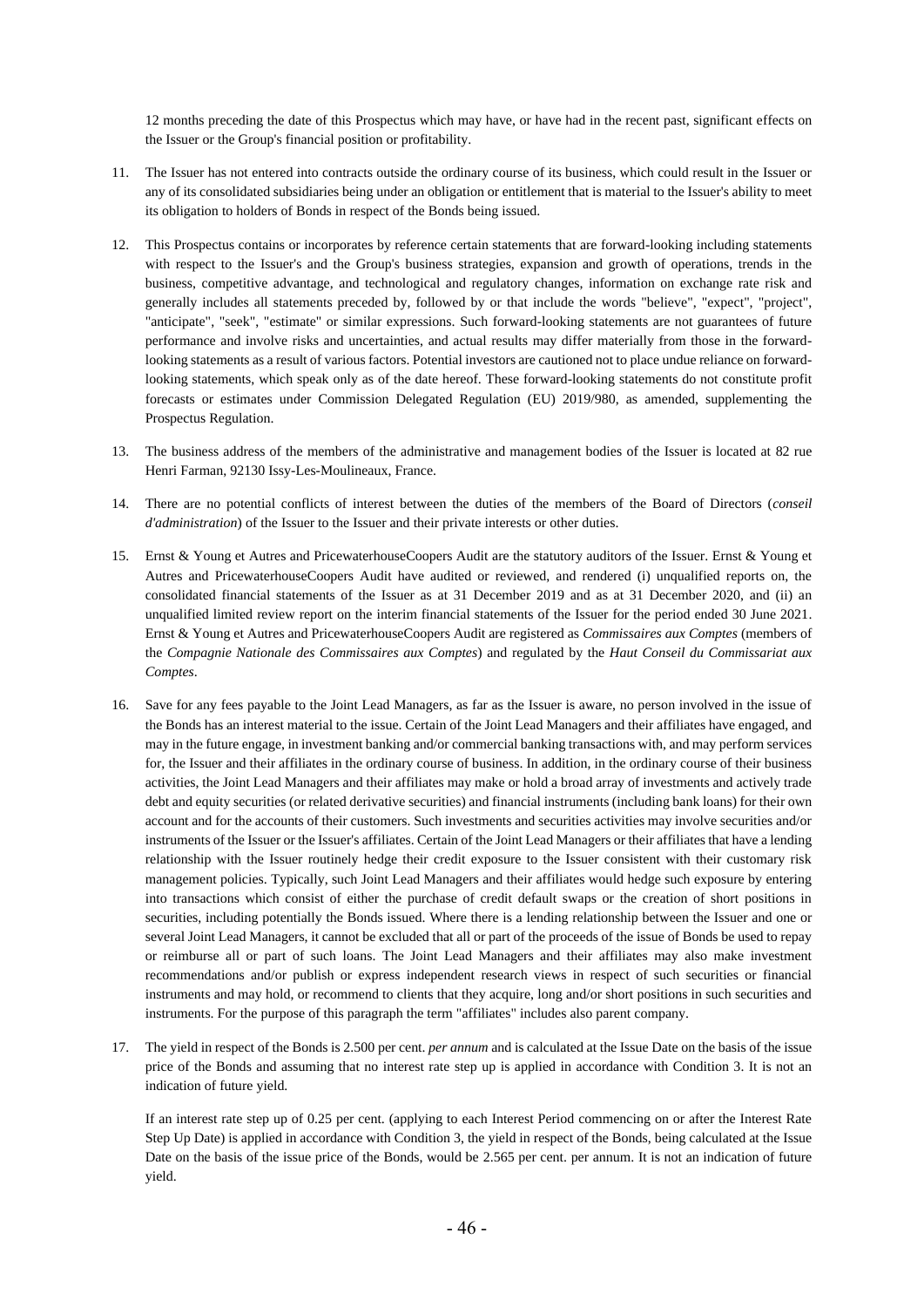12 months preceding the date of this Prospectus which may have, or have had in the recent past, significant effects on the Issuer or the Group's financial position or profitability.

11. The Issuer has not entered into contracts outside the ordinary course of its business, which could result in the Issuer or any of its consolidated subsidiaries being under an obligation or entitlement that is material to the Issuer's ability to meet its obligation to holders of Bonds in respect of the Bonds being issued.

12. This Prospectus contains or incorporates by reference certain statements that are forward-looking including statements with respect to the Issuer's and the Group's business strategies, expansion and growth of operations, trends in the business, competitive advantage, and technological and regulatory changes, information on exchange rate risk and generally includes all statements preceded by, followed by or that include the words "believe", "expect", "project", "anticipate", "seek", "estimate" or similar expressions. Such forward-looking statements are not guarantees of future performance and involve risks and uncertainties, and actual results may differ materially from those in the forward-looking statements as a result of various factors. Potential investors are cautioned not to place undue reliance on forward-looking statements, which speak only as of the date hereof. These forward-looking statements do not constitute profit forecasts or estimates under Commission Delegated Regulation (EU) 2019/980, as amended, supplementing the Prospectus Regulation.

13. The business address of the members of the administrative and management bodies of the Issuer is located at 82 rue Henri Farman, 92130 Issy-Les-Moulineaux, France.

14. There are no potential conflicts of interest between the duties of the members of the Board of Directors (*conseil d'administration*) of the Issuer to the Issuer and their private interests or other duties.

15. Ernst & Young et Autres and PricewaterhouseCoopers Audit are the statutory auditors of the Issuer. Ernst & Young et Autres and PricewaterhouseCoopers Audit have audited or reviewed, and rendered (i) unqualified reports on, the consolidated financial statements of the Issuer as at 31 December 2019 and as at 31 December 2020, and (ii) an unqualified limited review report on the interim financial statements of the Issuer for the period ended 30 June 2021. Ernst & Young et Autres and PricewaterhouseCoopers Audit are registered as *Commissaires aux Comptes* (members of the *Compagnie Nationale des Commissaires aux Comptes*) and regulated by the *Haut Conseil du Commissariat aux Comptes*.

16. Save for any fees payable to the Joint Lead Managers, as far as the Issuer is aware, no person involved in the issue of the Bonds has an interest material to the issue. Certain of the Joint Lead Managers and their affiliates have engaged, and may in the future engage, in investment banking and/or commercial banking transactions with, and may perform services for, the Issuer and their affiliates in the ordinary course of business. In addition, in the ordinary course of their business activities, the Joint Lead Managers and their affiliates may make or hold a broad array of investments and actively trade debt and equity securities (or related derivative securities) and financial instruments (including bank loans) for their own account and for the accounts of their customers. Such investments and securities activities may involve securities and/or instruments of the Issuer or the Issuer's affiliates. Certain of the Joint Lead Managers or their affiliates that have a lending relationship with the Issuer routinely hedge their credit exposure to the Issuer consistent with their customary risk management policies. Typically, such Joint Lead Managers and their affiliates would hedge such exposure by entering into transactions which consist of either the purchase of credit default swaps or the creation of short positions in securities, including potentially the Bonds issued. Where there is a lending relationship between the Issuer and one or several Joint Lead Managers, it cannot be excluded that all or part of the proceeds of the issue of Bonds be used to repay or reimburse all or part of such loans. The Joint Lead Managers and their affiliates may also make investment recommendations and/or publish or express independent research views in respect of such securities or financial instruments and may hold, or recommend to clients that they acquire, long and/or short positions in such securities and instruments. For the purpose of this paragraph the term "affiliates" includes also parent company.

17. The yield in respect of the Bonds is 2.500 per cent. *per annum* and is calculated at the Issue Date on the basis of the issue price of the Bonds and assuming that no interest rate step up is applied in accordance with Condition 3. It is not an indication of future yield.

    If an interest rate step up of 0.25 per cent. (applying to each Interest Period commencing on or after the Interest Rate Step Up Date) is applied in accordance with Condition 3, the yield in respect of the Bonds, being calculated at the Issue Date on the basis of the issue price of the Bonds, would be 2.565 per cent. per annum. It is not an indication of future yield.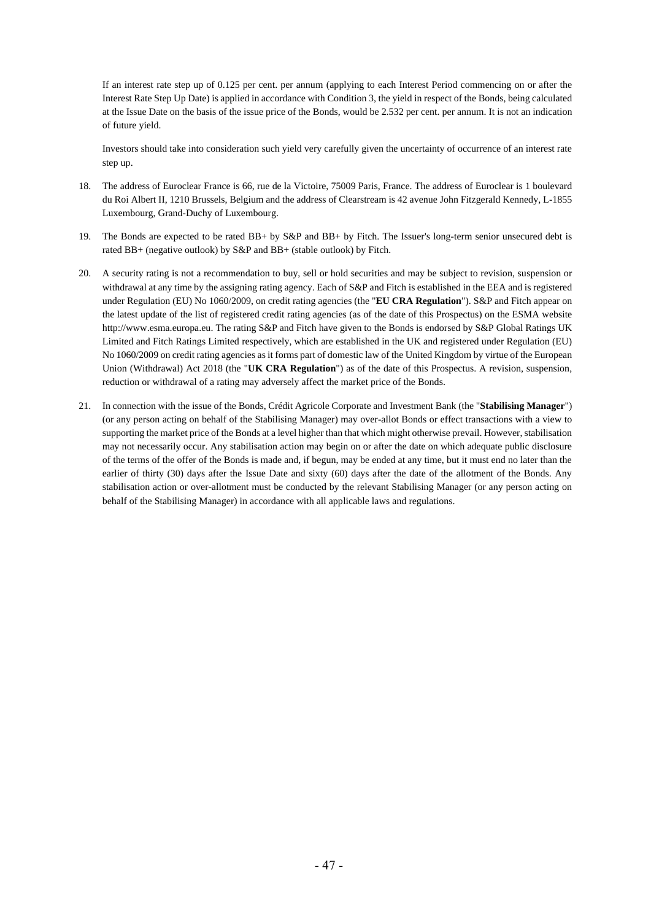If an interest rate step up of 0.125 per cent. per annum (applying to each Interest Period commencing on or after the Interest Rate Step Up Date) is applied in accordance with Condition 3, the yield in respect of the Bonds, being calculated at the Issue Date on the basis of the issue price of the Bonds, would be 2.532 per cent. per annum. It is not an indication of future yield.

Investors should take into consideration such yield very carefully given the uncertainty of occurrence of an interest rate step up.

18. The address of Euroclear France is 66, rue de la Victoire, 75009 Paris, France. The address of Euroclear is 1 boulevard du Roi Albert II, 1210 Brussels, Belgium and the address of Clearstream is 42 avenue John Fitzgerald Kennedy, L-1855 Luxembourg, Grand-Duchy of Luxembourg.

19. The Bonds are expected to be rated BB+ by S&P and BB+ by Fitch. The Issuer's long-term senior unsecured debt is rated BB+ (negative outlook) by S&P and BB+ (stable outlook) by Fitch.

20. A security rating is not a recommendation to buy, sell or hold securities and may be subject to revision, suspension or withdrawal at any time by the assigning rating agency. Each of S&P and Fitch is established in the EEA and is registered under Regulation (EU) No 1060/2009, on credit rating agencies (the "**EU CRA Regulation**"). S&P and Fitch appear on the latest update of the list of registered credit rating agencies (as of the date of this Prospectus) on the ESMA website http://www.esma.europa.eu. The rating S&P and Fitch have given to the Bonds is endorsed by S&P Global Ratings UK Limited and Fitch Ratings Limited respectively, which are established in the UK and registered under Regulation (EU) No 1060/2009 on credit rating agencies as it forms part of domestic law of the United Kingdom by virtue of the European Union (Withdrawal) Act 2018 (the "**UK CRA Regulation**") as of the date of this Prospectus. A revision, suspension, reduction or withdrawal of a rating may adversely affect the market price of the Bonds.

21. In connection with the issue of the Bonds, Crédit Agricole Corporate and Investment Bank (the "**Stabilising Manager**") (or any person acting on behalf of the Stabilising Manager) may over-allot Bonds or effect transactions with a view to supporting the market price of the Bonds at a level higher than that which might otherwise prevail. However, stabilisation may not necessarily occur. Any stabilisation action may begin on or after the date on which adequate public disclosure of the terms of the offer of the Bonds is made and, if begun, may be ended at any time, but it must end no later than the earlier of thirty (30) days after the Issue Date and sixty (60) days after the date of the allotment of the Bonds. Any stabilisation action or over-allotment must be conducted by the relevant Stabilising Manager (or any person acting on behalf of the Stabilising Manager) in accordance with all applicable laws and regulations.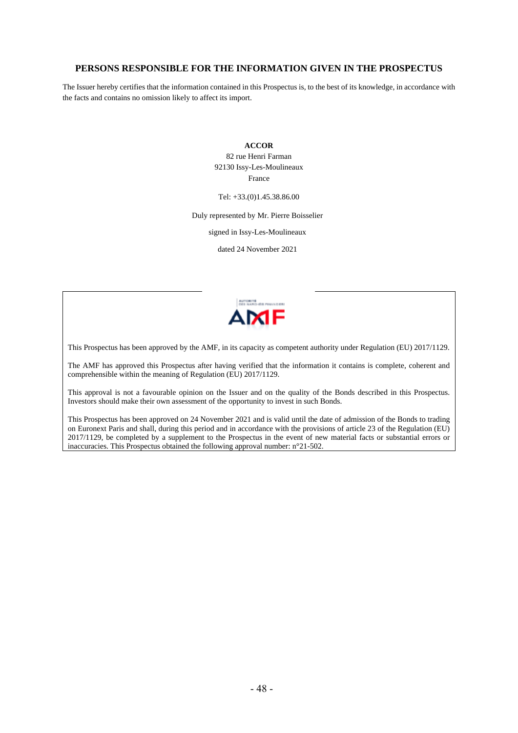## PERSONS RESPONSIBLE FOR THE INFORMATION GIVEN IN THE PROSPECTUS

The Issuer hereby certifies that the information contained in this Prospectus is, to the best of its knowledge, in accordance with the facts and contains no omission likely to affect its import.

**ACCOR**
82 rue Henri Farman
92130 Issy-Les-Moulineaux
France

Tel: +33.(0)1.45.38.86.00

Duly represented by Mr. Pierre Boisselier

signed in Issy-Les-Moulineaux

dated 24 November 2021

This Prospectus has been approved by the AMF, in its capacity as competent authority under Regulation (EU) 2017/1129.

The AMF has approved this Prospectus after having verified that the information it contains is complete, coherent and comprehensible within the meaning of Regulation (EU) 2017/1129.

This approval is not a favourable opinion on the Issuer and on the quality of the Bonds described in this Prospectus. Investors should make their own assessment of the opportunity to invest in such Bonds.

This Prospectus has been approved on 24 November 2021 and is valid until the date of admission of the Bonds to trading on Euronext Paris and shall, during this period and in accordance with the provisions of article 23 of the Regulation (EU) 2017/1129, be completed by a supplement to the Prospectus in the event of new material facts or substantial errors or inaccuracies. This Prospectus obtained the following approval number: n°21-502.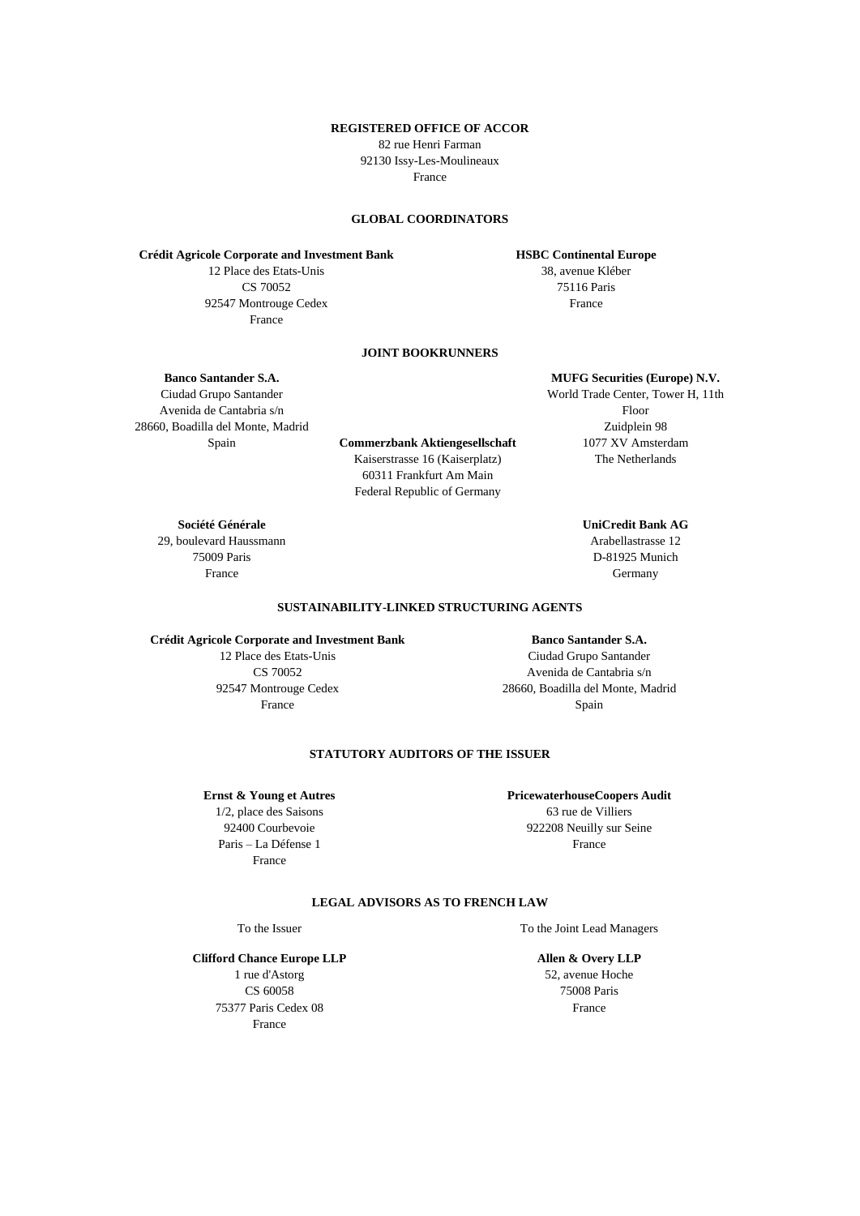**REGISTERED OFFICE OF ACCOR**

82 rue Henri Farman
92130 Issy-Les-Moulineaux
France

**GLOBAL COORDINATORS**

**Crédit Agricole Corporate and Investment Bank**
12 Place des Etats-Unis
CS 70052
92547 Montrouge Cedex
France

**HSBC Continental Europe**
38, avenue Kléber
75116 Paris
France

**JOINT BOOKRUNNERS**

**Banco Santander S.A.**
Ciudad Grupo Santander
Avenida de Cantabria s/n
28660, Boadilla del Monte, Madrid
Spain

**Commerzbank Aktiengesellschaft**
Kaiserstrasse 16 (Kaiserplatz)
60311 Frankfurt Am Main
Federal Republic of Germany

**MUFG Securities (Europe) N.V.**
World Trade Center, Tower H, 11th Floor
Zuidplein 98
1077 XV Amsterdam
The Netherlands

**Société Générale**
29, boulevard Haussmann
75009 Paris
France

**UniCredit Bank AG**
Arabellastrasse 12
D-81925 Munich
Germany

**SUSTAINABILITY-LINKED STRUCTURING AGENTS**

**Crédit Agricole Corporate and Investment Bank**
12 Place des Etats-Unis
CS 70052
92547 Montrouge Cedex
France

**Banco Santander S.A.**
Ciudad Grupo Santander
Avenida de Cantabria s/n
28660, Boadilla del Monte, Madrid
Spain

**STATUTORY AUDITORS OF THE ISSUER**

**Ernst & Young et Autres**
1/2, place des Saisons
92400 Courbevoie
Paris – La Défense 1
France

**PricewaterhouseCoopers Audit**
63 rue de Villiers
922208 Neuilly sur Seine
France

**LEGAL ADVISORS AS TO FRENCH LAW**

To the Issuer

**Clifford Chance Europe LLP**
1 rue d'Astorg
CS 60058
75377 Paris Cedex 08
France

To the Joint Lead Managers

**Allen & Overy LLP**
52, avenue Hoche
75008 Paris
France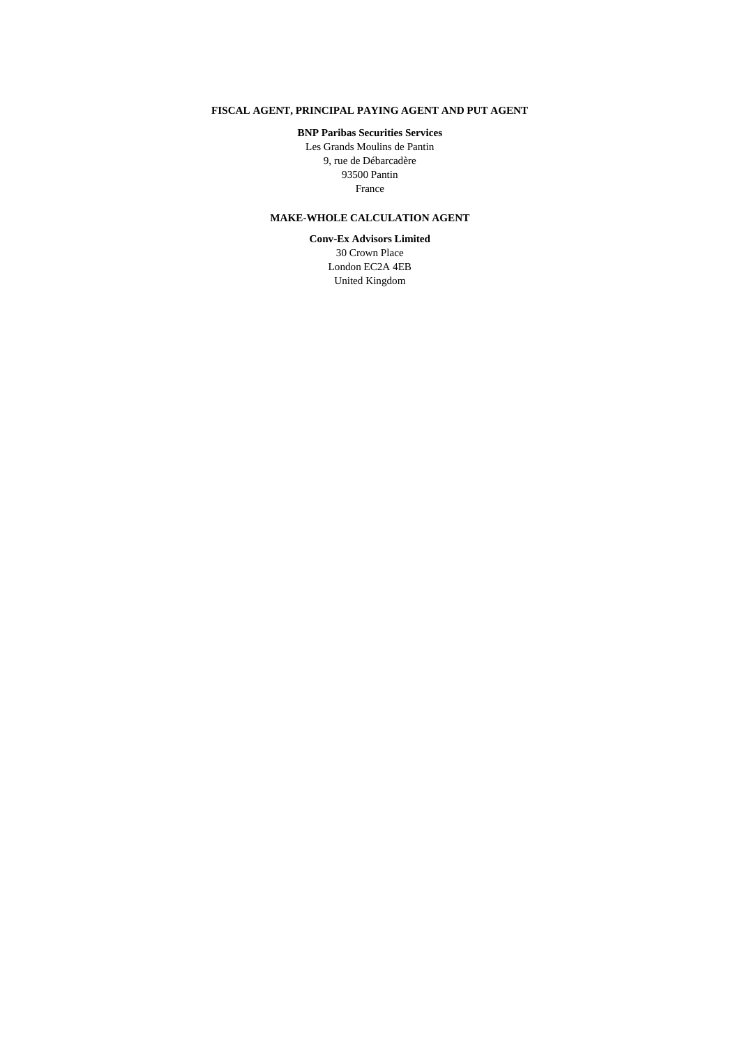**FISCAL AGENT, PRINCIPAL PAYING AGENT AND PUT AGENT**

**BNP Paribas Securities Services**
Les Grands Moulins de Pantin
9, rue de Débarcadère
93500 Pantin
France

**MAKE-WHOLE CALCULATION AGENT**

**Conv-Ex Advisors Limited**
30 Crown Place
London EC2A 4EB
United Kingdom